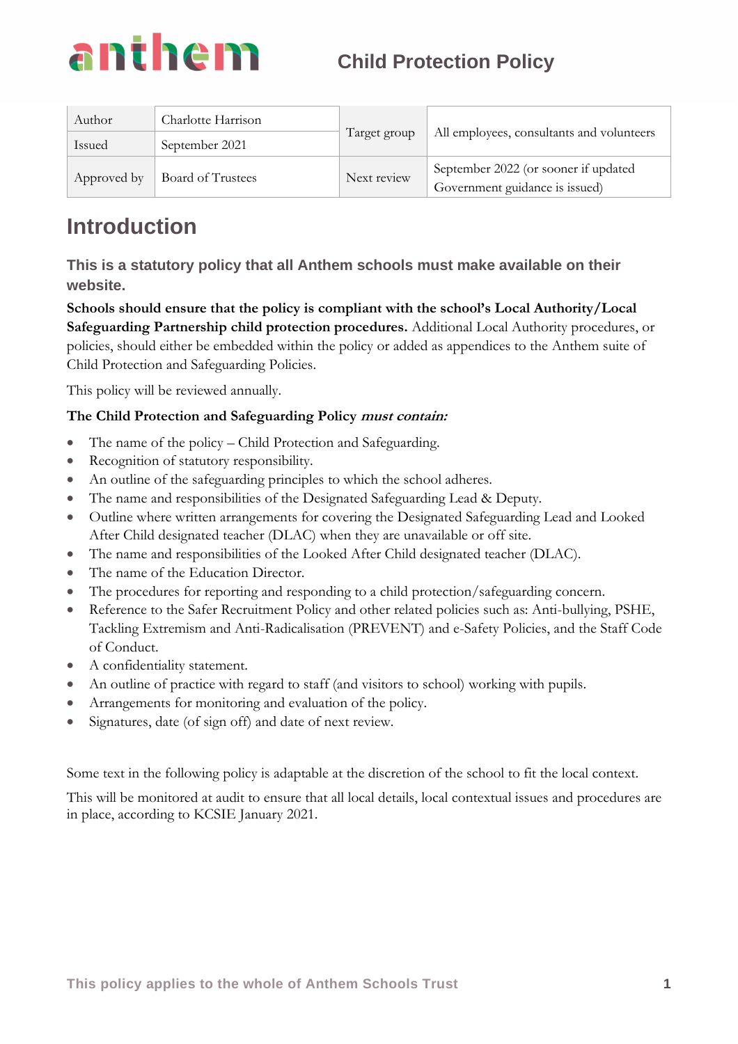# Child Protection Policy

| Author | Charlotte Harrison | Target group | All employees, consultants and volunteers |
|---|---|---|---|
| Issued | September 2021 | | |
| Approved by | Board of Trustees | Next review | September 2022 (or sooner if updated Government guidance is issued) |

## Introduction

### This is a statutory policy that all Anthem schools must make available on their website.

**Schools should ensure that the policy is compliant with the school's Local Authority/Local Safeguarding Partnership child protection procedures.** Additional Local Authority procedures, or policies, should either be embedded within the policy or added as appendices to the Anthem suite of Child Protection and Safeguarding Policies.

This policy will be reviewed annually.

**The Child Protection and Safeguarding Policy *must contain:***

- The name of the policy – Child Protection and Safeguarding.
- Recognition of statutory responsibility.
- An outline of the safeguarding principles to which the school adheres.
- The name and responsibilities of the Designated Safeguarding Lead & Deputy.
- Outline where written arrangements for covering the Designated Safeguarding Lead and Looked After Child designated teacher (DLAC) when they are unavailable or off site.
- The name and responsibilities of the Looked After Child designated teacher (DLAC).
- The name of the Education Director.
- The procedures for reporting and responding to a child protection/safeguarding concern.
- Reference to the Safer Recruitment Policy and other related policies such as: Anti-bullying, PSHE, Tackling Extremism and Anti-Radicalisation (PREVENT) and e-Safety Policies, and the Staff Code of Conduct.
- A confidentiality statement.
- An outline of practice with regard to staff (and visitors to school) working with pupils.
- Arrangements for monitoring and evaluation of the policy.
- Signatures, date (of sign off) and date of next review.

Some text in the following policy is adaptable at the discretion of the school to fit the local context.

This will be monitored at audit to ensure that all local details, local contextual issues and procedures are in place, according to KCSIE January 2021.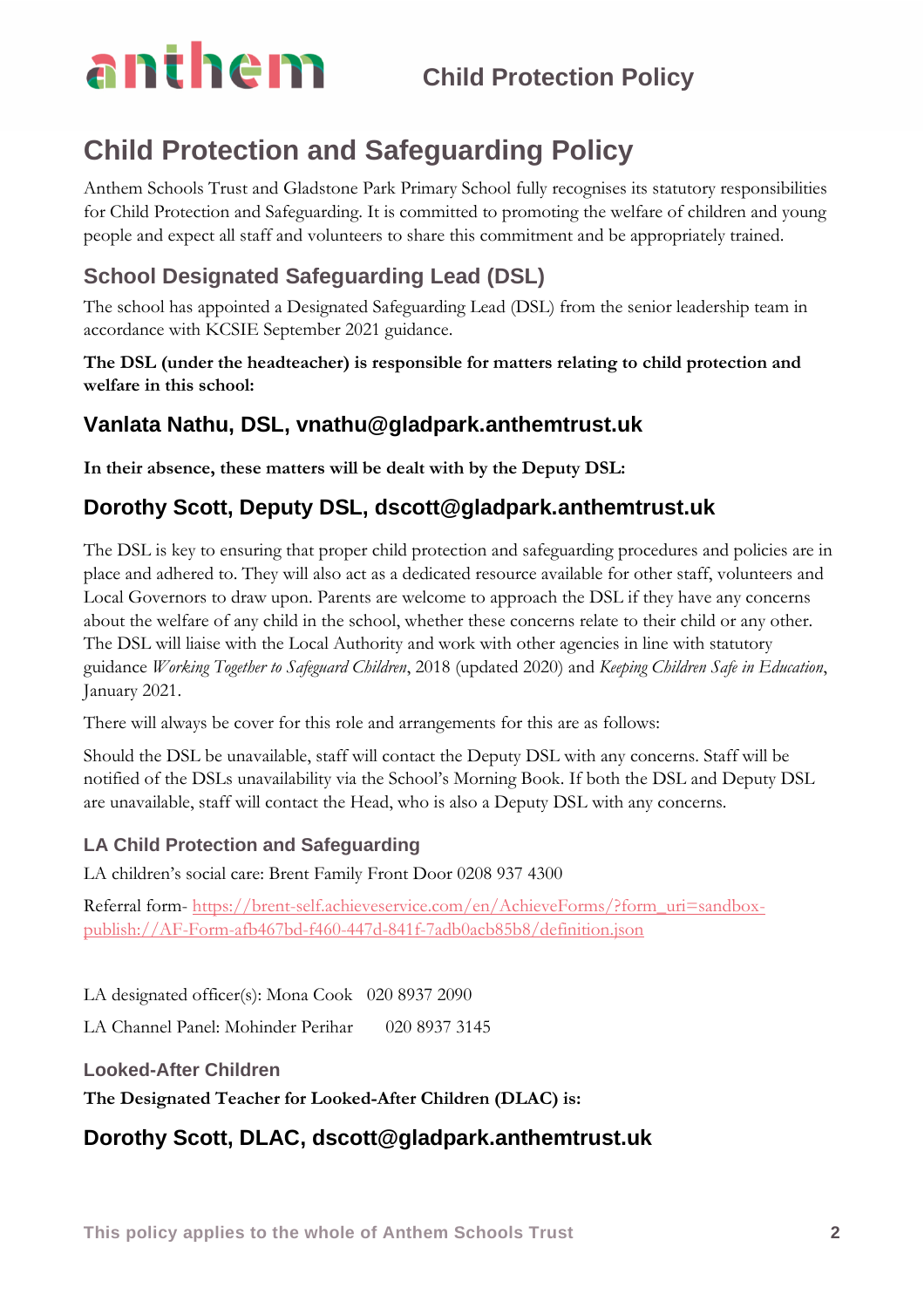# Child Protection and Safeguarding Policy

Anthem Schools Trust and Gladstone Park Primary School fully recognises its statutory responsibilities for Child Protection and Safeguarding. It is committed to promoting the welfare of children and young people and expect all staff and volunteers to share this commitment and be appropriately trained.

## School Designated Safeguarding Lead (DSL)

The school has appointed a Designated Safeguarding Lead (DSL) from the senior leadership team in accordance with KCSIE September 2021 guidance.

**The DSL (under the headteacher) is responsible for matters relating to child protection and welfare in this school:**

### Vanlata Nathu, DSL, vnathu@gladpark.anthemtrust.uk

**In their absence, these matters will be dealt with by the Deputy DSL:**

### Dorothy Scott, Deputy DSL, dscott@gladpark.anthemtrust.uk

The DSL is key to ensuring that proper child protection and safeguarding procedures and policies are in place and adhered to. They will also act as a dedicated resource available for other staff, volunteers and Local Governors to draw upon. Parents are welcome to approach the DSL if they have any concerns about the welfare of any child in the school, whether these concerns relate to their child or any other. The DSL will liaise with the Local Authority and work with other agencies in line with statutory guidance *Working Together to Safeguard Children*, 2018 (updated 2020) and *Keeping Children Safe in Education*, January 2021.

There will always be cover for this role and arrangements for this are as follows:

Should the DSL be unavailable, staff will contact the Deputy DSL with any concerns. Staff will be notified of the DSLs unavailability via the School's Morning Book. If both the DSL and Deputy DSL are unavailable, staff will contact the Head, who is also a Deputy DSL with any concerns.

#### LA Child Protection and Safeguarding

LA children's social care: Brent Family Front Door 0208 937 4300

Referral form- https://brent-self.achieveservice.com/en/AchieveForms/?form_uri=sandbox-publish://AF-Form-afb467bd-f460-447d-841f-7adb0acb85b8/definition.json

LA designated officer(s): Mona Cook 020 8937 2090

LA Channel Panel: Mohinder Perihar 020 8937 3145

#### Looked-After Children

**The Designated Teacher for Looked-After Children (DLAC) is:**

### Dorothy Scott, DLAC, dscott@gladpark.anthemtrust.uk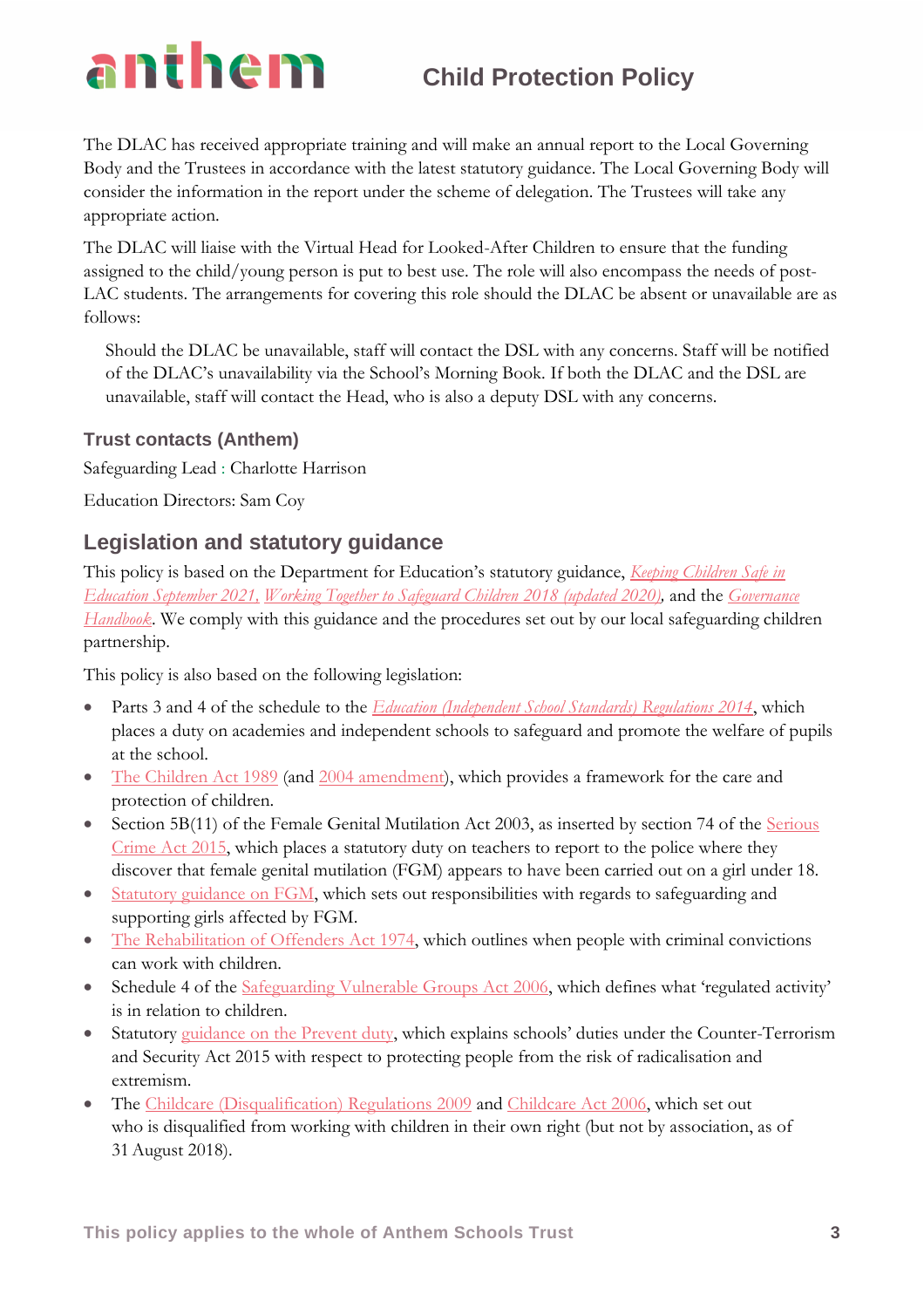The DLAC has received appropriate training and will make an annual report to the Local Governing Body and the Trustees in accordance with the latest statutory guidance. The Local Governing Body will consider the information in the report under the scheme of delegation. The Trustees will take any appropriate action.

The DLAC will liaise with the Virtual Head for Looked-After Children to ensure that the funding assigned to the child/young person is put to best use. The role will also encompass the needs of post-LAC students. The arrangements for covering this role should the DLAC be absent or unavailable are as follows:

> Should the DLAC be unavailable, staff will contact the DSL with any concerns. Staff will be notified of the DLAC's unavailability via the School's Morning Book. If both the DLAC and the DSL are unavailable, staff will contact the Head, who is also a deputy DSL with any concerns.

### Trust contacts (Anthem)

Safeguarding Lead : Charlotte Harrison

Education Directors: Sam Coy

## Legislation and statutory guidance

This policy is based on the Department for Education's statutory guidance, *Keeping Children Safe in Education September 2021, Working Together to Safeguard Children 2018 (updated 2020)*, and the *Governance Handbook*. We comply with this guidance and the procedures set out by our local safeguarding children partnership.

This policy is also based on the following legislation:

- Parts 3 and 4 of the schedule to the *Education (Independent School Standards) Regulations 2014*, which places a duty on academies and independent schools to safeguard and promote the welfare of pupils at the school.
- The Children Act 1989 (and 2004 amendment), which provides a framework for the care and protection of children.
- Section 5B(11) of the Female Genital Mutilation Act 2003, as inserted by section 74 of the Serious Crime Act 2015, which places a statutory duty on teachers to report to the police where they discover that female genital mutilation (FGM) appears to have been carried out on a girl under 18.
- Statutory guidance on FGM, which sets out responsibilities with regards to safeguarding and supporting girls affected by FGM.
- The Rehabilitation of Offenders Act 1974, which outlines when people with criminal convictions can work with children.
- Schedule 4 of the Safeguarding Vulnerable Groups Act 2006, which defines what 'regulated activity' is in relation to children.
- Statutory guidance on the Prevent duty, which explains schools' duties under the Counter-Terrorism and Security Act 2015 with respect to protecting people from the risk of radicalisation and extremism.
- The Childcare (Disqualification) Regulations 2009 and Childcare Act 2006, which set out who is disqualified from working with children in their own right (but not by association, as of 31 August 2018).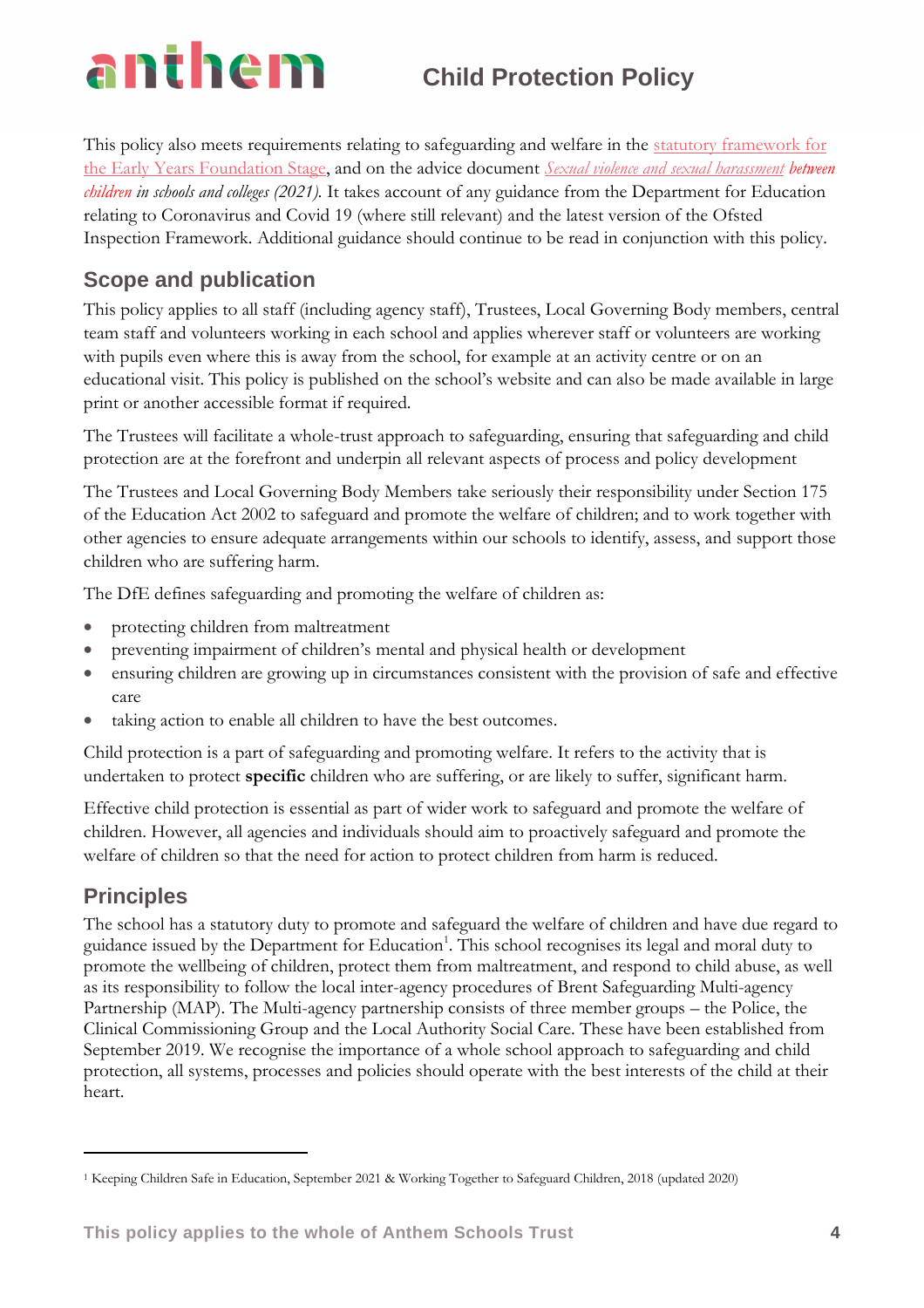This policy also meets requirements relating to safeguarding and welfare in the statutory framework for the Early Years Foundation Stage, and on the advice document *Sexual violence and sexual harassment between children in schools and colleges (2021).* It takes account of any guidance from the Department for Education relating to Coronavirus and Covid 19 (where still relevant) and the latest version of the Ofsted Inspection Framework. Additional guidance should continue to be read in conjunction with this policy.

## Scope and publication

This policy applies to all staff (including agency staff), Trustees, Local Governing Body members, central team staff and volunteers working in each school and applies wherever staff or volunteers are working with pupils even where this is away from the school, for example at an activity centre or on an educational visit. This policy is published on the school's website and can also be made available in large print or another accessible format if required.

The Trustees will facilitate a whole-trust approach to safeguarding, ensuring that safeguarding and child protection are at the forefront and underpin all relevant aspects of process and policy development

The Trustees and Local Governing Body Members take seriously their responsibility under Section 175 of the Education Act 2002 to safeguard and promote the welfare of children; and to work together with other agencies to ensure adequate arrangements within our schools to identify, assess, and support those children who are suffering harm.

The DfE defines safeguarding and promoting the welfare of children as:

- protecting children from maltreatment
- preventing impairment of children's mental and physical health or development
- ensuring children are growing up in circumstances consistent with the provision of safe and effective care
- taking action to enable all children to have the best outcomes.

Child protection is a part of safeguarding and promoting welfare. It refers to the activity that is undertaken to protect **specific** children who are suffering, or are likely to suffer, significant harm.

Effective child protection is essential as part of wider work to safeguard and promote the welfare of children. However, all agencies and individuals should aim to proactively safeguard and promote the welfare of children so that the need for action to protect children from harm is reduced.

## Principles

The school has a statutory duty to promote and safeguard the welfare of children and have due regard to guidance issued by the Department for Education[1]. This school recognises its legal and moral duty to promote the wellbeing of children, protect them from maltreatment, and respond to child abuse, as well as its responsibility to follow the local inter-agency procedures of Brent Safeguarding Multi-agency Partnership (MAP). The Multi-agency partnership consists of three member groups – the Police, the Clinical Commissioning Group and the Local Authority Social Care. These have been established from September 2019. We recognise the importance of a whole school approach to safeguarding and child protection, all systems, processes and policies should operate with the best interests of the child at their heart.

---

[1] Keeping Children Safe in Education, September 2021 & Working Together to Safeguard Children, 2018 (updated 2020)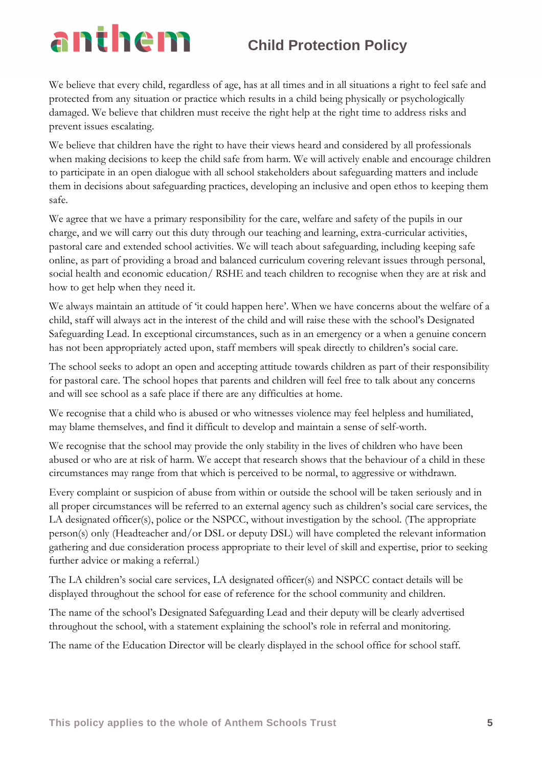We believe that every child, regardless of age, has at all times and in all situations a right to feel safe and protected from any situation or practice which results in a child being physically or psychologically damaged. We believe that children must receive the right help at the right time to address risks and prevent issues escalating.

We believe that children have the right to have their views heard and considered by all professionals when making decisions to keep the child safe from harm. We will actively enable and encourage children to participate in an open dialogue with all school stakeholders about safeguarding matters and include them in decisions about safeguarding practices, developing an inclusive and open ethos to keeping them safe.

We agree that we have a primary responsibility for the care, welfare and safety of the pupils in our charge, and we will carry out this duty through our teaching and learning, extra-curricular activities, pastoral care and extended school activities. We will teach about safeguarding, including keeping safe online, as part of providing a broad and balanced curriculum covering relevant issues through personal, social health and economic education/ RSHE and teach children to recognise when they are at risk and how to get help when they need it.

We always maintain an attitude of 'it could happen here'. When we have concerns about the welfare of a child, staff will always act in the interest of the child and will raise these with the school's Designated Safeguarding Lead. In exceptional circumstances, such as in an emergency or a when a genuine concern has not been appropriately acted upon, staff members will speak directly to children's social care.

The school seeks to adopt an open and accepting attitude towards children as part of their responsibility for pastoral care. The school hopes that parents and children will feel free to talk about any concerns and will see school as a safe place if there are any difficulties at home.

We recognise that a child who is abused or who witnesses violence may feel helpless and humiliated, may blame themselves, and find it difficult to develop and maintain a sense of self-worth.

We recognise that the school may provide the only stability in the lives of children who have been abused or who are at risk of harm. We accept that research shows that the behaviour of a child in these circumstances may range from that which is perceived to be normal, to aggressive or withdrawn.

Every complaint or suspicion of abuse from within or outside the school will be taken seriously and in all proper circumstances will be referred to an external agency such as children's social care services, the LA designated officer(s), police or the NSPCC, without investigation by the school. (The appropriate person(s) only (Headteacher and/or DSL or deputy DSL) will have completed the relevant information gathering and due consideration process appropriate to their level of skill and expertise, prior to seeking further advice or making a referral.)

The LA children's social care services, LA designated officer(s) and NSPCC contact details will be displayed throughout the school for ease of reference for the school community and children.

The name of the school's Designated Safeguarding Lead and their deputy will be clearly advertised throughout the school, with a statement explaining the school's role in referral and monitoring.

The name of the Education Director will be clearly displayed in the school office for school staff.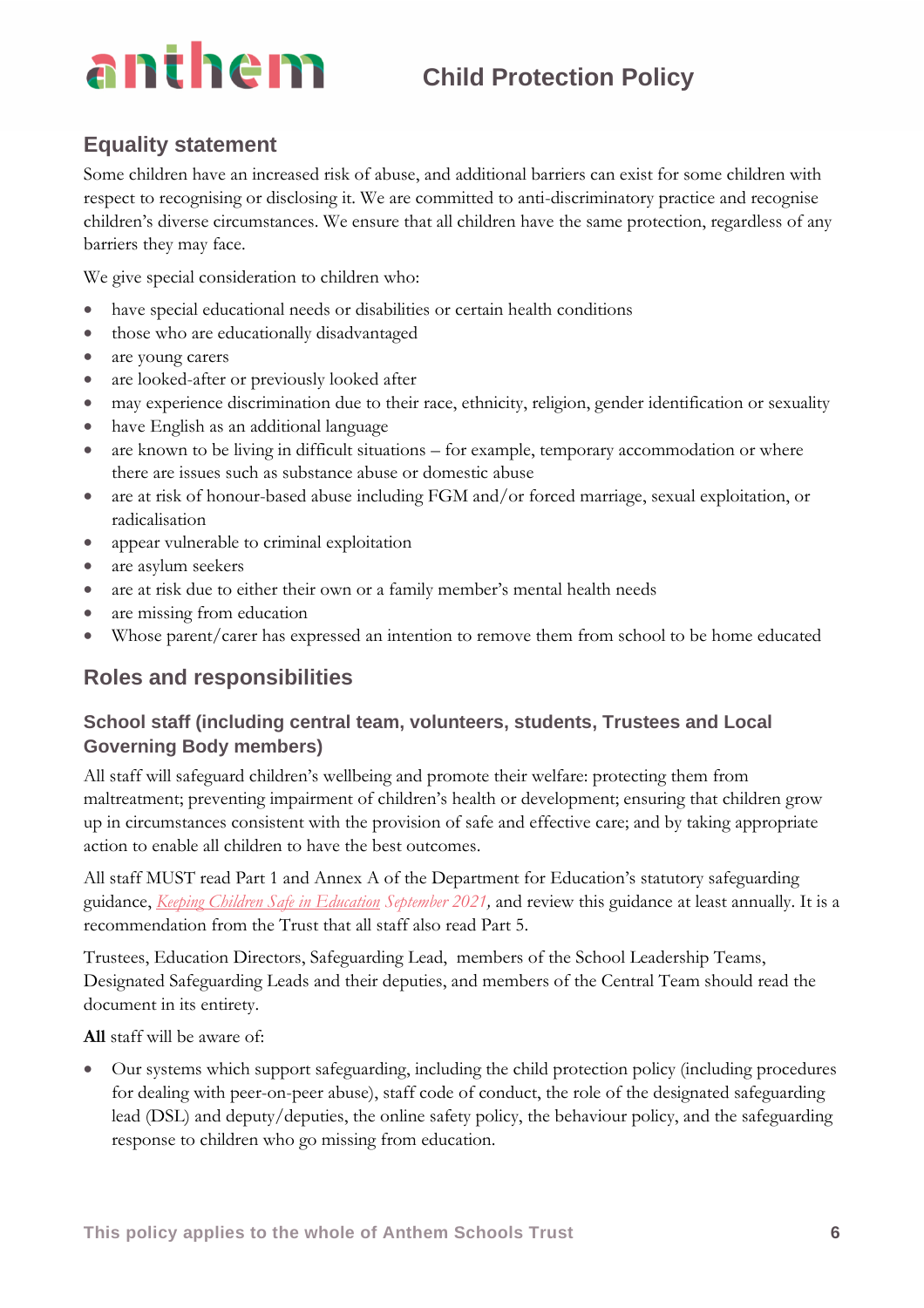## Equality statement

Some children have an increased risk of abuse, and additional barriers can exist for some children with respect to recognising or disclosing it. We are committed to anti-discriminatory practice and recognise children's diverse circumstances. We ensure that all children have the same protection, regardless of any barriers they may face.

We give special consideration to children who:

- have special educational needs or disabilities or certain health conditions
- those who are educationally disadvantaged
- are young carers
- are looked-after or previously looked after
- may experience discrimination due to their race, ethnicity, religion, gender identification or sexuality
- have English as an additional language
- are known to be living in difficult situations – for example, temporary accommodation or where there are issues such as substance abuse or domestic abuse
- are at risk of honour-based abuse including FGM and/or forced marriage, sexual exploitation, or radicalisation
- appear vulnerable to criminal exploitation
- are asylum seekers
- are at risk due to either their own or a family member's mental health needs
- are missing from education
- Whose parent/carer has expressed an intention to remove them from school to be home educated

## Roles and responsibilities

### School staff (including central team, volunteers, students, Trustees and Local Governing Body members)

All staff will safeguard children's wellbeing and promote their welfare: protecting them from maltreatment; preventing impairment of children's health or development; ensuring that children grow up in circumstances consistent with the provision of safe and effective care; and by taking appropriate action to enable all children to have the best outcomes.

All staff MUST read Part 1 and Annex A of the Department for Education's statutory safeguarding guidance, *Keeping Children Safe in Education September 2021,* and review this guidance at least annually. It is a recommendation from the Trust that all staff also read Part 5.

Trustees, Education Directors, Safeguarding Lead, members of the School Leadership Teams, Designated Safeguarding Leads and their deputies, and members of the Central Team should read the document in its entirety.

**All** staff will be aware of:

- Our systems which support safeguarding, including the child protection policy (including procedures for dealing with peer-on-peer abuse), staff code of conduct, the role of the designated safeguarding lead (DSL) and deputy/deputies, the online safety policy, the behaviour policy, and the safeguarding response to children who go missing from education.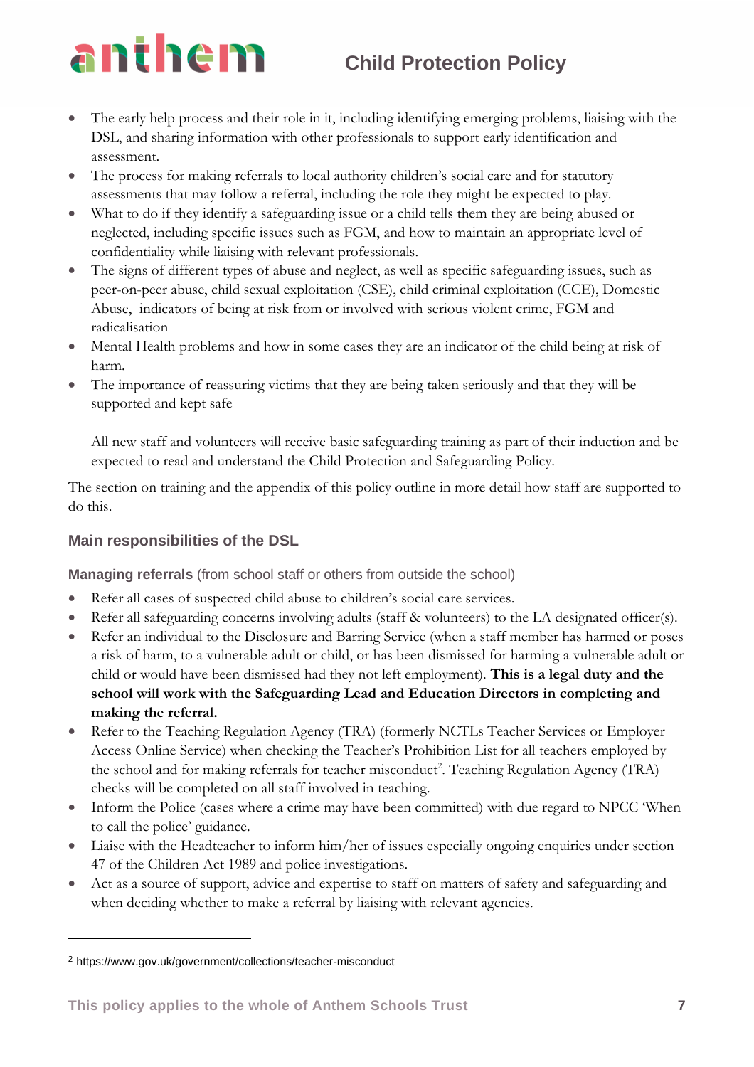- The early help process and their role in it, including identifying emerging problems, liaising with the DSL, and sharing information with other professionals to support early identification and assessment.
- The process for making referrals to local authority children's social care and for statutory assessments that may follow a referral, including the role they might be expected to play.
- What to do if they identify a safeguarding issue or a child tells them they are being abused or neglected, including specific issues such as FGM, and how to maintain an appropriate level of confidentiality while liaising with relevant professionals.
- The signs of different types of abuse and neglect, as well as specific safeguarding issues, such as peer-on-peer abuse, child sexual exploitation (CSE), child criminal exploitation (CCE), Domestic Abuse, indicators of being at risk from or involved with serious violent crime, FGM and radicalisation
- Mental Health problems and how in some cases they are an indicator of the child being at risk of harm.
- The importance of reassuring victims that they are being taken seriously and that they will be supported and kept safe

  All new staff and volunteers will receive basic safeguarding training as part of their induction and be expected to read and understand the Child Protection and Safeguarding Policy.

The section on training and the appendix of this policy outline in more detail how staff are supported to do this.

### Main responsibilities of the DSL

**Managing referrals** (from school staff or others from outside the school)

- Refer all cases of suspected child abuse to children's social care services.
- Refer all safeguarding concerns involving adults (staff & volunteers) to the LA designated officer(s).
- Refer an individual to the Disclosure and Barring Service (when a staff member has harmed or poses a risk of harm, to a vulnerable adult or child, or has been dismissed for harming a vulnerable adult or child or would have been dismissed had they not left employment). **This is a legal duty and the school will work with the Safeguarding Lead and Education Directors in completing and making the referral.**
- Refer to the Teaching Regulation Agency (TRA) (formerly NCTLs Teacher Services or Employer Access Online Service) when checking the Teacher's Prohibition List for all teachers employed by the school and for making referrals for teacher misconduct[2]. Teaching Regulation Agency (TRA) checks will be completed on all staff involved in teaching.
- Inform the Police (cases where a crime may have been committed) with due regard to NPCC 'When to call the police' guidance.
- Liaise with the Headteacher to inform him/her of issues especially ongoing enquiries under section 47 of the Children Act 1989 and police investigations.
- Act as a source of support, advice and expertise to staff on matters of safety and safeguarding and when deciding whether to make a referral by liaising with relevant agencies.

[2] https://www.gov.uk/government/collections/teacher-misconduct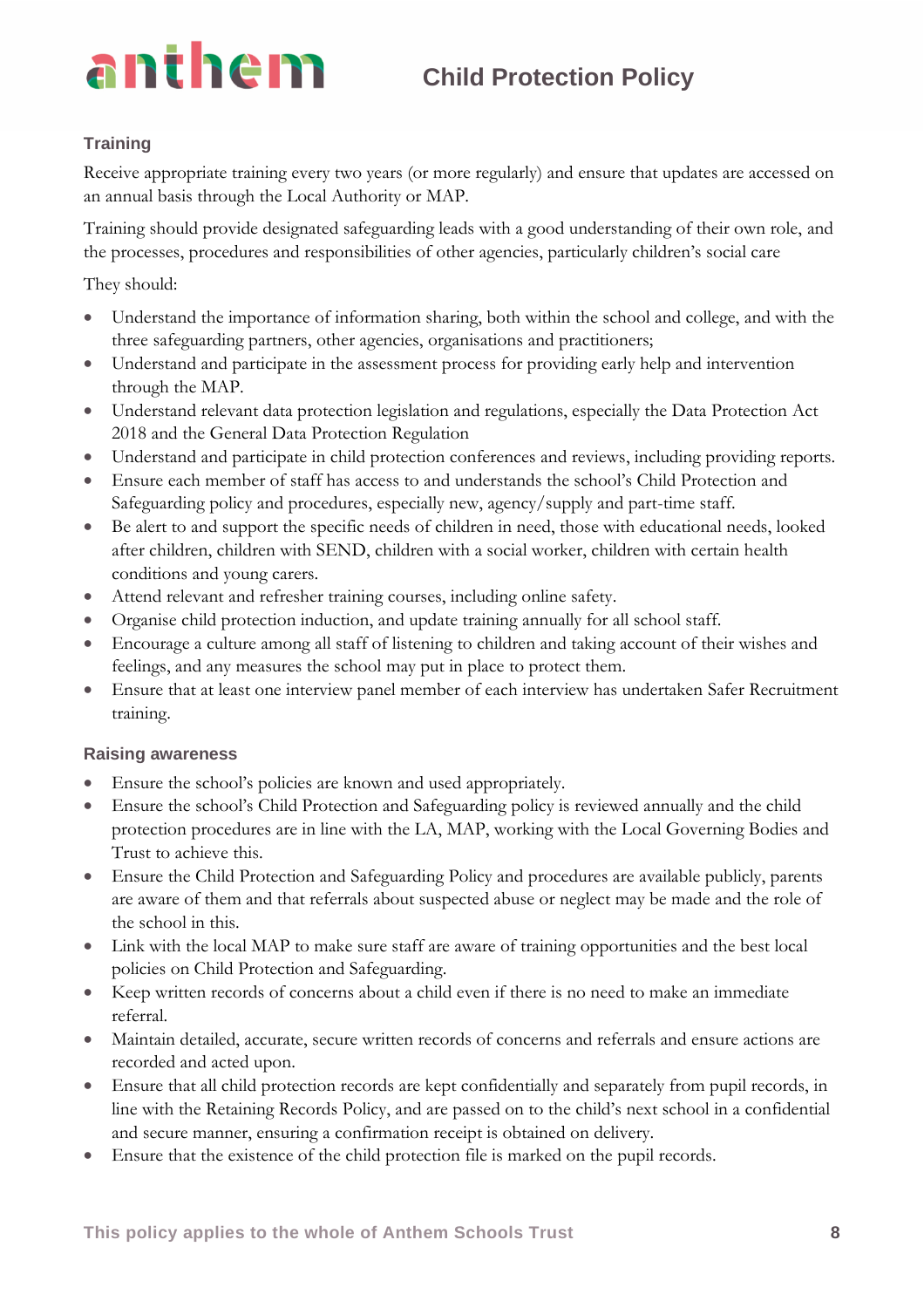### Training

Receive appropriate training every two years (or more regularly) and ensure that updates are accessed on an annual basis through the Local Authority or MAP.

Training should provide designated safeguarding leads with a good understanding of their own role, and the processes, procedures and responsibilities of other agencies, particularly children's social care

They should:

- Understand the importance of information sharing, both within the school and college, and with the three safeguarding partners, other agencies, organisations and practitioners;
- Understand and participate in the assessment process for providing early help and intervention through the MAP.
- Understand relevant data protection legislation and regulations, especially the Data Protection Act 2018 and the General Data Protection Regulation
- Understand and participate in child protection conferences and reviews, including providing reports.
- Ensure each member of staff has access to and understands the school's Child Protection and Safeguarding policy and procedures, especially new, agency/supply and part-time staff.
- Be alert to and support the specific needs of children in need, those with educational needs, looked after children, children with SEND, children with a social worker, children with certain health conditions and young carers.
- Attend relevant and refresher training courses, including online safety.
- Organise child protection induction, and update training annually for all school staff.
- Encourage a culture among all staff of listening to children and taking account of their wishes and feelings, and any measures the school may put in place to protect them.
- Ensure that at least one interview panel member of each interview has undertaken Safer Recruitment training.

### Raising awareness

- Ensure the school's policies are known and used appropriately.
- Ensure the school's Child Protection and Safeguarding policy is reviewed annually and the child protection procedures are in line with the LA, MAP, working with the Local Governing Bodies and Trust to achieve this.
- Ensure the Child Protection and Safeguarding Policy and procedures are available publicly, parents are aware of them and that referrals about suspected abuse or neglect may be made and the role of the school in this.
- Link with the local MAP to make sure staff are aware of training opportunities and the best local policies on Child Protection and Safeguarding.
- Keep written records of concerns about a child even if there is no need to make an immediate referral.
- Maintain detailed, accurate, secure written records of concerns and referrals and ensure actions are recorded and acted upon.
- Ensure that all child protection records are kept confidentially and separately from pupil records, in line with the Retaining Records Policy, and are passed on to the child's next school in a confidential and secure manner, ensuring a confirmation receipt is obtained on delivery.
- Ensure that the existence of the child protection file is marked on the pupil records.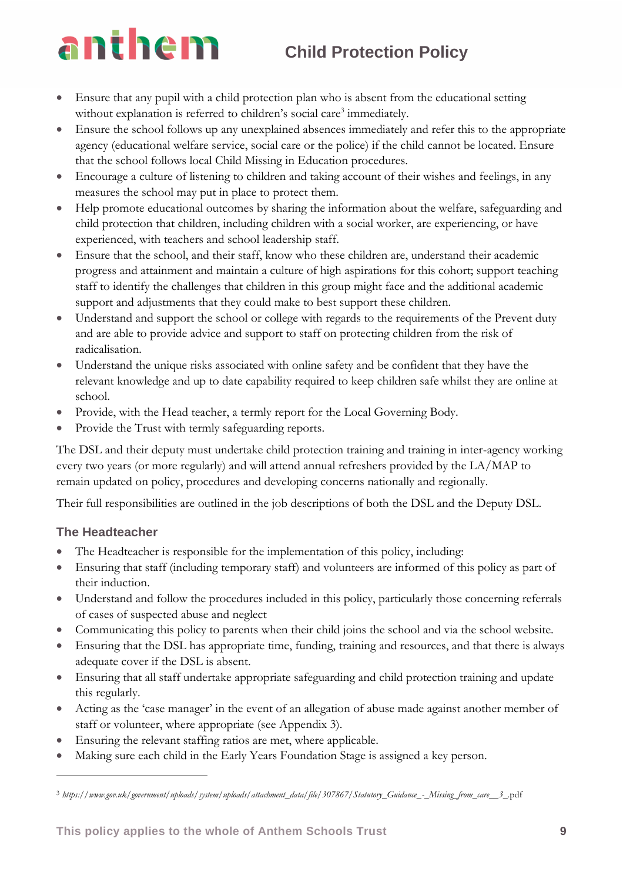- Ensure that any pupil with a child protection plan who is absent from the educational setting without explanation is referred to children's social care[3] immediately.
- Ensure the school follows up any unexplained absences immediately and refer this to the appropriate agency (educational welfare service, social care or the police) if the child cannot be located. Ensure that the school follows local Child Missing in Education procedures.
- Encourage a culture of listening to children and taking account of their wishes and feelings, in any measures the school may put in place to protect them.
- Help promote educational outcomes by sharing the information about the welfare, safeguarding and child protection that children, including children with a social worker, are experiencing, or have experienced, with teachers and school leadership staff.
- Ensure that the school, and their staff, know who these children are, understand their academic progress and attainment and maintain a culture of high aspirations for this cohort; support teaching staff to identify the challenges that children in this group might face and the additional academic support and adjustments that they could make to best support these children.
- Understand and support the school or college with regards to the requirements of the Prevent duty and are able to provide advice and support to staff on protecting children from the risk of radicalisation.
- Understand the unique risks associated with online safety and be confident that they have the relevant knowledge and up to date capability required to keep children safe whilst they are online at school.
- Provide, with the Head teacher, a termly report for the Local Governing Body.
- Provide the Trust with termly safeguarding reports.

The DSL and their deputy must undertake child protection training and training in inter-agency working every two years (or more regularly) and will attend annual refreshers provided by the LA/MAP to remain updated on policy, procedures and developing concerns nationally and regionally.

Their full responsibilities are outlined in the job descriptions of both the DSL and the Deputy DSL.

### The Headteacher

- The Headteacher is responsible for the implementation of this policy, including:
- Ensuring that staff (including temporary staff) and volunteers are informed of this policy as part of their induction.
- Understand and follow the procedures included in this policy, particularly those concerning referrals of cases of suspected abuse and neglect
- Communicating this policy to parents when their child joins the school and via the school website.
- Ensuring that the DSL has appropriate time, funding, training and resources, and that there is always adequate cover if the DSL is absent.
- Ensuring that all staff undertake appropriate safeguarding and child protection training and update this regularly.
- Acting as the 'case manager' in the event of an allegation of abuse made against another member of staff or volunteer, where appropriate (see Appendix 3).
- Ensuring the relevant staffing ratios are met, where applicable.
- Making sure each child in the Early Years Foundation Stage is assigned a key person.

---

[3] *https://www.gov.uk/government/uploads/system/uploads/attachment_data/file/307867/Statutory_Guidance_-_Missing_from_care__3_*.pdf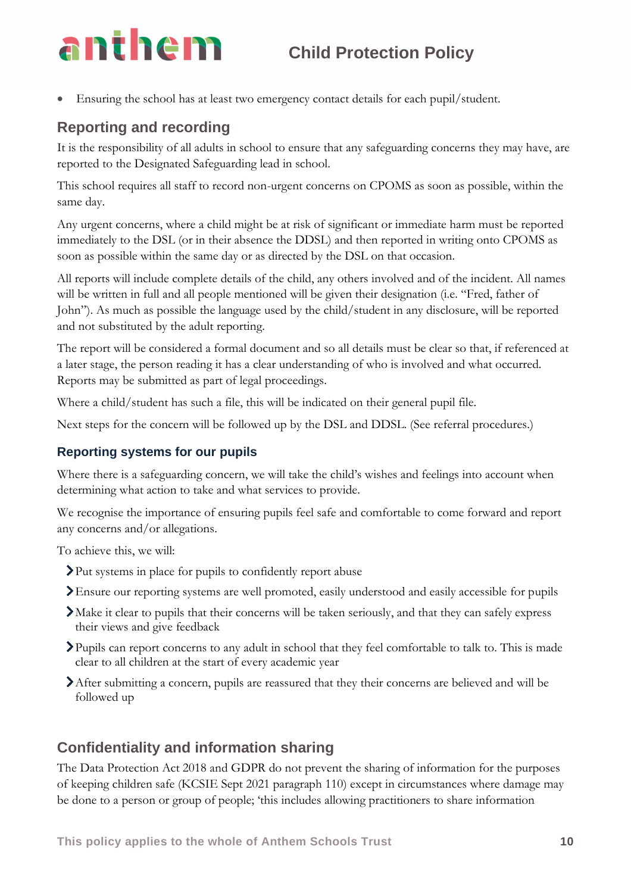- Ensuring the school has at least two emergency contact details for each pupil/student.

## Reporting and recording

It is the responsibility of all adults in school to ensure that any safeguarding concerns they may have, are reported to the Designated Safeguarding lead in school.

This school requires all staff to record non-urgent concerns on CPOMS as soon as possible, within the same day.

Any urgent concerns, where a child might be at risk of significant or immediate harm must be reported immediately to the DSL (or in their absence the DDSL) and then reported in writing onto CPOMS as soon as possible within the same day or as directed by the DSL on that occasion.

All reports will include complete details of the child, any others involved and of the incident. All names will be written in full and all people mentioned will be given their designation (i.e. "Fred, father of John"). As much as possible the language used by the child/student in any disclosure, will be reported and not substituted by the adult reporting.

The report will be considered a formal document and so all details must be clear so that, if referenced at a later stage, the person reading it has a clear understanding of who is involved and what occurred. Reports may be submitted as part of legal proceedings.

Where a child/student has such a file, this will be indicated on their general pupil file.

Next steps for the concern will be followed up by the DSL and DDSL. (See referral procedures.)

### Reporting systems for our pupils

Where there is a safeguarding concern, we will take the child's wishes and feelings into account when determining what action to take and what services to provide.

We recognise the importance of ensuring pupils feel safe and comfortable to come forward and report any concerns and/or allegations.

To achieve this, we will:

- Put systems in place for pupils to confidently report abuse
- Ensure our reporting systems are well promoted, easily understood and easily accessible for pupils
- Make it clear to pupils that their concerns will be taken seriously, and that they can safely express their views and give feedback
- Pupils can report concerns to any adult in school that they feel comfortable to talk to. This is made clear to all children at the start of every academic year
- After submitting a concern, pupils are reassured that they their concerns are believed and will be followed up

## Confidentiality and information sharing

The Data Protection Act 2018 and GDPR do not prevent the sharing of information for the purposes of keeping children safe (KCSIE Sept 2021 paragraph 110) except in circumstances where damage may be done to a person or group of people; 'this includes allowing practitioners to share information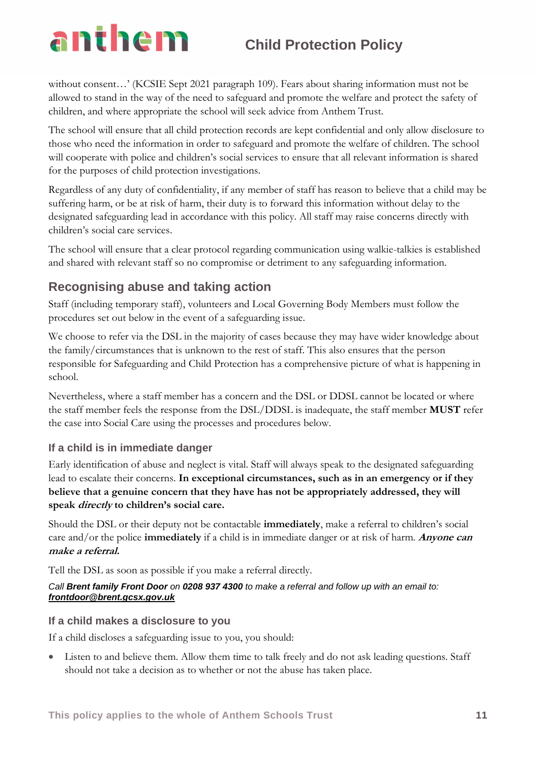without consent…' (KCSIE Sept 2021 paragraph 109). Fears about sharing information must not be allowed to stand in the way of the need to safeguard and promote the welfare and protect the safety of children, and where appropriate the school will seek advice from Anthem Trust.

The school will ensure that all child protection records are kept confidential and only allow disclosure to those who need the information in order to safeguard and promote the welfare of children. The school will cooperate with police and children's social services to ensure that all relevant information is shared for the purposes of child protection investigations.

Regardless of any duty of confidentiality, if any member of staff has reason to believe that a child may be suffering harm, or be at risk of harm, their duty is to forward this information without delay to the designated safeguarding lead in accordance with this policy. All staff may raise concerns directly with children's social care services.

The school will ensure that a clear protocol regarding communication using walkie-talkies is established and shared with relevant staff so no compromise or detriment to any safeguarding information.

## Recognising abuse and taking action

Staff (including temporary staff), volunteers and Local Governing Body Members must follow the procedures set out below in the event of a safeguarding issue.

We choose to refer via the DSL in the majority of cases because they may have wider knowledge about the family/circumstances that is unknown to the rest of staff. This also ensures that the person responsible for Safeguarding and Child Protection has a comprehensive picture of what is happening in school.

Nevertheless, where a staff member has a concern and the DSL or DDSL cannot be located or where the staff member feels the response from the DSL/DDSL is inadequate, the staff member **MUST** refer the case into Social Care using the processes and procedures below.

### If a child is in immediate danger

Early identification of abuse and neglect is vital. Staff will always speak to the designated safeguarding lead to escalate their concerns. **In exceptional circumstances, such as in an emergency or if they believe that a genuine concern that they have has not be appropriately addressed, they will speak *directly* to children's social care.**

Should the DSL or their deputy not be contactable **immediately**, make a referral to children's social care and/or the police **immediately** if a child is in immediate danger or at risk of harm. ***Anyone can make a referral.***

Tell the DSL as soon as possible if you make a referral directly.

*Call **Brent family Front Door** on **0208 937 4300** to make a referral and follow up with an email to: **frontdoor@brent.gcsx.gov.uk***

### If a child makes a disclosure to you

If a child discloses a safeguarding issue to you, you should:

- Listen to and believe them. Allow them time to talk freely and do not ask leading questions. Staff should not take a decision as to whether or not the abuse has taken place.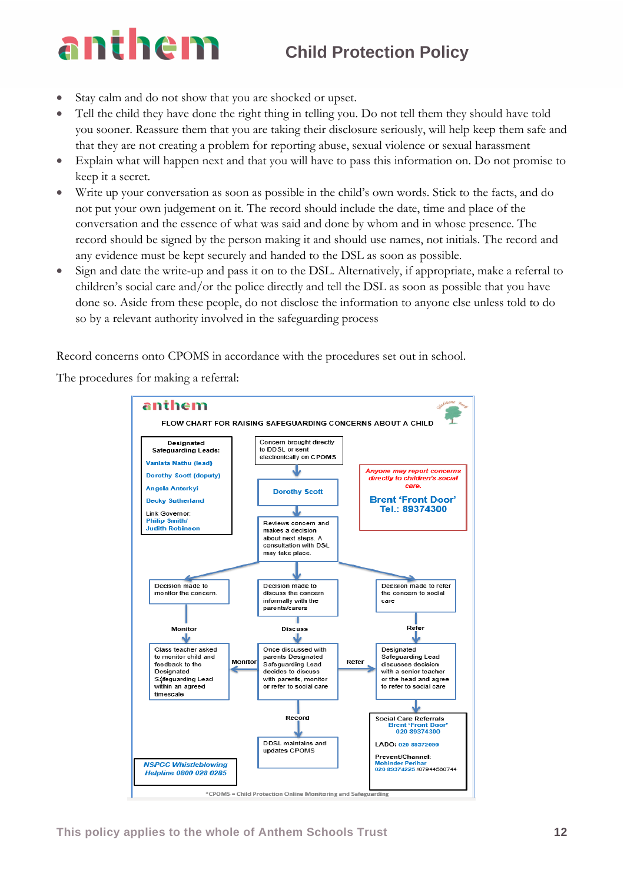- Stay calm and do not show that you are shocked or upset.
- Tell the child they have done the right thing in telling you. Do not tell them they should have told you sooner. Reassure them that you are taking their disclosure seriously, will help keep them safe and that they are not creating a problem for reporting abuse, sexual violence or sexual harassment
- Explain what will happen next and that you will have to pass this information on. Do not promise to keep it a secret.
- Write up your conversation as soon as possible in the child's own words. Stick to the facts, and do not put your own judgement on it. The record should include the date, time and place of the conversation and the essence of what was said and done by whom and in whose presence. The record should be signed by the person making it and should use names, not initials. The record and any evidence must be kept securely and handed to the DSL as soon as possible.
- Sign and date the write-up and pass it on to the DSL. Alternatively, if appropriate, make a referral to children's social care and/or the police directly and tell the DSL as soon as possible that you have done so. Aside from these people, do not disclose the information to anyone else unless told to do so by a relevant authority involved in the safeguarding process

Record concerns onto CPOMS in accordance with the procedures set out in school.

The procedures for making a referral:

**FLOW CHART FOR RAISING SAFEGUARDING CONCERNS ABOUT A CHILD**

**Designated Safeguarding Leads:**
- Vanlata Nathu (lead)
- Dorothy Scott (deputy)
- Angela Anterkyi
- Becky Sutherland

Link Governor: Philip Smith/ Judith Robinson

*Anyone may report concerns directly to children's social care.*
**Brent 'Front Door' Tel.: 89374300**

1. Concern brought directly to DDSL or sent electronically on CPOMS
2. Dorothy Scott
3. Reviews concern and makes a decision about next steps. A consultation with DSL may take place.

- **Decision made to monitor the concern.** → Monitor → Class teacher asked to monitor child and feedback to the Designated Safeguarding Lead within an agreed timescale
- **Decision made to discuss the concern informally with the parents/carers** → Discuss → Once discussed with parents Designated Safeguarding Lead decides to discuss with parents, monitor or refer to social care (Monitor → class teacher monitoring; Refer → Designated Safeguarding Lead discussion) → Record → DDSL maintains and updates CPOMS
- **Decision made to refer the concern to social care** → Refer → Designated Safeguarding Lead discusses decision with a senior teacher or the head and agree to refer to social care → Social Care Referrals

**Social Care Referrals**
Brent 'Front Door' 020 89374300

LADO: 020 89372090

Prevent/Channel: Mohinder Perihar 020 89374225 /07944500744

*NSPCC Whistleblowing Helpline 0800 028 0285*

*CPOMS = Child Protection Online Monitoring and Safeguarding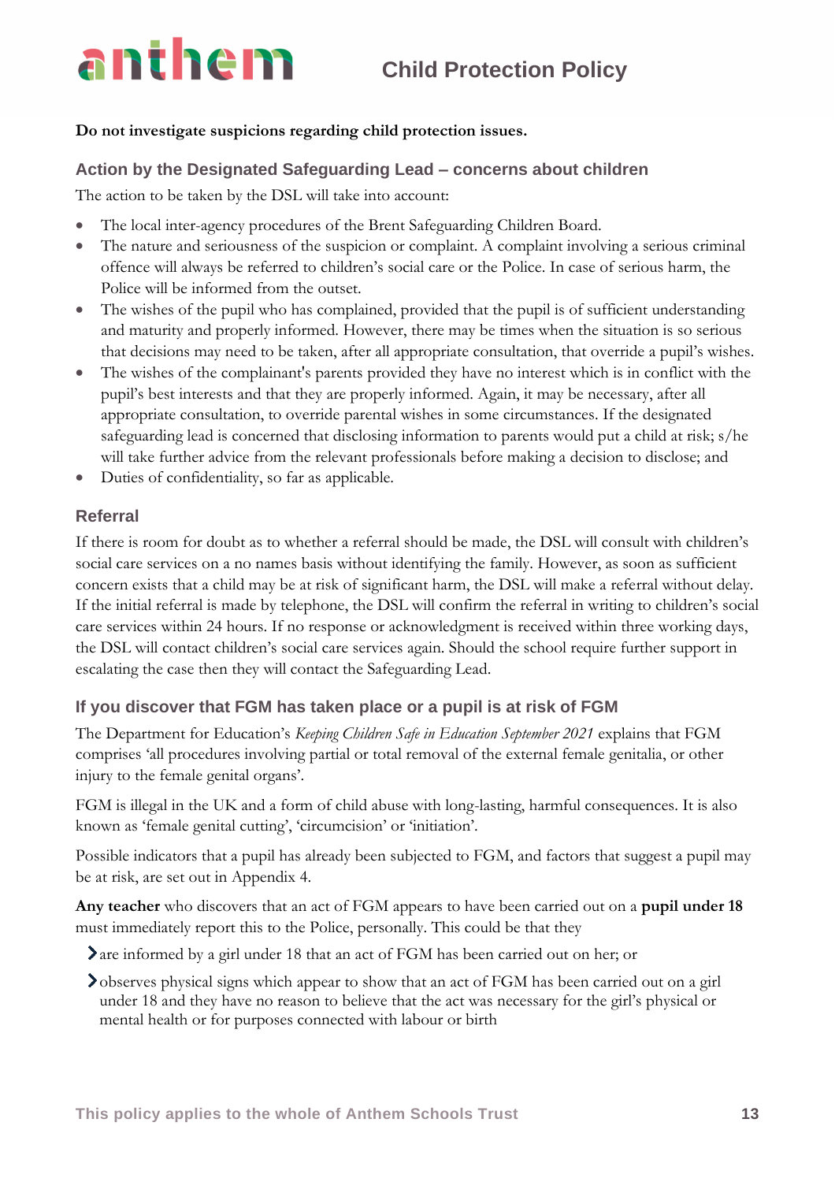**Do not investigate suspicions regarding child protection issues.**

### Action by the Designated Safeguarding Lead – concerns about children

The action to be taken by the DSL will take into account:

- The local inter-agency procedures of the Brent Safeguarding Children Board.
- The nature and seriousness of the suspicion or complaint. A complaint involving a serious criminal offence will always be referred to children's social care or the Police. In case of serious harm, the Police will be informed from the outset.
- The wishes of the pupil who has complained, provided that the pupil is of sufficient understanding and maturity and properly informed. However, there may be times when the situation is so serious that decisions may need to be taken, after all appropriate consultation, that override a pupil's wishes.
- The wishes of the complainant's parents provided they have no interest which is in conflict with the pupil's best interests and that they are properly informed. Again, it may be necessary, after all appropriate consultation, to override parental wishes in some circumstances. If the designated safeguarding lead is concerned that disclosing information to parents would put a child at risk; s/he will take further advice from the relevant professionals before making a decision to disclose; and
- Duties of confidentiality, so far as applicable.

### Referral

If there is room for doubt as to whether a referral should be made, the DSL will consult with children's social care services on a no names basis without identifying the family. However, as soon as sufficient concern exists that a child may be at risk of significant harm, the DSL will make a referral without delay. If the initial referral is made by telephone, the DSL will confirm the referral in writing to children's social care services within 24 hours. If no response or acknowledgment is received within three working days, the DSL will contact children's social care services again. Should the school require further support in escalating the case then they will contact the Safeguarding Lead.

### If you discover that FGM has taken place or a pupil is at risk of FGM

The Department for Education's *Keeping Children Safe in Education September 2021* explains that FGM comprises 'all procedures involving partial or total removal of the external female genitalia, or other injury to the female genital organs'.

FGM is illegal in the UK and a form of child abuse with long-lasting, harmful consequences. It is also known as 'female genital cutting', 'circumcision' or 'initiation'.

Possible indicators that a pupil has already been subjected to FGM, and factors that suggest a pupil may be at risk, are set out in Appendix 4.

**Any teacher** who discovers that an act of FGM appears to have been carried out on a **pupil under 18** must immediately report this to the Police, personally. This could be that they

- are informed by a girl under 18 that an act of FGM has been carried out on her; or
- observes physical signs which appear to show that an act of FGM has been carried out on a girl under 18 and they have no reason to believe that the act was necessary for the girl's physical or mental health or for purposes connected with labour or birth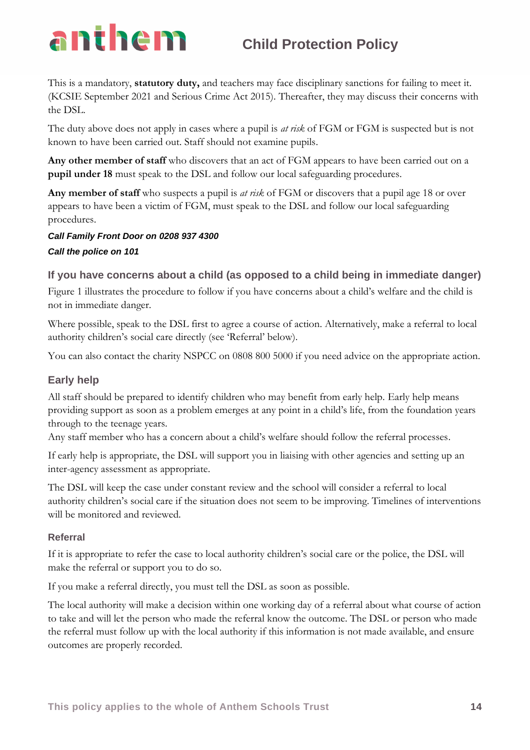This is a mandatory, **statutory duty,** and teachers may face disciplinary sanctions for failing to meet it. (KCSIE September 2021 and Serious Crime Act 2015). Thereafter, they may discuss their concerns with the DSL.

The duty above does not apply in cases where a pupil is *at risk* of FGM or FGM is suspected but is not known to have been carried out. Staff should not examine pupils.

**Any other member of staff** who discovers that an act of FGM appears to have been carried out on a **pupil under 18** must speak to the DSL and follow our local safeguarding procedures.

**Any member of staff** who suspects a pupil is *at risk* of FGM or discovers that a pupil age 18 or over appears to have been a victim of FGM, must speak to the DSL and follow our local safeguarding procedures.

***Call Family Front Door on 0208 937 4300***

***Call the police on 101***

## If you have concerns about a child (as opposed to a child being in immediate danger)

Figure 1 illustrates the procedure to follow if you have concerns about a child's welfare and the child is not in immediate danger.

Where possible, speak to the DSL first to agree a course of action. Alternatively, make a referral to local authority children's social care directly (see 'Referral' below).

You can also contact the charity NSPCC on 0808 800 5000 if you need advice on the appropriate action.

## Early help

All staff should be prepared to identify children who may benefit from early help. Early help means providing support as soon as a problem emerges at any point in a child's life, from the foundation years through to the teenage years.
Any staff member who has a concern about a child's welfare should follow the referral processes.

If early help is appropriate, the DSL will support you in liaising with other agencies and setting up an inter-agency assessment as appropriate.

The DSL will keep the case under constant review and the school will consider a referral to local authority children's social care if the situation does not seem to be improving. Timelines of interventions will be monitored and reviewed.

### Referral

If it is appropriate to refer the case to local authority children's social care or the police, the DSL will make the referral or support you to do so.

If you make a referral directly, you must tell the DSL as soon as possible.

The local authority will make a decision within one working day of a referral about what course of action to take and will let the person who made the referral know the outcome. The DSL or person who made the referral must follow up with the local authority if this information is not made available, and ensure outcomes are properly recorded.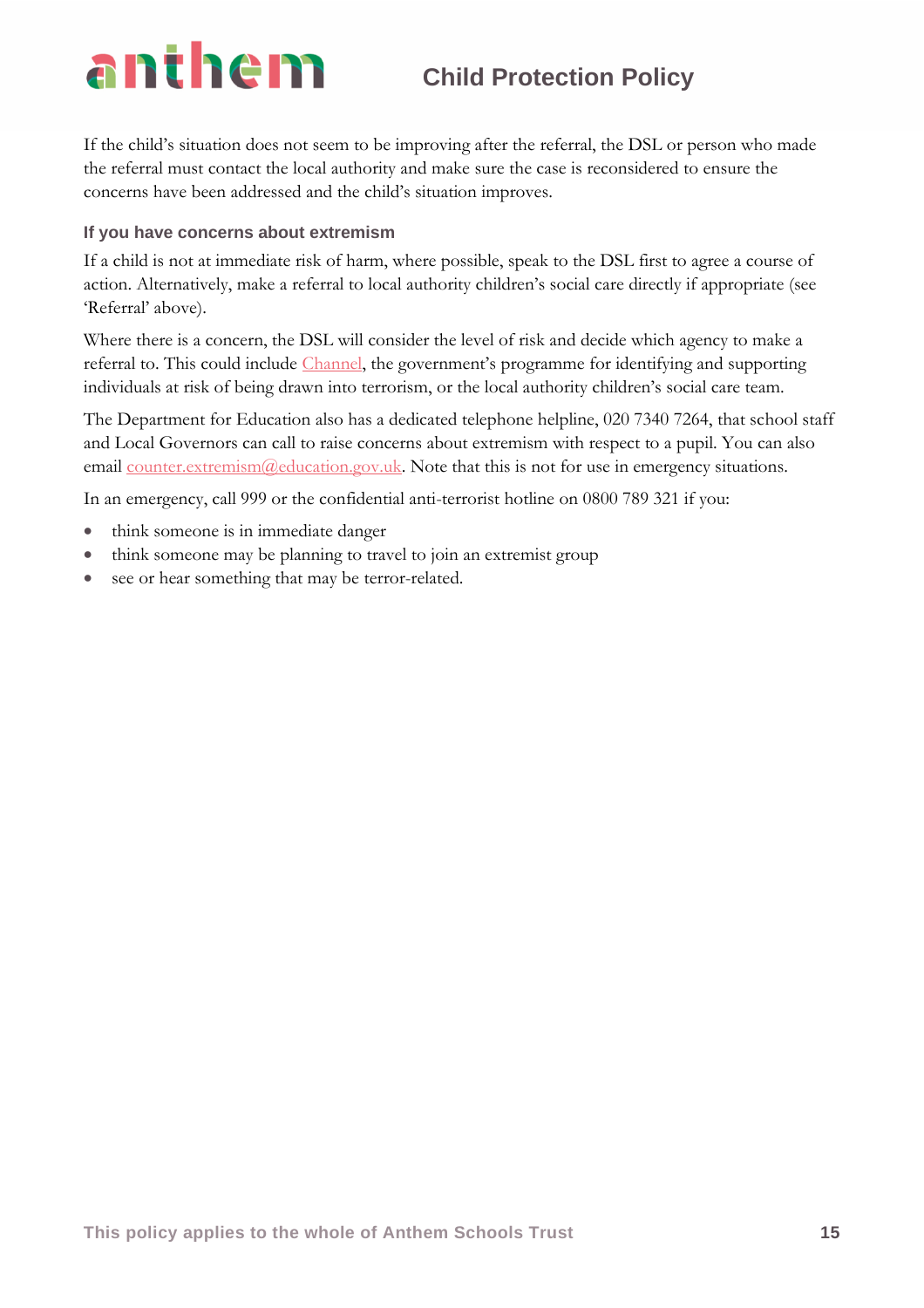If the child's situation does not seem to be improving after the referral, the DSL or person who made the referral must contact the local authority and make sure the case is reconsidered to ensure the concerns have been addressed and the child's situation improves.

#### If you have concerns about extremism

If a child is not at immediate risk of harm, where possible, speak to the DSL first to agree a course of action. Alternatively, make a referral to local authority children's social care directly if appropriate (see 'Referral' above).

Where there is a concern, the DSL will consider the level of risk and decide which agency to make a referral to. This could include Channel, the government's programme for identifying and supporting individuals at risk of being drawn into terrorism, or the local authority children's social care team.

The Department for Education also has a dedicated telephone helpline, 020 7340 7264, that school staff and Local Governors can call to raise concerns about extremism with respect to a pupil. You can also email counter.extremism@education.gov.uk. Note that this is not for use in emergency situations.

In an emergency, call 999 or the confidential anti-terrorist hotline on 0800 789 321 if you:

- think someone is in immediate danger
- think someone may be planning to travel to join an extremist group
- see or hear something that may be terror-related.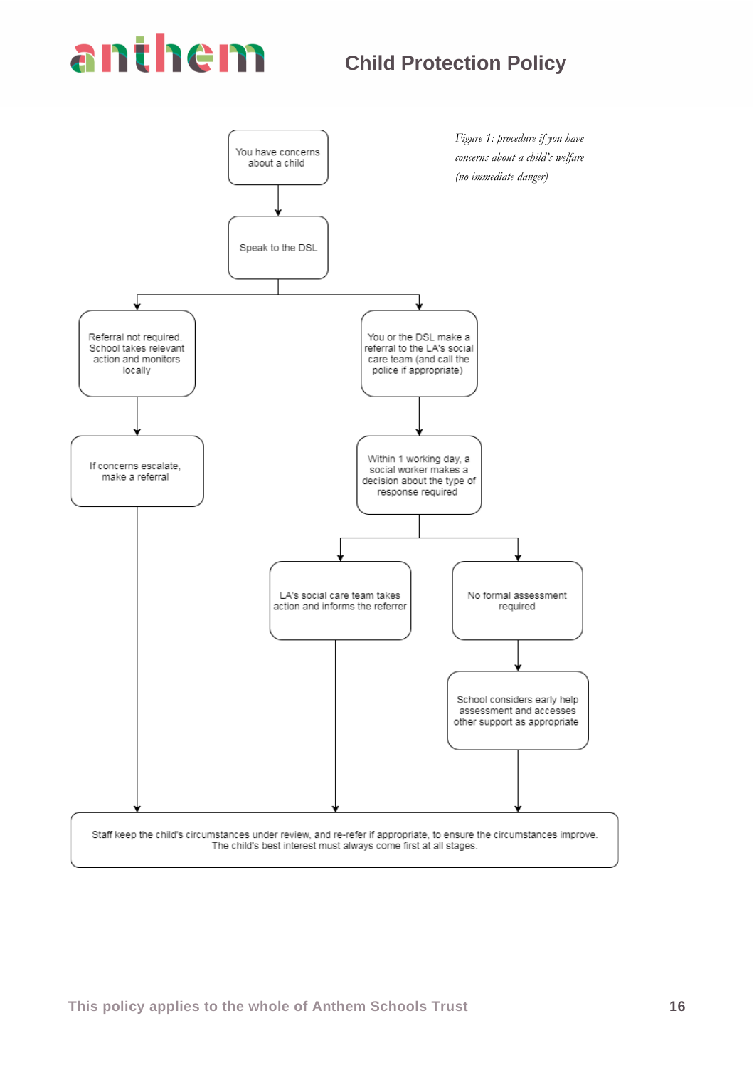*Figure 1: procedure if you have concerns about a child's welfare (no immediate danger)*

You have concerns about a child

Speak to the DSL

Referral not required. School takes relevant action and monitors locally

If concerns escalate, make a referral

You or the DSL make a referral to the LA's social care team (and call the police if appropriate)

Within 1 working day, a social worker makes a decision about the type of response required

LA's social care team takes action and informs the referrer

No formal assessment required

School considers early help assessment and accesses other support as appropriate

Staff keep the child's circumstances under review, and re-refer if appropriate, to ensure the circumstances improve. The child's best interest must always come first at all stages.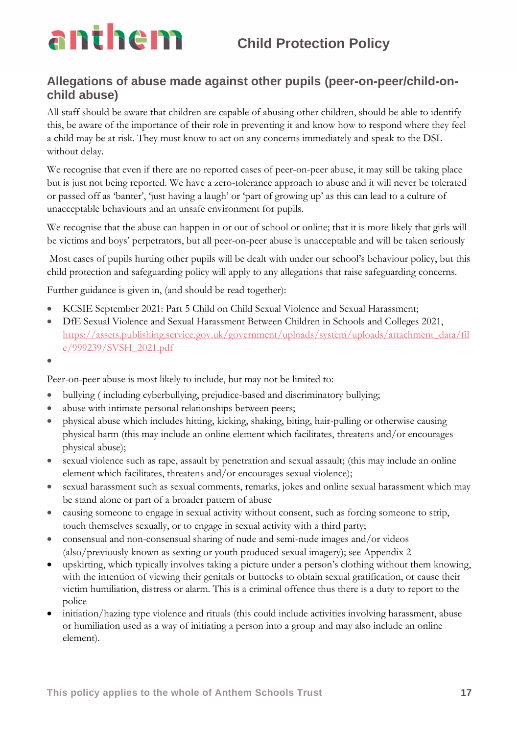## Allegations of abuse made against other pupils (peer-on-peer/child-on-child abuse)

All staff should be aware that children are capable of abusing other children, should be able to identify this, be aware of the importance of their role in preventing it and know how to respond where they feel a child may be at risk. They must know to act on any concerns immediately and speak to the DSL without delay.

We recognise that even if there are no reported cases of peer-on-peer abuse, it may still be taking place but is just not being reported. We have a zero-tolerance approach to abuse and it will never be tolerated or passed off as 'banter', 'just having a laugh' or 'part of growing up' as this can lead to a culture of unacceptable behaviours and an unsafe environment for pupils.

We recognise that the abuse can happen in or out of school or online; that it is more likely that girls will be victims and boys' perpetrators, but all peer-on-peer abuse is unacceptable and will be taken seriously

Most cases of pupils hurting other pupils will be dealt with under our school's behaviour policy, but this child protection and safeguarding policy will apply to any allegations that raise safeguarding concerns.

Further guidance is given in, (and should be read together):

- KCSIE September 2021: Part 5 Child on Child Sexual Violence and Sexual Harassment;
- DfE Sexual Violence and Sexual Harassment Between Children in Schools and Colleges 2021, https://assets.publishing.service.gov.uk/government/uploads/system/uploads/attachment_data/file/999239/SVSH_2021.pdf
- 

Peer-on-peer abuse is most likely to include, but may not be limited to:

- bullying ( including cyberbullying, prejudice-based and discriminatory bullying;
- abuse with intimate personal relationships between peers;
- physical abuse which includes hitting, kicking, shaking, biting, hair-pulling or otherwise causing physical harm (this may include an online element which facilitates, threatens and/or encourages physical abuse);
- sexual violence such as rape, assault by penetration and sexual assault; (this may include an online element which facilitates, threatens and/or encourages sexual violence);
- sexual harassment such as sexual comments, remarks, jokes and online sexual harassment which may be stand alone or part of a broader pattern of abuse
- causing someone to engage in sexual activity without consent, such as forcing someone to strip, touch themselves sexually, or to engage in sexual activity with a third party;
- consensual and non-consensual sharing of nude and semi-nude images and/or videos (also/previously known as sexting or youth produced sexual imagery); see Appendix 2
- upskirting, which typically involves taking a picture under a person's clothing without them knowing, with the intention of viewing their genitals or buttocks to obtain sexual gratification, or cause their victim humiliation, distress or alarm. This is a criminal offence thus there is a duty to report to the police
- initiation/hazing type violence and rituals (this could include activities involving harassment, abuse or humiliation used as a way of initiating a person into a group and may also include an online element).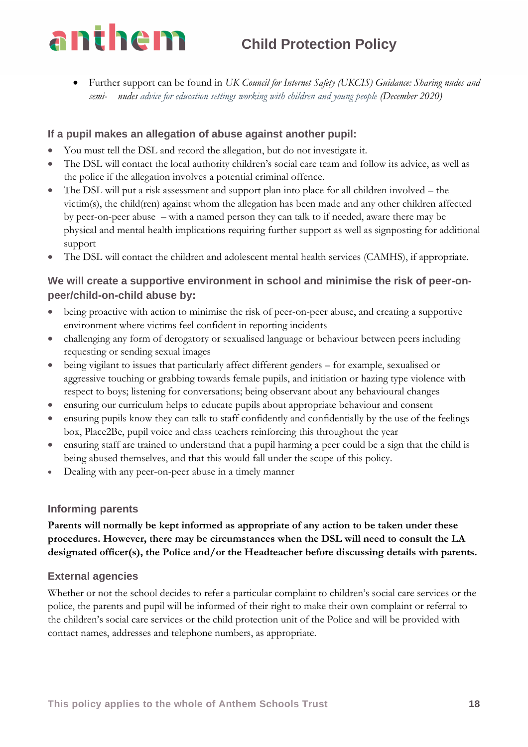- Further support can be found in *UK Council for Internet Safety (UKCIS) Guidance: Sharing nudes and semi- nudes advice for education settings working with children and young people (December 2020)*

### If a pupil makes an allegation of abuse against another pupil:

- You must tell the DSL and record the allegation, but do not investigate it.
- The DSL will contact the local authority children's social care team and follow its advice, as well as the police if the allegation involves a potential criminal offence.
- The DSL will put a risk assessment and support plan into place for all children involved – the victim(s), the child(ren) against whom the allegation has been made and any other children affected by peer-on-peer abuse – with a named person they can talk to if needed, aware there may be physical and mental health implications requiring further support as well as signposting for additional support
- The DSL will contact the children and adolescent mental health services (CAMHS), if appropriate.

### We will create a supportive environment in school and minimise the risk of peer-on-peer/child-on-child abuse by:

- being proactive with action to minimise the risk of peer-on-peer abuse, and creating a supportive environment where victims feel confident in reporting incidents
- challenging any form of derogatory or sexualised language or behaviour between peers including requesting or sending sexual images
- being vigilant to issues that particularly affect different genders – for example, sexualised or aggressive touching or grabbing towards female pupils, and initiation or hazing type violence with respect to boys; listening for conversations; being observant about any behavioural changes
- ensuring our curriculum helps to educate pupils about appropriate behaviour and consent
- ensuring pupils know they can talk to staff confidently and confidentially by the use of the feelings box, Place2Be, pupil voice and class teachers reinforcing this throughout the year
- ensuring staff are trained to understand that a pupil harming a peer could be a sign that the child is being abused themselves, and that this would fall under the scope of this policy.
- Dealing with any peer-on-peer abuse in a timely manner

### Informing parents

**Parents will normally be kept informed as appropriate of any action to be taken under these procedures. However, there may be circumstances when the DSL will need to consult the LA designated officer(s), the Police and/or the Headteacher before discussing details with parents.**

### External agencies

Whether or not the school decides to refer a particular complaint to children's social care services or the police, the parents and pupil will be informed of their right to make their own complaint or referral to the children's social care services or the child protection unit of the Police and will be provided with contact names, addresses and telephone numbers, as appropriate.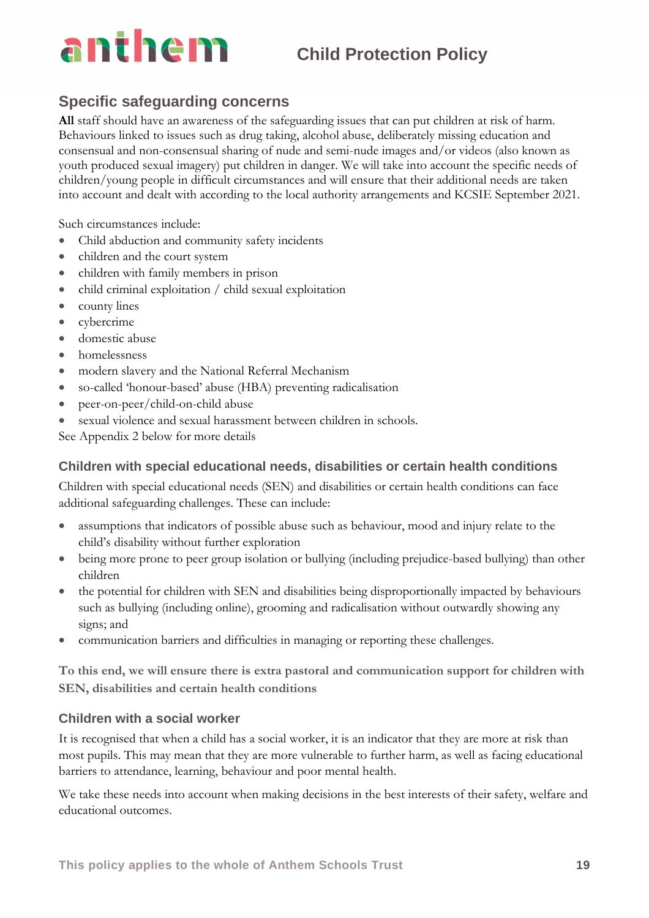## Specific safeguarding concerns

**All** staff should have an awareness of the safeguarding issues that can put children at risk of harm. Behaviours linked to issues such as drug taking, alcohol abuse, deliberately missing education and consensual and non-consensual sharing of nude and semi-nude images and/or videos (also known as youth produced sexual imagery) put children in danger. We will take into account the specific needs of children/young people in difficult circumstances and will ensure that their additional needs are taken into account and dealt with according to the local authority arrangements and KCSIE September 2021.

Such circumstances include:

- Child abduction and community safety incidents
- children and the court system
- children with family members in prison
- child criminal exploitation / child sexual exploitation
- county lines
- cybercrime
- domestic abuse
- homelessness
- modern slavery and the National Referral Mechanism
- so-called 'honour-based' abuse (HBA) preventing radicalisation
- peer-on-peer/child-on-child abuse
- sexual violence and sexual harassment between children in schools.

See Appendix 2 below for more details

### Children with special educational needs, disabilities or certain health conditions

Children with special educational needs (SEN) and disabilities or certain health conditions can face additional safeguarding challenges. These can include:

- assumptions that indicators of possible abuse such as behaviour, mood and injury relate to the child's disability without further exploration
- being more prone to peer group isolation or bullying (including prejudice-based bullying) than other children
- the potential for children with SEN and disabilities being disproportionally impacted by behaviours such as bullying (including online), grooming and radicalisation without outwardly showing any signs; and
- communication barriers and difficulties in managing or reporting these challenges.

**To this end, we will ensure there is extra pastoral and communication support for children with SEN, disabilities and certain health conditions**

### Children with a social worker

It is recognised that when a child has a social worker, it is an indicator that they are more at risk than most pupils. This may mean that they are more vulnerable to further harm, as well as facing educational barriers to attendance, learning, behaviour and poor mental health.

We take these needs into account when making decisions in the best interests of their safety, welfare and educational outcomes.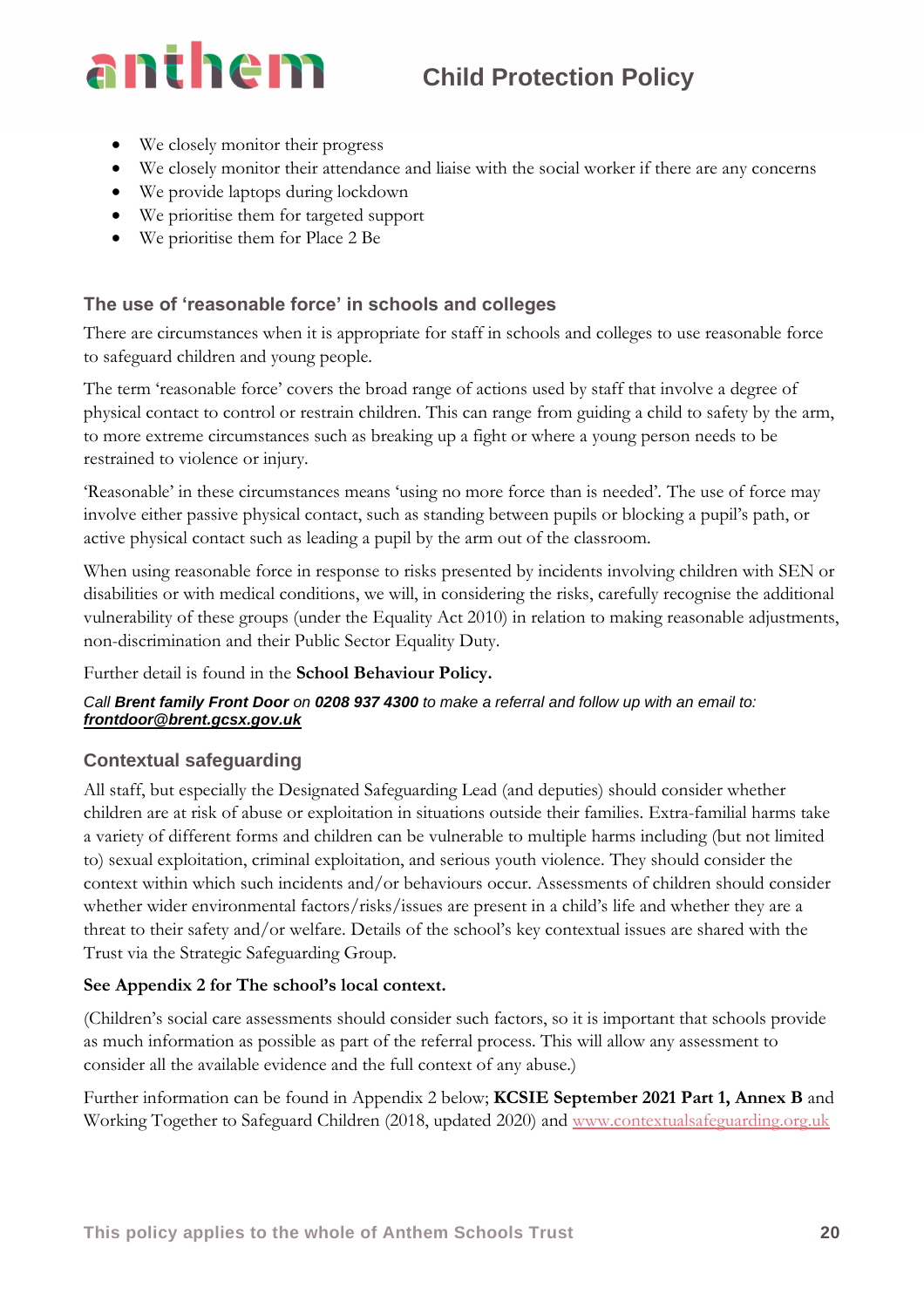- We closely monitor their progress
- We closely monitor their attendance and liaise with the social worker if there are any concerns
- We provide laptops during lockdown
- We prioritise them for targeted support
- We prioritise them for Place 2 Be

### The use of 'reasonable force' in schools and colleges

There are circumstances when it is appropriate for staff in schools and colleges to use reasonable force to safeguard children and young people.

The term 'reasonable force' covers the broad range of actions used by staff that involve a degree of physical contact to control or restrain children. This can range from guiding a child to safety by the arm, to more extreme circumstances such as breaking up a fight or where a young person needs to be restrained to violence or injury.

'Reasonable' in these circumstances means 'using no more force than is needed'. The use of force may involve either passive physical contact, such as standing between pupils or blocking a pupil's path, or active physical contact such as leading a pupil by the arm out of the classroom.

When using reasonable force in response to risks presented by incidents involving children with SEN or disabilities or with medical conditions, we will, in considering the risks, carefully recognise the additional vulnerability of these groups (under the Equality Act 2010) in relation to making reasonable adjustments, non-discrimination and their Public Sector Equality Duty.

Further detail is found in the **School Behaviour Policy.**

*Call **Brent family Front Door** on **0208 937 4300** to make a referral and follow up with an email to: **frontdoor@brent.gcsx.gov.uk***

### Contextual safeguarding

All staff, but especially the Designated Safeguarding Lead (and deputies) should consider whether children are at risk of abuse or exploitation in situations outside their families. Extra-familial harms take a variety of different forms and children can be vulnerable to multiple harms including (but not limited to) sexual exploitation, criminal exploitation, and serious youth violence. They should consider the context within which such incidents and/or behaviours occur. Assessments of children should consider whether wider environmental factors/risks/issues are present in a child's life and whether they are a threat to their safety and/or welfare. Details of the school's key contextual issues are shared with the Trust via the Strategic Safeguarding Group.

**See Appendix 2 for The school's local context.**

(Children's social care assessments should consider such factors, so it is important that schools provide as much information as possible as part of the referral process. This will allow any assessment to consider all the available evidence and the full context of any abuse.)

Further information can be found in Appendix 2 below; **KCSIE September 2021 Part 1, Annex B** and Working Together to Safeguard Children (2018, updated 2020) and www.contextualsafeguarding.org.uk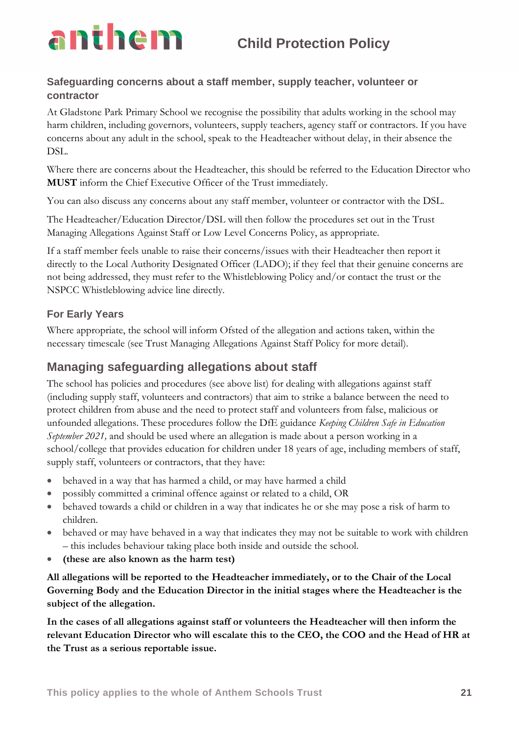### Safeguarding concerns about a staff member, supply teacher, volunteer or contractor

At Gladstone Park Primary School we recognise the possibility that adults working in the school may harm children, including governors, volunteers, supply teachers, agency staff or contractors. If you have concerns about any adult in the school, speak to the Headteacher without delay, in their absence the DSL.

Where there are concerns about the Headteacher, this should be referred to the Education Director who **MUST** inform the Chief Executive Officer of the Trust immediately.

You can also discuss any concerns about any staff member, volunteer or contractor with the DSL.

The Headteacher/Education Director/DSL will then follow the procedures set out in the Trust Managing Allegations Against Staff or Low Level Concerns Policy, as appropriate.

If a staff member feels unable to raise their concerns/issues with their Headteacher then report it directly to the Local Authority Designated Officer (LADO); if they feel that their genuine concerns are not being addressed, they must refer to the Whistleblowing Policy and/or contact the trust or the NSPCC Whistleblowing advice line directly.

### For Early Years

Where appropriate, the school will inform Ofsted of the allegation and actions taken, within the necessary timescale (see Trust Managing Allegations Against Staff Policy for more detail).

## Managing safeguarding allegations about staff

The school has policies and procedures (see above list) for dealing with allegations against staff (including supply staff, volunteers and contractors) that aim to strike a balance between the need to protect children from abuse and the need to protect staff and volunteers from false, malicious or unfounded allegations. These procedures follow the DfE guidance *Keeping Children Safe in Education September 2021,* and should be used where an allegation is made about a person working in a school/college that provides education for children under 18 years of age, including members of staff, supply staff, volunteers or contractors, that they have:

- behaved in a way that has harmed a child, or may have harmed a child
- possibly committed a criminal offence against or related to a child, OR
- behaved towards a child or children in a way that indicates he or she may pose a risk of harm to children.
- behaved or may have behaved in a way that indicates they may not be suitable to work with children – this includes behaviour taking place both inside and outside the school.
- **(these are also known as the harm test)**

**All allegations will be reported to the Headteacher immediately, or to the Chair of the Local Governing Body and the Education Director in the initial stages where the Headteacher is the subject of the allegation.**

**In the cases of all allegations against staff or volunteers the Headteacher will then inform the relevant Education Director who will escalate this to the CEO, the COO and the Head of HR at the Trust as a serious reportable issue.**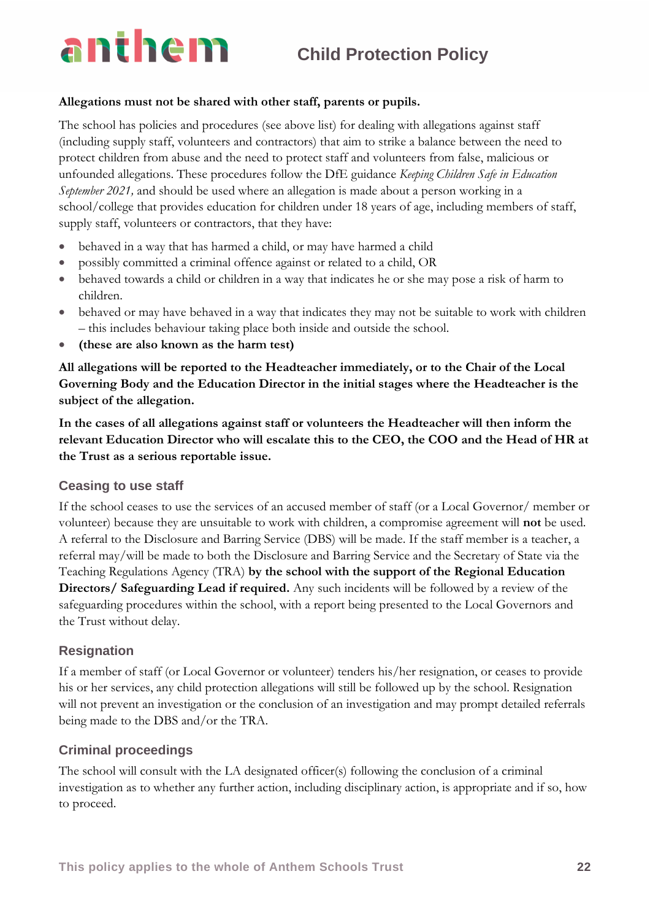**Allegations must not be shared with other staff, parents or pupils.**

The school has policies and procedures (see above list) for dealing with allegations against staff (including supply staff, volunteers and contractors) that aim to strike a balance between the need to protect children from abuse and the need to protect staff and volunteers from false, malicious or unfounded allegations. These procedures follow the DfE guidance *Keeping Children Safe in Education September 2021,* and should be used where an allegation is made about a person working in a school/college that provides education for children under 18 years of age, including members of staff, supply staff, volunteers or contractors, that they have:

- behaved in a way that has harmed a child, or may have harmed a child
- possibly committed a criminal offence against or related to a child, OR
- behaved towards a child or children in a way that indicates he or she may pose a risk of harm to children.
- behaved or may have behaved in a way that indicates they may not be suitable to work with children – this includes behaviour taking place both inside and outside the school.
- **(these are also known as the harm test)**

**All allegations will be reported to the Headteacher immediately, or to the Chair of the Local Governing Body and the Education Director in the initial stages where the Headteacher is the subject of the allegation.**

**In the cases of all allegations against staff or volunteers the Headteacher will then inform the relevant Education Director who will escalate this to the CEO, the COO and the Head of HR at the Trust as a serious reportable issue.**

### Ceasing to use staff

If the school ceases to use the services of an accused member of staff (or a Local Governor/ member or volunteer) because they are unsuitable to work with children, a compromise agreement will **not** be used. A referral to the Disclosure and Barring Service (DBS) will be made. If the staff member is a teacher, a referral may/will be made to both the Disclosure and Barring Service and the Secretary of State via the Teaching Regulations Agency (TRA) **by the school with the support of the Regional Education Directors/ Safeguarding Lead if required.** Any such incidents will be followed by a review of the safeguarding procedures within the school, with a report being presented to the Local Governors and the Trust without delay.

### Resignation

If a member of staff (or Local Governor or volunteer) tenders his/her resignation, or ceases to provide his or her services, any child protection allegations will still be followed up by the school. Resignation will not prevent an investigation or the conclusion of an investigation and may prompt detailed referrals being made to the DBS and/or the TRA.

### Criminal proceedings

The school will consult with the LA designated officer(s) following the conclusion of a criminal investigation as to whether any further action, including disciplinary action, is appropriate and if so, how to proceed.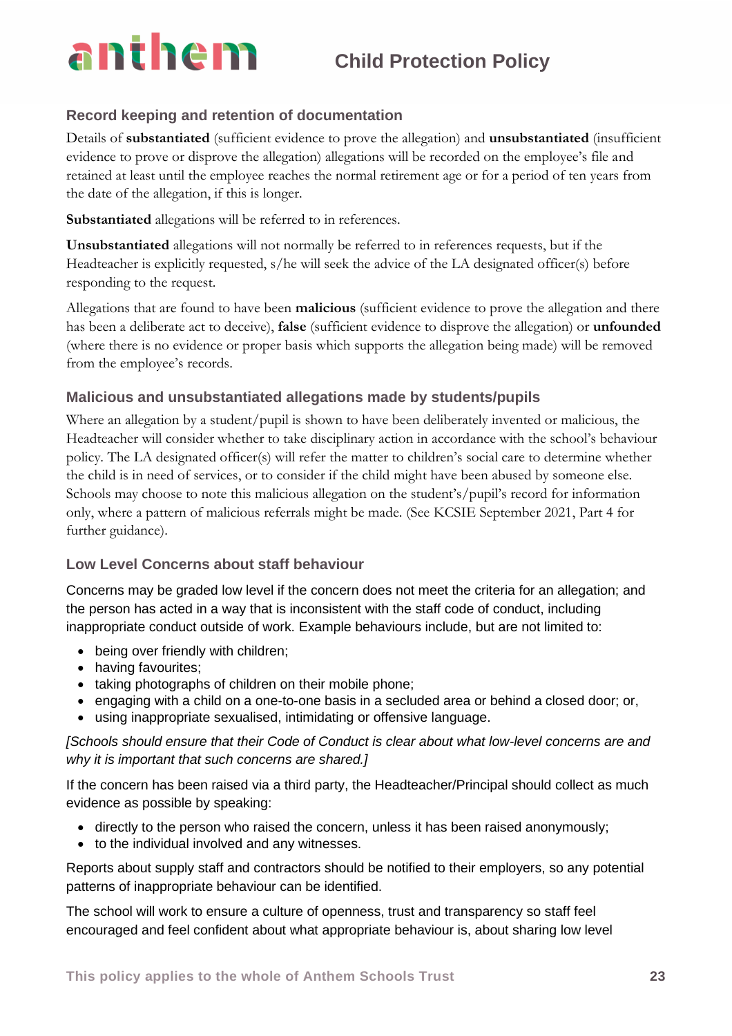## Record keeping and retention of documentation

Details of **substantiated** (sufficient evidence to prove the allegation) and **unsubstantiated** (insufficient evidence to prove or disprove the allegation) allegations will be recorded on the employee's file and retained at least until the employee reaches the normal retirement age or for a period of ten years from the date of the allegation, if this is longer.

**Substantiated** allegations will be referred to in references.

**Unsubstantiated** allegations will not normally be referred to in references requests, but if the Headteacher is explicitly requested, s/he will seek the advice of the LA designated officer(s) before responding to the request.

Allegations that are found to have been **malicious** (sufficient evidence to prove the allegation and there has been a deliberate act to deceive), **false** (sufficient evidence to disprove the allegation) or **unfounded** (where there is no evidence or proper basis which supports the allegation being made) will be removed from the employee's records.

## Malicious and unsubstantiated allegations made by students/pupils

Where an allegation by a student/pupil is shown to have been deliberately invented or malicious, the Headteacher will consider whether to take disciplinary action in accordance with the school's behaviour policy. The LA designated officer(s) will refer the matter to children's social care to determine whether the child is in need of services, or to consider if the child might have been abused by someone else. Schools may choose to note this malicious allegation on the student's/pupil's record for information only, where a pattern of malicious referrals might be made. (See KCSIE September 2021, Part 4 for further guidance).

## Low Level Concerns about staff behaviour

Concerns may be graded low level if the concern does not meet the criteria for an allegation; and the person has acted in a way that is inconsistent with the staff code of conduct, including inappropriate conduct outside of work. Example behaviours include, but are not limited to:

- being over friendly with children;
- having favourites;
- taking photographs of children on their mobile phone;
- engaging with a child on a one-to-one basis in a secluded area or behind a closed door; or,
- using inappropriate sexualised, intimidating or offensive language.

*[Schools should ensure that their Code of Conduct is clear about what low-level concerns are and why it is important that such concerns are shared.]*

If the concern has been raised via a third party, the Headteacher/Principal should collect as much evidence as possible by speaking:

- directly to the person who raised the concern, unless it has been raised anonymously;
- to the individual involved and any witnesses.

Reports about supply staff and contractors should be notified to their employers, so any potential patterns of inappropriate behaviour can be identified.

The school will work to ensure a culture of openness, trust and transparency so staff feel encouraged and feel confident about what appropriate behaviour is, about sharing low level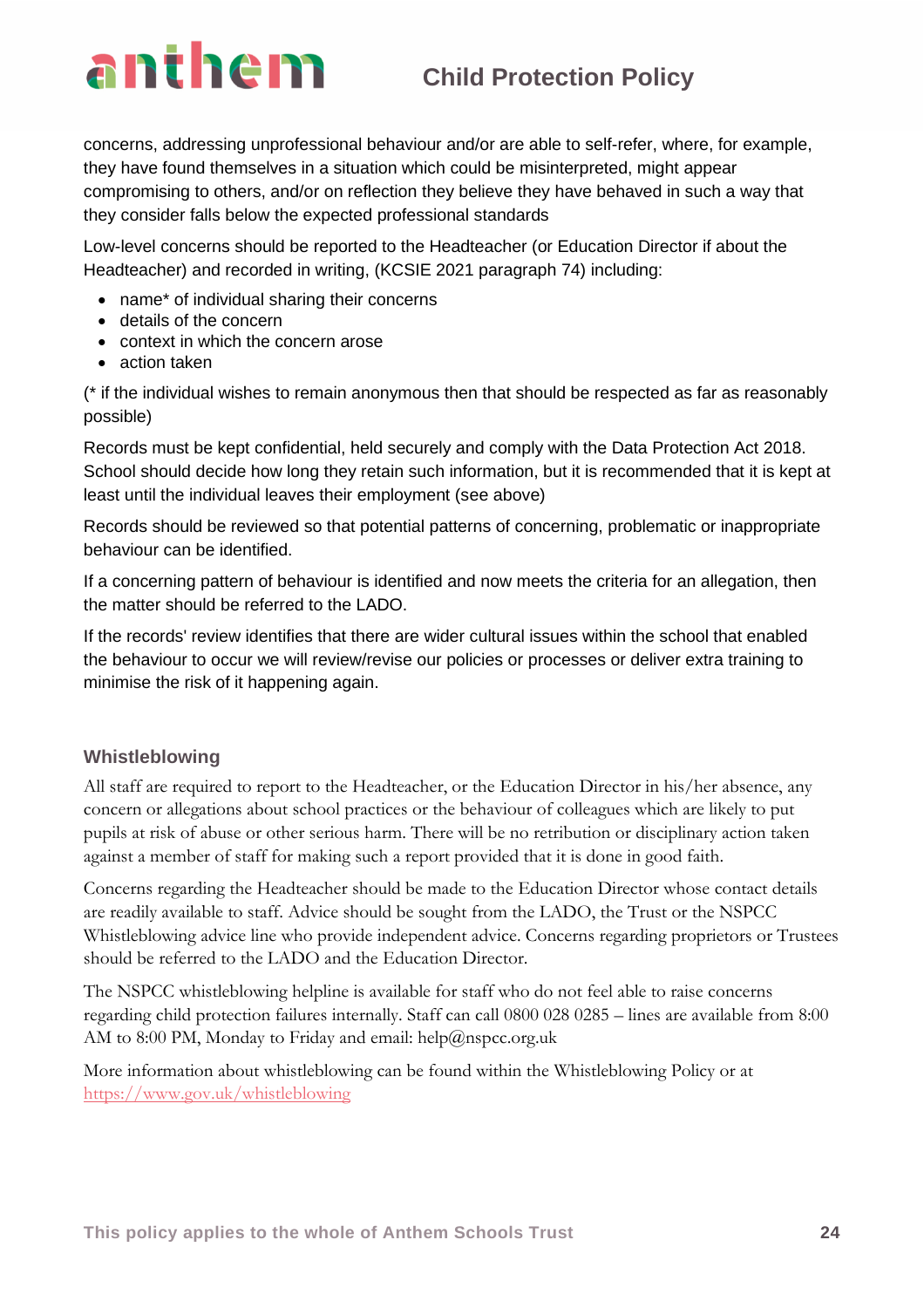concerns, addressing unprofessional behaviour and/or are able to self-refer, where, for example, they have found themselves in a situation which could be misinterpreted, might appear compromising to others, and/or on reflection they believe they have behaved in such a way that they consider falls below the expected professional standards

Low-level concerns should be reported to the Headteacher (or Education Director if about the Headteacher) and recorded in writing, (KCSIE 2021 paragraph 74) including:

- name* of individual sharing their concerns
- details of the concern
- context in which the concern arose
- action taken

(* if the individual wishes to remain anonymous then that should be respected as far as reasonably possible)

Records must be kept confidential, held securely and comply with the Data Protection Act 2018. School should decide how long they retain such information, but it is recommended that it is kept at least until the individual leaves their employment (see above)

Records should be reviewed so that potential patterns of concerning, problematic or inappropriate behaviour can be identified.

If a concerning pattern of behaviour is identified and now meets the criteria for an allegation, then the matter should be referred to the LADO.

If the records' review identifies that there are wider cultural issues within the school that enabled the behaviour to occur we will review/revise our policies or processes or deliver extra training to minimise the risk of it happening again.

### Whistleblowing

All staff are required to report to the Headteacher, or the Education Director in his/her absence, any concern or allegations about school practices or the behaviour of colleagues which are likely to put pupils at risk of abuse or other serious harm. There will be no retribution or disciplinary action taken against a member of staff for making such a report provided that it is done in good faith.

Concerns regarding the Headteacher should be made to the Education Director whose contact details are readily available to staff. Advice should be sought from the LADO, the Trust or the NSPCC Whistleblowing advice line who provide independent advice. Concerns regarding proprietors or Trustees should be referred to the LADO and the Education Director.

The NSPCC whistleblowing helpline is available for staff who do not feel able to raise concerns regarding child protection failures internally. Staff can call 0800 028 0285 – lines are available from 8:00 AM to 8:00 PM, Monday to Friday and email: help@nspcc.org.uk

More information about whistleblowing can be found within the Whistleblowing Policy or at [https://www.gov.uk/whistleblowing](https://www.gov.uk/whistleblowing)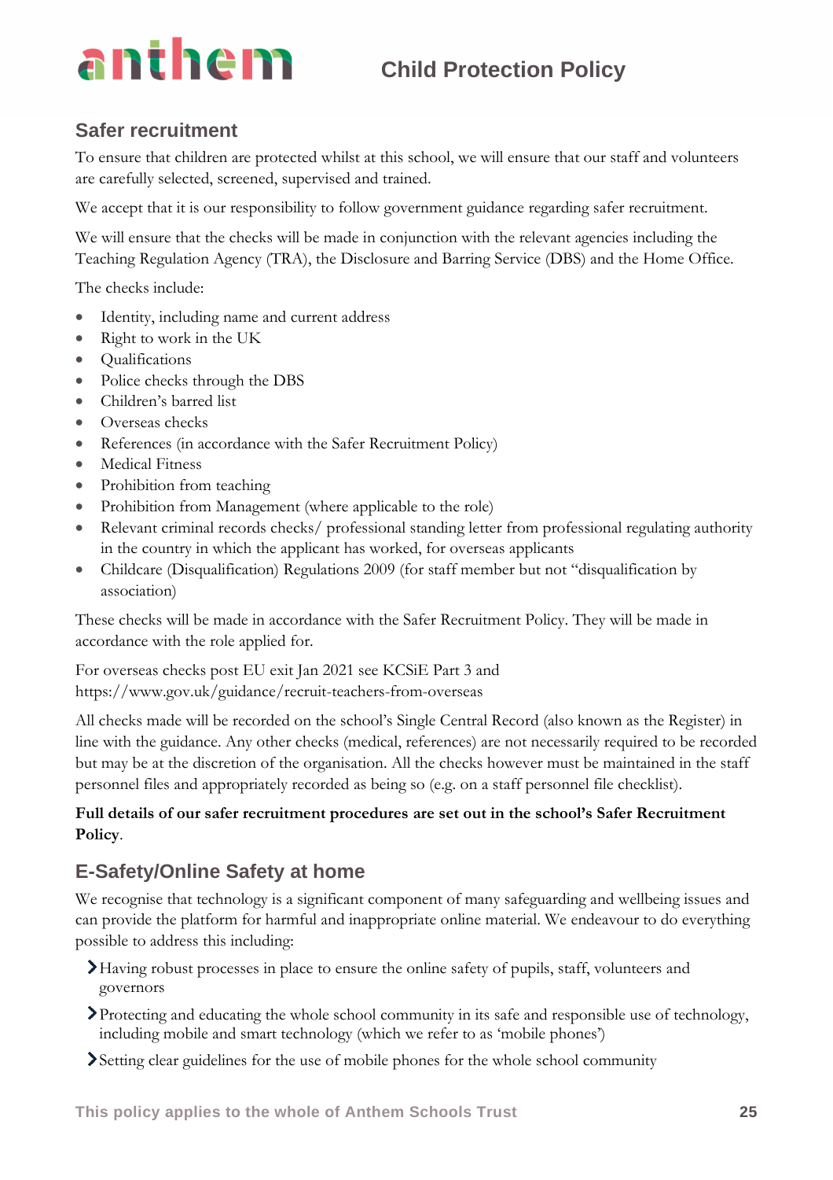## Safer recruitment

To ensure that children are protected whilst at this school, we will ensure that our staff and volunteers are carefully selected, screened, supervised and trained.

We accept that it is our responsibility to follow government guidance regarding safer recruitment.

We will ensure that the checks will be made in conjunction with the relevant agencies including the Teaching Regulation Agency (TRA), the Disclosure and Barring Service (DBS) and the Home Office.

The checks include:

- Identity, including name and current address
- Right to work in the UK
- Qualifications
- Police checks through the DBS
- Children's barred list
- Overseas checks
- References (in accordance with the Safer Recruitment Policy)
- Medical Fitness
- Prohibition from teaching
- Prohibition from Management (where applicable to the role)
- Relevant criminal records checks/ professional standing letter from professional regulating authority in the country in which the applicant has worked, for overseas applicants
- Childcare (Disqualification) Regulations 2009 (for staff member but not "disqualification by association)

These checks will be made in accordance with the Safer Recruitment Policy. They will be made in accordance with the role applied for.

For overseas checks post EU exit Jan 2021 see KCSiE Part 3 and https://www.gov.uk/guidance/recruit-teachers-from-overseas

All checks made will be recorded on the school's Single Central Record (also known as the Register) in line with the guidance. Any other checks (medical, references) are not necessarily required to be recorded but may be at the discretion of the organisation. All the checks however must be maintained in the staff personnel files and appropriately recorded as being so (e.g. on a staff personnel file checklist).

**Full details of our safer recruitment procedures are set out in the school's Safer Recruitment Policy**.

## E-Safety/Online Safety at home

We recognise that technology is a significant component of many safeguarding and wellbeing issues and can provide the platform for harmful and inappropriate online material. We endeavour to do everything possible to address this including:

- Having robust processes in place to ensure the online safety of pupils, staff, volunteers and governors
- Protecting and educating the whole school community in its safe and responsible use of technology, including mobile and smart technology (which we refer to as 'mobile phones')
- Setting clear guidelines for the use of mobile phones for the whole school community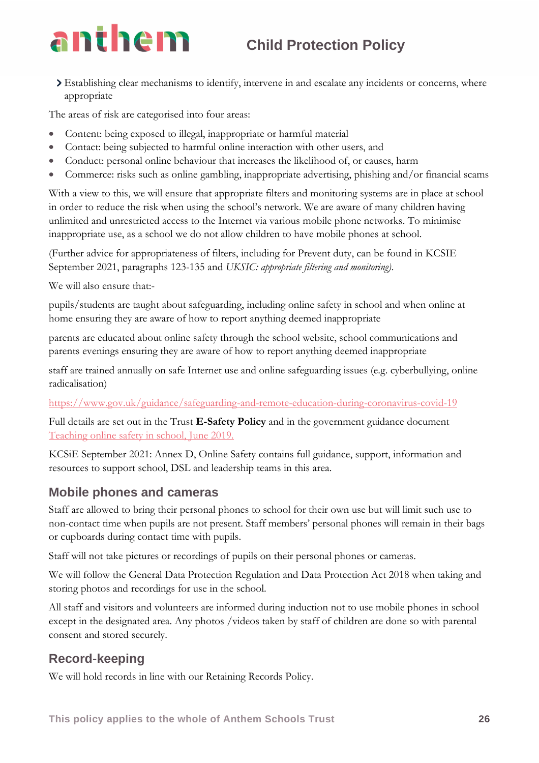- Establishing clear mechanisms to identify, intervene in and escalate any incidents or concerns, where appropriate

The areas of risk are categorised into four areas:

- Content: being exposed to illegal, inappropriate or harmful material
- Contact: being subjected to harmful online interaction with other users, and
- Conduct: personal online behaviour that increases the likelihood of, or causes, harm
- Commerce: risks such as online gambling, inappropriate advertising, phishing and/or financial scams

With a view to this, we will ensure that appropriate filters and monitoring systems are in place at school in order to reduce the risk when using the school's network. We are aware of many children having unlimited and unrestricted access to the Internet via various mobile phone networks. To minimise inappropriate use, as a school we do not allow children to have mobile phones at school.

(Further advice for appropriateness of filters, including for Prevent duty, can be found in KCSIE September 2021, paragraphs 123-135 and *UKSIC: appropriate filtering and monitoring).*

We will also ensure that:-

pupils/students are taught about safeguarding, including online safety in school and when online at home ensuring they are aware of how to report anything deemed inappropriate

parents are educated about online safety through the school website, school communications and parents evenings ensuring they are aware of how to report anything deemed inappropriate

staff are trained annually on safe Internet use and online safeguarding issues (e.g. cyberbullying, online radicalisation)

[https://www.gov.uk/guidance/safeguarding-and-remote-education-during-coronavirus-covid-19](https://www.gov.uk/guidance/safeguarding-and-remote-education-during-coronavirus-covid-19)

Full details are set out in the Trust **E-Safety Policy** and in the government guidance document Teaching online safety in school, June 2019.

KCSiE September 2021: Annex D, Online Safety contains full guidance, support, information and resources to support school, DSL and leadership teams in this area.

## Mobile phones and cameras

Staff are allowed to bring their personal phones to school for their own use but will limit such use to non-contact time when pupils are not present. Staff members' personal phones will remain in their bags or cupboards during contact time with pupils.

Staff will not take pictures or recordings of pupils on their personal phones or cameras.

We will follow the General Data Protection Regulation and Data Protection Act 2018 when taking and storing photos and recordings for use in the school.

All staff and visitors and volunteers are informed during induction not to use mobile phones in school except in the designated area. Any photos /videos taken by staff of children are done so with parental consent and stored securely.

## Record-keeping

We will hold records in line with our Retaining Records Policy.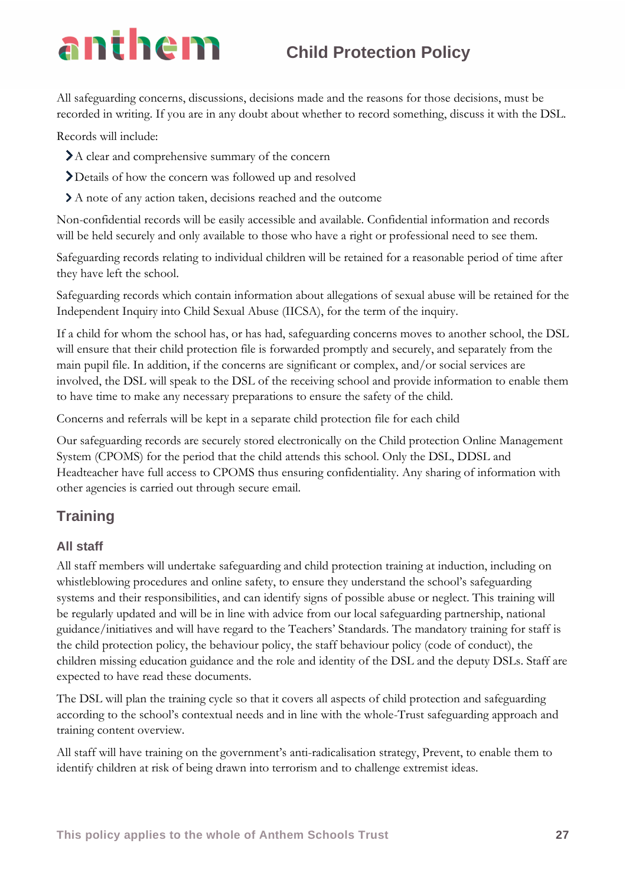All safeguarding concerns, discussions, decisions made and the reasons for those decisions, must be recorded in writing. If you are in any doubt about whether to record something, discuss it with the DSL.

Records will include:

- A clear and comprehensive summary of the concern
- Details of how the concern was followed up and resolved
- A note of any action taken, decisions reached and the outcome

Non-confidential records will be easily accessible and available. Confidential information and records will be held securely and only available to those who have a right or professional need to see them.

Safeguarding records relating to individual children will be retained for a reasonable period of time after they have left the school.

Safeguarding records which contain information about allegations of sexual abuse will be retained for the Independent Inquiry into Child Sexual Abuse (IICSA), for the term of the inquiry.

If a child for whom the school has, or has had, safeguarding concerns moves to another school, the DSL will ensure that their child protection file is forwarded promptly and securely, and separately from the main pupil file. In addition, if the concerns are significant or complex, and/or social services are involved, the DSL will speak to the DSL of the receiving school and provide information to enable them to have time to make any necessary preparations to ensure the safety of the child.

Concerns and referrals will be kept in a separate child protection file for each child

Our safeguarding records are securely stored electronically on the Child protection Online Management System (CPOMS) for the period that the child attends this school. Only the DSL, DDSL and Headteacher have full access to CPOMS thus ensuring confidentiality. Any sharing of information with other agencies is carried out through secure email.

## Training

### All staff

All staff members will undertake safeguarding and child protection training at induction, including on whistleblowing procedures and online safety, to ensure they understand the school's safeguarding systems and their responsibilities, and can identify signs of possible abuse or neglect. This training will be regularly updated and will be in line with advice from our local safeguarding partnership, national guidance/initiatives and will have regard to the Teachers' Standards. The mandatory training for staff is the child protection policy, the behaviour policy, the staff behaviour policy (code of conduct), the children missing education guidance and the role and identity of the DSL and the deputy DSLs. Staff are expected to have read these documents.

The DSL will plan the training cycle so that it covers all aspects of child protection and safeguarding according to the school's contextual needs and in line with the whole-Trust safeguarding approach and training content overview.

All staff will have training on the government's anti-radicalisation strategy, Prevent, to enable them to identify children at risk of being drawn into terrorism and to challenge extremist ideas.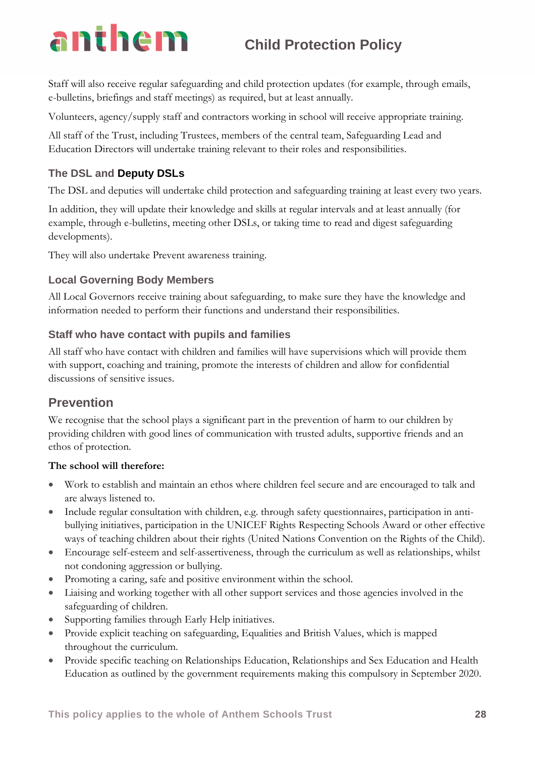Staff will also receive regular safeguarding and child protection updates (for example, through emails, e-bulletins, briefings and staff meetings) as required, but at least annually.

Volunteers, agency/supply staff and contractors working in school will receive appropriate training.

All staff of the Trust, including Trustees, members of the central team, Safeguarding Lead and Education Directors will undertake training relevant to their roles and responsibilities.

### The DSL and **Deputy DSLs**

The DSL and deputies will undertake child protection and safeguarding training at least every two years.

In addition, they will update their knowledge and skills at regular intervals and at least annually (for example, through e-bulletins, meeting other DSLs, or taking time to read and digest safeguarding developments).

They will also undertake Prevent awareness training.

### Local Governing Body Members

All Local Governors receive training about safeguarding, to make sure they have the knowledge and information needed to perform their functions and understand their responsibilities.

### Staff who have contact with pupils and families

All staff who have contact with children and families will have supervisions which will provide them with support, coaching and training, promote the interests of children and allow for confidential discussions of sensitive issues.

## Prevention

We recognise that the school plays a significant part in the prevention of harm to our children by providing children with good lines of communication with trusted adults, supportive friends and an ethos of protection.

**The school will therefore:**

- Work to establish and maintain an ethos where children feel secure and are encouraged to talk and are always listened to.
- Include regular consultation with children, e.g. through safety questionnaires, participation in anti-bullying initiatives, participation in the UNICEF Rights Respecting Schools Award or other effective ways of teaching children about their rights (United Nations Convention on the Rights of the Child).
- Encourage self-esteem and self-assertiveness, through the curriculum as well as relationships, whilst not condoning aggression or bullying.
- Promoting a caring, safe and positive environment within the school.
- Liaising and working together with all other support services and those agencies involved in the safeguarding of children.
- Supporting families through Early Help initiatives.
- Provide explicit teaching on safeguarding, Equalities and British Values, which is mapped throughout the curriculum.
- Provide specific teaching on Relationships Education, Relationships and Sex Education and Health Education as outlined by the government requirements making this compulsory in September 2020.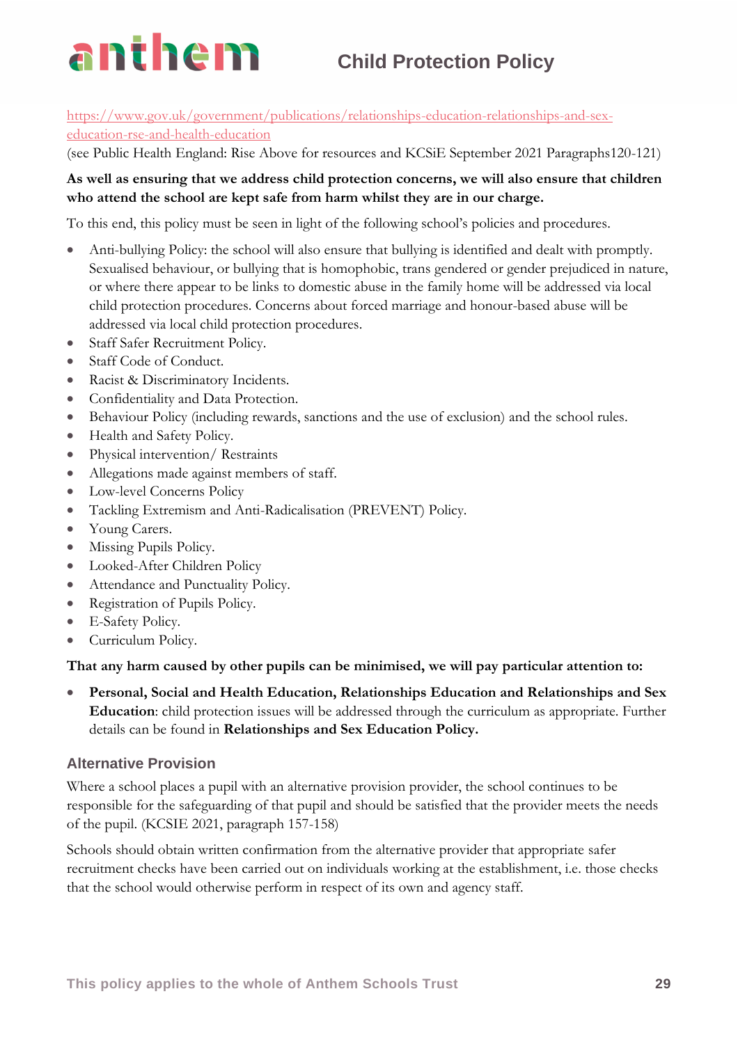https://www.gov.uk/government/publications/relationships-education-relationships-and-sex-education-rse-and-health-education

(see Public Health England: Rise Above for resources and KCSiE September 2021 Paragraphs120-121)

**As well as ensuring that we address child protection concerns, we will also ensure that children who attend the school are kept safe from harm whilst they are in our charge.**

To this end, this policy must be seen in light of the following school's policies and procedures.

- Anti-bullying Policy: the school will also ensure that bullying is identified and dealt with promptly. Sexualised behaviour, or bullying that is homophobic, trans gendered or gender prejudiced in nature, or where there appear to be links to domestic abuse in the family home will be addressed via local child protection procedures. Concerns about forced marriage and honour-based abuse will be addressed via local child protection procedures.
- Staff Safer Recruitment Policy.
- Staff Code of Conduct.
- Racist & Discriminatory Incidents.
- Confidentiality and Data Protection.
- Behaviour Policy (including rewards, sanctions and the use of exclusion) and the school rules.
- Health and Safety Policy.
- Physical intervention/ Restraints
- Allegations made against members of staff.
- Low-level Concerns Policy
- Tackling Extremism and Anti-Radicalisation (PREVENT) Policy.
- Young Carers.
- Missing Pupils Policy.
- Looked-After Children Policy
- Attendance and Punctuality Policy.
- Registration of Pupils Policy.
- E-Safety Policy.
- Curriculum Policy.

**That any harm caused by other pupils can be minimised, we will pay particular attention to:**

- **Personal, Social and Health Education, Relationships Education and Relationships and Sex Education**: child protection issues will be addressed through the curriculum as appropriate. Further details can be found in **Relationships and Sex Education Policy.**

## Alternative Provision

Where a school places a pupil with an alternative provision provider, the school continues to be responsible for the safeguarding of that pupil and should be satisfied that the provider meets the needs of the pupil. (KCSIE 2021, paragraph 157-158)

Schools should obtain written confirmation from the alternative provider that appropriate safer recruitment checks have been carried out on individuals working at the establishment, i.e. those checks that the school would otherwise perform in respect of its own and agency staff.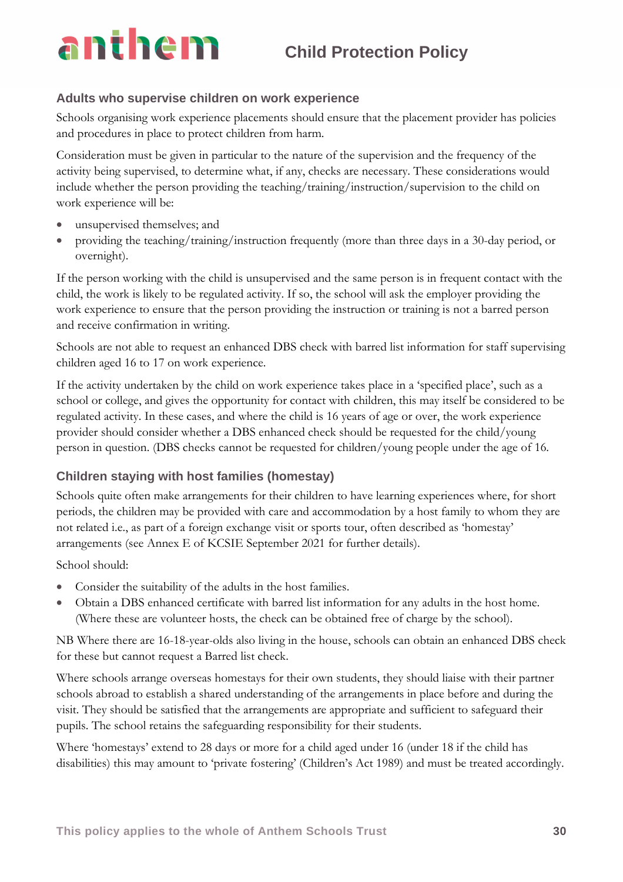## Adults who supervise children on work experience

Schools organising work experience placements should ensure that the placement provider has policies and procedures in place to protect children from harm.

Consideration must be given in particular to the nature of the supervision and the frequency of the activity being supervised, to determine what, if any, checks are necessary. These considerations would include whether the person providing the teaching/training/instruction/supervision to the child on work experience will be:

- unsupervised themselves; and
- providing the teaching/training/instruction frequently (more than three days in a 30-day period, or overnight).

If the person working with the child is unsupervised and the same person is in frequent contact with the child, the work is likely to be regulated activity. If so, the school will ask the employer providing the work experience to ensure that the person providing the instruction or training is not a barred person and receive confirmation in writing.

Schools are not able to request an enhanced DBS check with barred list information for staff supervising children aged 16 to 17 on work experience.

If the activity undertaken by the child on work experience takes place in a 'specified place', such as a school or college, and gives the opportunity for contact with children, this may itself be considered to be regulated activity. In these cases, and where the child is 16 years of age or over, the work experience provider should consider whether a DBS enhanced check should be requested for the child/young person in question. (DBS checks cannot be requested for children/young people under the age of 16.

## Children staying with host families (homestay)

Schools quite often make arrangements for their children to have learning experiences where, for short periods, the children may be provided with care and accommodation by a host family to whom they are not related i.e., as part of a foreign exchange visit or sports tour, often described as 'homestay' arrangements (see Annex E of KCSIE September 2021 for further details).

School should:

- Consider the suitability of the adults in the host families.
- Obtain a DBS enhanced certificate with barred list information for any adults in the host home. (Where these are volunteer hosts, the check can be obtained free of charge by the school).

NB Where there are 16-18-year-olds also living in the house, schools can obtain an enhanced DBS check for these but cannot request a Barred list check.

Where schools arrange overseas homestays for their own students, they should liaise with their partner schools abroad to establish a shared understanding of the arrangements in place before and during the visit. They should be satisfied that the arrangements are appropriate and sufficient to safeguard their pupils. The school retains the safeguarding responsibility for their students.

Where 'homestays' extend to 28 days or more for a child aged under 16 (under 18 if the child has disabilities) this may amount to 'private fostering' (Children's Act 1989) and must be treated accordingly.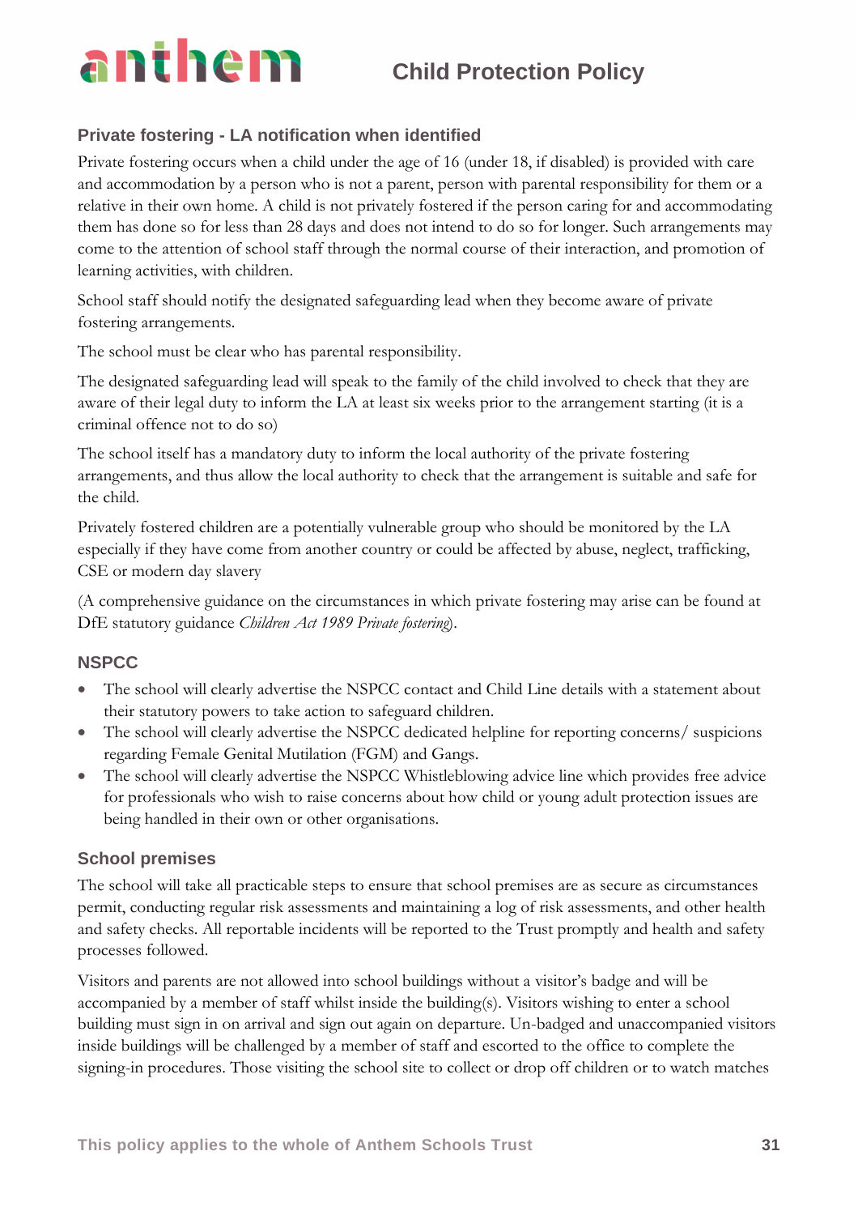## Private fostering - LA notification when identified

Private fostering occurs when a child under the age of 16 (under 18, if disabled) is provided with care and accommodation by a person who is not a parent, person with parental responsibility for them or a relative in their own home. A child is not privately fostered if the person caring for and accommodating them has done so for less than 28 days and does not intend to do so for longer. Such arrangements may come to the attention of school staff through the normal course of their interaction, and promotion of learning activities, with children.

School staff should notify the designated safeguarding lead when they become aware of private fostering arrangements.

The school must be clear who has parental responsibility.

The designated safeguarding lead will speak to the family of the child involved to check that they are aware of their legal duty to inform the LA at least six weeks prior to the arrangement starting (it is a criminal offence not to do so)

The school itself has a mandatory duty to inform the local authority of the private fostering arrangements, and thus allow the local authority to check that the arrangement is suitable and safe for the child.

Privately fostered children are a potentially vulnerable group who should be monitored by the LA especially if they have come from another country or could be affected by abuse, neglect, trafficking, CSE or modern day slavery

(A comprehensive guidance on the circumstances in which private fostering may arise can be found at DfE statutory guidance *Children Act 1989 Private fostering*).

## NSPCC

- The school will clearly advertise the NSPCC contact and Child Line details with a statement about their statutory powers to take action to safeguard children.
- The school will clearly advertise the NSPCC dedicated helpline for reporting concerns/ suspicions regarding Female Genital Mutilation (FGM) and Gangs.
- The school will clearly advertise the NSPCC Whistleblowing advice line which provides free advice for professionals who wish to raise concerns about how child or young adult protection issues are being handled in their own or other organisations.

## School premises

The school will take all practicable steps to ensure that school premises are as secure as circumstances permit, conducting regular risk assessments and maintaining a log of risk assessments, and other health and safety checks. All reportable incidents will be reported to the Trust promptly and health and safety processes followed.

Visitors and parents are not allowed into school buildings without a visitor's badge and will be accompanied by a member of staff whilst inside the building(s). Visitors wishing to enter a school building must sign in on arrival and sign out again on departure. Un-badged and unaccompanied visitors inside buildings will be challenged by a member of staff and escorted to the office to complete the signing-in procedures. Those visiting the school site to collect or drop off children or to watch matches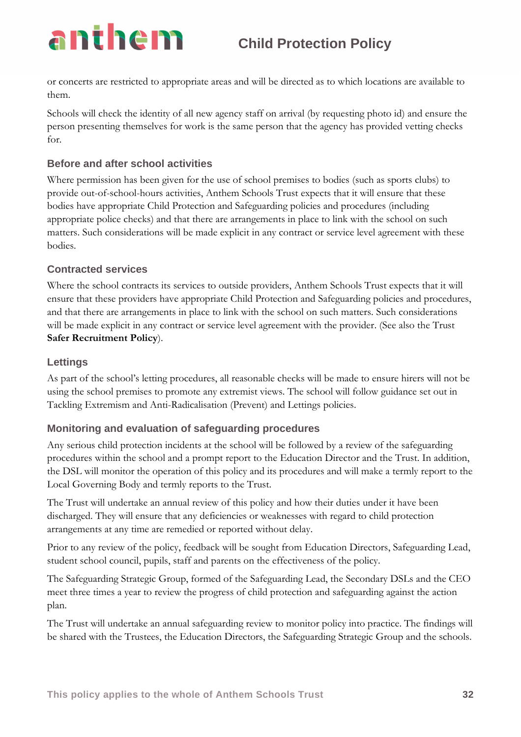or concerts are restricted to appropriate areas and will be directed as to which locations are available to them.

Schools will check the identity of all new agency staff on arrival (by requesting photo id) and ensure the person presenting themselves for work is the same person that the agency has provided vetting checks for.

### Before and after school activities

Where permission has been given for the use of school premises to bodies (such as sports clubs) to provide out-of-school-hours activities, Anthem Schools Trust expects that it will ensure that these bodies have appropriate Child Protection and Safeguarding policies and procedures (including appropriate police checks) and that there are arrangements in place to link with the school on such matters. Such considerations will be made explicit in any contract or service level agreement with these bodies.

### Contracted services

Where the school contracts its services to outside providers, Anthem Schools Trust expects that it will ensure that these providers have appropriate Child Protection and Safeguarding policies and procedures, and that there are arrangements in place to link with the school on such matters. Such considerations will be made explicit in any contract or service level agreement with the provider. (See also the Trust **Safer Recruitment Policy**).

### Lettings

As part of the school's letting procedures, all reasonable checks will be made to ensure hirers will not be using the school premises to promote any extremist views. The school will follow guidance set out in Tackling Extremism and Anti-Radicalisation (Prevent) and Lettings policies.

### Monitoring and evaluation of safeguarding procedures

Any serious child protection incidents at the school will be followed by a review of the safeguarding procedures within the school and a prompt report to the Education Director and the Trust. In addition, the DSL will monitor the operation of this policy and its procedures and will make a termly report to the Local Governing Body and termly reports to the Trust.

The Trust will undertake an annual review of this policy and how their duties under it have been discharged. They will ensure that any deficiencies or weaknesses with regard to child protection arrangements at any time are remedied or reported without delay.

Prior to any review of the policy, feedback will be sought from Education Directors, Safeguarding Lead, student school council, pupils, staff and parents on the effectiveness of the policy.

The Safeguarding Strategic Group, formed of the Safeguarding Lead, the Secondary DSLs and the CEO meet three times a year to review the progress of child protection and safeguarding against the action plan.

The Trust will undertake an annual safeguarding review to monitor policy into practice. The findings will be shared with the Trustees, the Education Directors, the Safeguarding Strategic Group and the schools.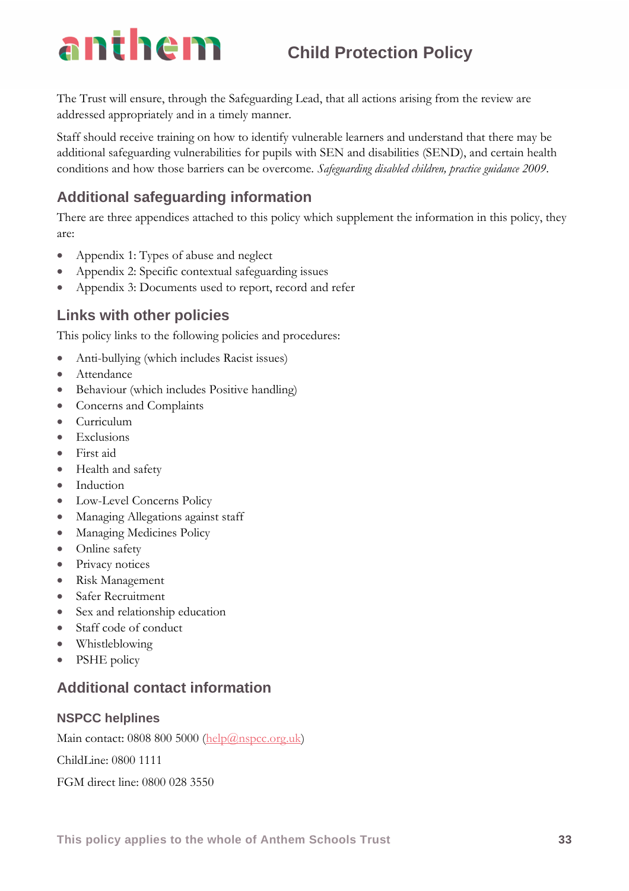The Trust will ensure, through the Safeguarding Lead, that all actions arising from the review are addressed appropriately and in a timely manner.

Staff should receive training on how to identify vulnerable learners and understand that there may be additional safeguarding vulnerabilities for pupils with SEN and disabilities (SEND), and certain health conditions and how those barriers can be overcome. *Safeguarding disabled children, practice guidance 2009*.

## Additional safeguarding information

There are three appendices attached to this policy which supplement the information in this policy, they are:

- Appendix 1: Types of abuse and neglect
- Appendix 2: Specific contextual safeguarding issues
- Appendix 3: Documents used to report, record and refer

## Links with other policies

This policy links to the following policies and procedures:

- Anti-bullying (which includes Racist issues)
- Attendance
- Behaviour (which includes Positive handling)
- Concerns and Complaints
- Curriculum
- Exclusions
- First aid
- Health and safety
- Induction
- Low-Level Concerns Policy
- Managing Allegations against staff
- Managing Medicines Policy
- Online safety
- Privacy notices
- Risk Management
- Safer Recruitment
- Sex and relationship education
- Staff code of conduct
- Whistleblowing
- PSHE policy

## Additional contact information

### NSPCC helplines

Main contact: 0808 800 5000 (help@nspcc.org.uk)

ChildLine: 0800 1111

FGM direct line: 0800 028 3550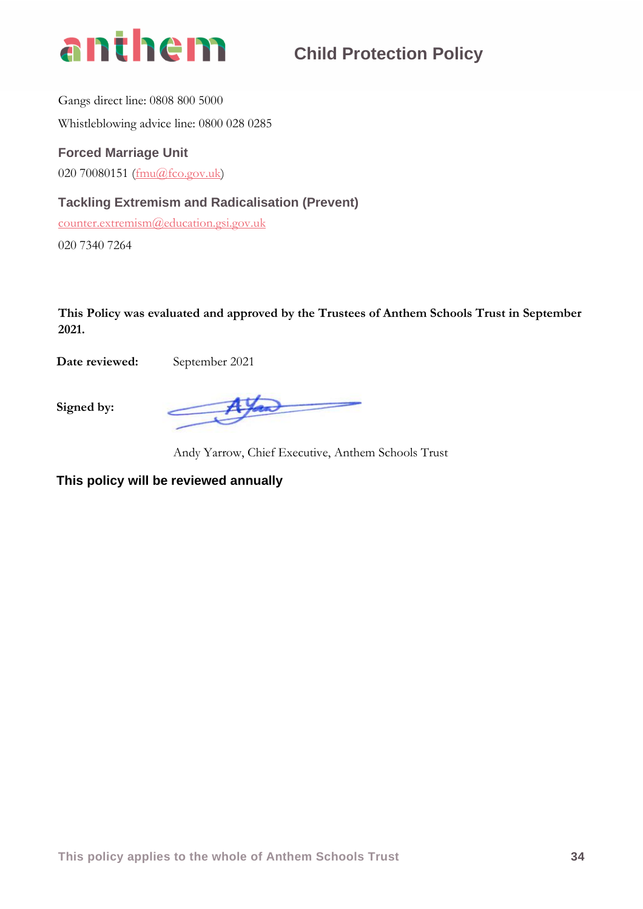Gangs direct line: 0808 800 5000

Whistleblowing advice line: 0800 028 0285

### Forced Marriage Unit

020 70080151 (fmu@fco.gov.uk)

### Tackling Extremism and Radicalisation (Prevent)

counter.extremism@education.gsi.gov.uk

020 7340 7264

**This Policy was evaluated and approved by the Trustees of Anthem Schools Trust in September 2021.**

**Date reviewed:** September 2021

**Signed by:**

Andy Yarrow, Chief Executive, Anthem Schools Trust

**This policy will be reviewed annually**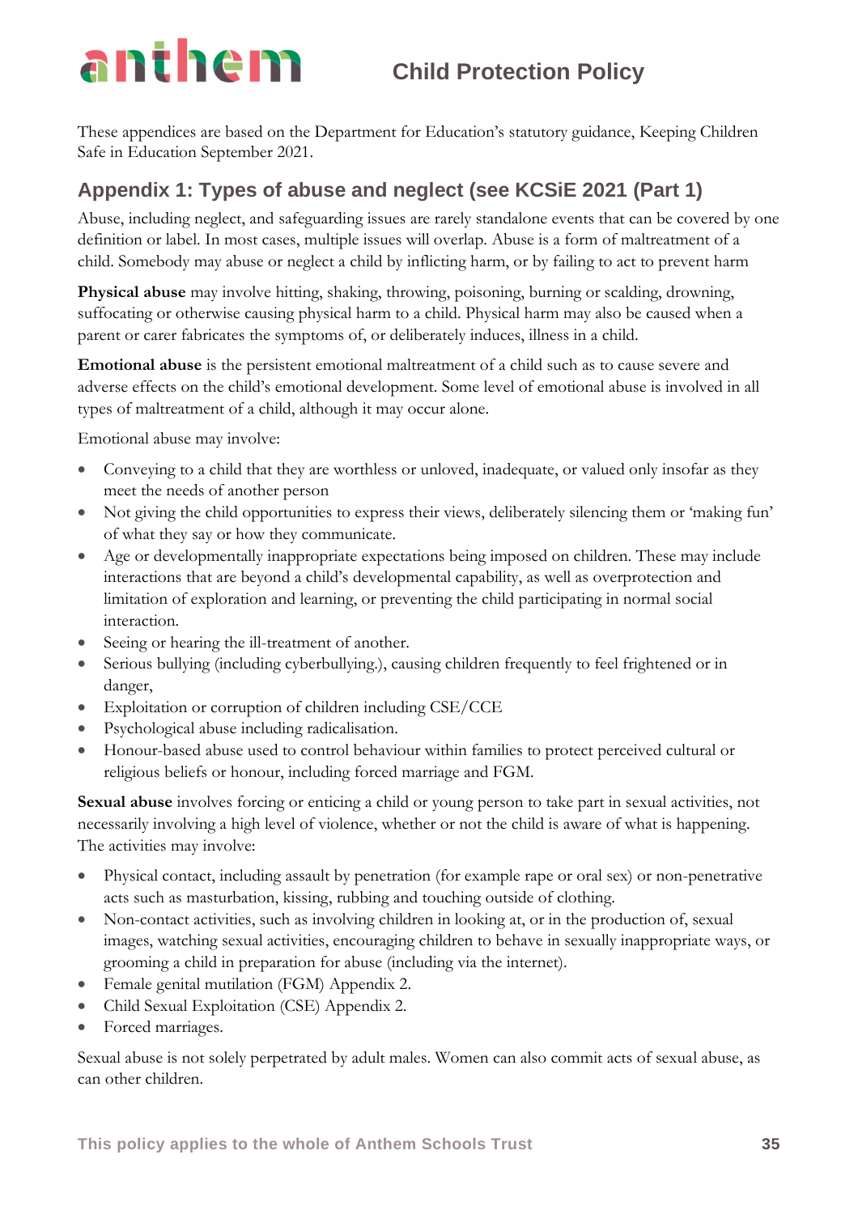These appendices are based on the Department for Education's statutory guidance, Keeping Children Safe in Education September 2021.

## Appendix 1: Types of abuse and neglect (see KCSiE 2021 (Part 1)

Abuse, including neglect, and safeguarding issues are rarely standalone events that can be covered by one definition or label. In most cases, multiple issues will overlap. Abuse is a form of maltreatment of a child. Somebody may abuse or neglect a child by inflicting harm, or by failing to act to prevent harm

**Physical abuse** may involve hitting, shaking, throwing, poisoning, burning or scalding, drowning, suffocating or otherwise causing physical harm to a child. Physical harm may also be caused when a parent or carer fabricates the symptoms of, or deliberately induces, illness in a child.

**Emotional abuse** is the persistent emotional maltreatment of a child such as to cause severe and adverse effects on the child's emotional development. Some level of emotional abuse is involved in all types of maltreatment of a child, although it may occur alone.

Emotional abuse may involve:

- Conveying to a child that they are worthless or unloved, inadequate, or valued only insofar as they meet the needs of another person
- Not giving the child opportunities to express their views, deliberately silencing them or 'making fun' of what they say or how they communicate.
- Age or developmentally inappropriate expectations being imposed on children. These may include interactions that are beyond a child's developmental capability, as well as overprotection and limitation of exploration and learning, or preventing the child participating in normal social interaction.
- Seeing or hearing the ill-treatment of another.
- Serious bullying (including cyberbullying.), causing children frequently to feel frightened or in danger,
- Exploitation or corruption of children including CSE/CCE
- Psychological abuse including radicalisation.
- Honour-based abuse used to control behaviour within families to protect perceived cultural or religious beliefs or honour, including forced marriage and FGM.

**Sexual abuse** involves forcing or enticing a child or young person to take part in sexual activities, not necessarily involving a high level of violence, whether or not the child is aware of what is happening. The activities may involve:

- Physical contact, including assault by penetration (for example rape or oral sex) or non-penetrative acts such as masturbation, kissing, rubbing and touching outside of clothing.
- Non-contact activities, such as involving children in looking at, or in the production of, sexual images, watching sexual activities, encouraging children to behave in sexually inappropriate ways, or grooming a child in preparation for abuse (including via the internet).
- Female genital mutilation (FGM) Appendix 2.
- Child Sexual Exploitation (CSE) Appendix 2.
- Forced marriages.

Sexual abuse is not solely perpetrated by adult males. Women can also commit acts of sexual abuse, as can other children.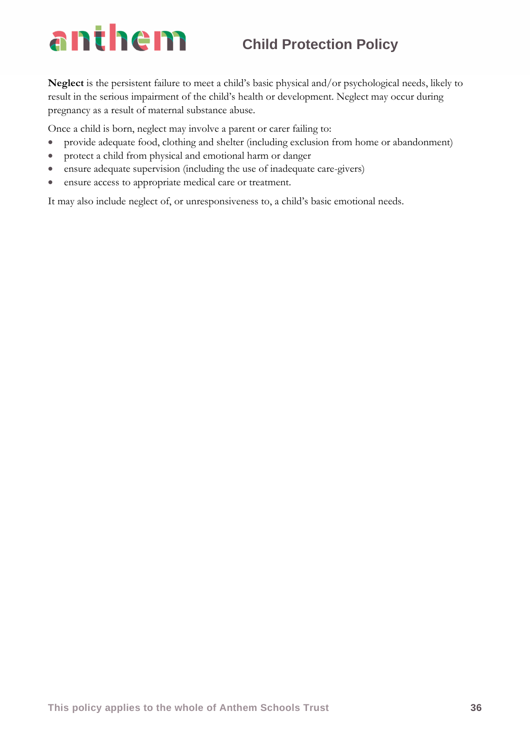**Neglect** is the persistent failure to meet a child's basic physical and/or psychological needs, likely to result in the serious impairment of the child's health or development. Neglect may occur during pregnancy as a result of maternal substance abuse.

Once a child is born, neglect may involve a parent or carer failing to:

- provide adequate food, clothing and shelter (including exclusion from home or abandonment)
- protect a child from physical and emotional harm or danger
- ensure adequate supervision (including the use of inadequate care-givers)
- ensure access to appropriate medical care or treatment.

It may also include neglect of, or unresponsiveness to, a child's basic emotional needs.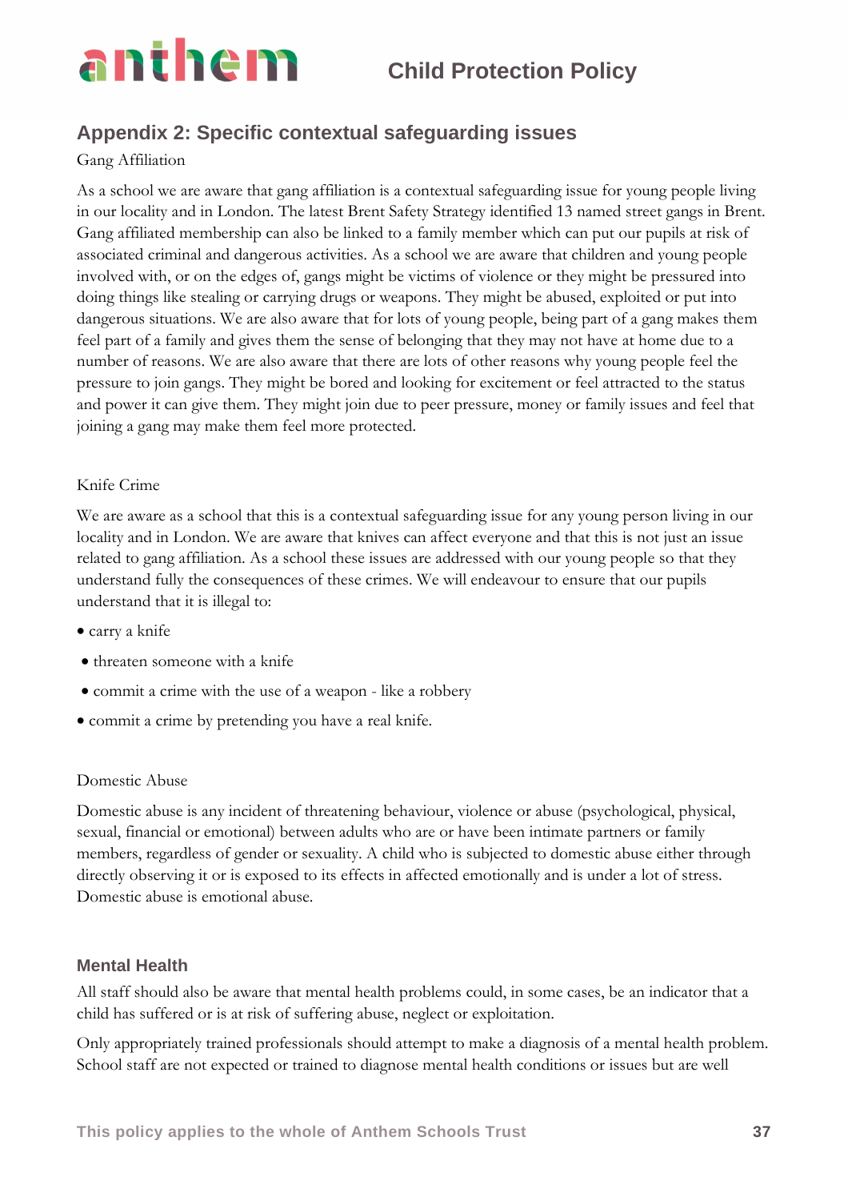## Appendix 2: Specific contextual safeguarding issues

Gang Affiliation

As a school we are aware that gang affiliation is a contextual safeguarding issue for young people living in our locality and in London. The latest Brent Safety Strategy identified 13 named street gangs in Brent. Gang affiliated membership can also be linked to a family member which can put our pupils at risk of associated criminal and dangerous activities. As a school we are aware that children and young people involved with, or on the edges of, gangs might be victims of violence or they might be pressured into doing things like stealing or carrying drugs or weapons. They might be abused, exploited or put into dangerous situations. We are also aware that for lots of young people, being part of a gang makes them feel part of a family and gives them the sense of belonging that they may not have at home due to a number of reasons. We are also aware that there are lots of other reasons why young people feel the pressure to join gangs. They might be bored and looking for excitement or feel attracted to the status and power it can give them. They might join due to peer pressure, money or family issues and feel that joining a gang may make them feel more protected.

Knife Crime

We are aware as a school that this is a contextual safeguarding issue for any young person living in our locality and in London. We are aware that knives can affect everyone and that this is not just an issue related to gang affiliation. As a school these issues are addressed with our young people so that they understand fully the consequences of these crimes. We will endeavour to ensure that our pupils understand that it is illegal to:

- carry a knife
- threaten someone with a knife
- commit a crime with the use of a weapon - like a robbery
- commit a crime by pretending you have a real knife.

Domestic Abuse

Domestic abuse is any incident of threatening behaviour, violence or abuse (psychological, physical, sexual, financial or emotional) between adults who are or have been intimate partners or family members, regardless of gender or sexuality. A child who is subjected to domestic abuse either through directly observing it or is exposed to its effects in affected emotionally and is under a lot of stress. Domestic abuse is emotional abuse.

### Mental Health

All staff should also be aware that mental health problems could, in some cases, be an indicator that a child has suffered or is at risk of suffering abuse, neglect or exploitation.

Only appropriately trained professionals should attempt to make a diagnosis of a mental health problem. School staff are not expected or trained to diagnose mental health conditions or issues but are well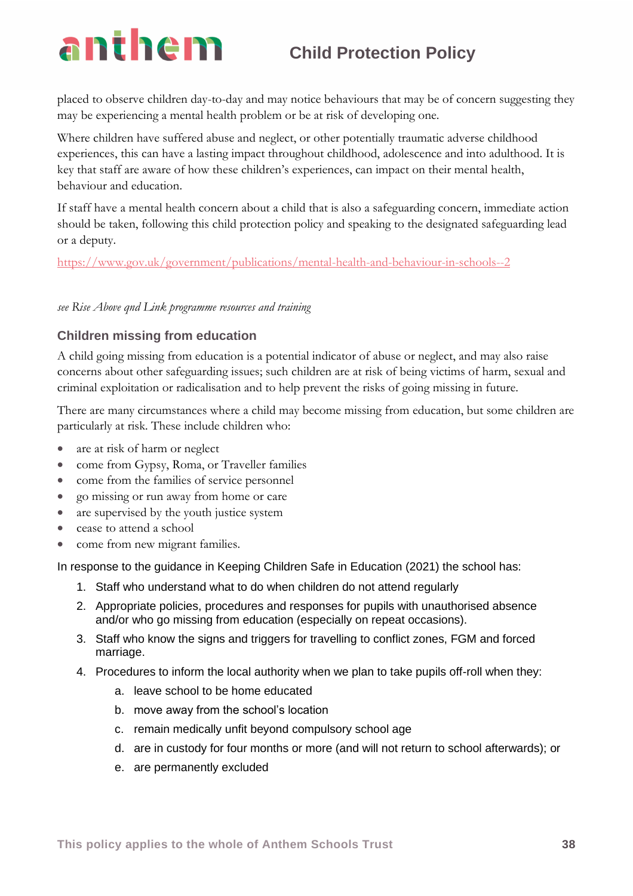placed to observe children day-to-day and may notice behaviours that may be of concern suggesting they may be experiencing a mental health problem or be at risk of developing one.

Where children have suffered abuse and neglect, or other potentially traumatic adverse childhood experiences, this can have a lasting impact throughout childhood, adolescence and into adulthood. It is key that staff are aware of how these children's experiences, can impact on their mental health, behaviour and education.

If staff have a mental health concern about a child that is also a safeguarding concern, immediate action should be taken, following this child protection policy and speaking to the designated safeguarding lead or a deputy.

https://www.gov.uk/government/publications/mental-health-and-behaviour-in-schools--2

*see Rise Above qnd Link programme resources and training*

### Children missing from education

A child going missing from education is a potential indicator of abuse or neglect, and may also raise concerns about other safeguarding issues; such children are at risk of being victims of harm, sexual and criminal exploitation or radicalisation and to help prevent the risks of going missing in future.

There are many circumstances where a child may become missing from education, but some children are particularly at risk. These include children who:

- are at risk of harm or neglect
- come from Gypsy, Roma, or Traveller families
- come from the families of service personnel
- go missing or run away from home or care
- are supervised by the youth justice system
- cease to attend a school
- come from new migrant families.

In response to the guidance in Keeping Children Safe in Education (2021) the school has:

1. Staff who understand what to do when children do not attend regularly
2. Appropriate policies, procedures and responses for pupils with unauthorised absence and/or who go missing from education (especially on repeat occasions).
3. Staff who know the signs and triggers for travelling to conflict zones, FGM and forced marriage.
4. Procedures to inform the local authority when we plan to take pupils off-roll when they:
    a. leave school to be home educated
    b. move away from the school's location
    c. remain medically unfit beyond compulsory school age
    d. are in custody for four months or more (and will not return to school afterwards); or
    e. are permanently excluded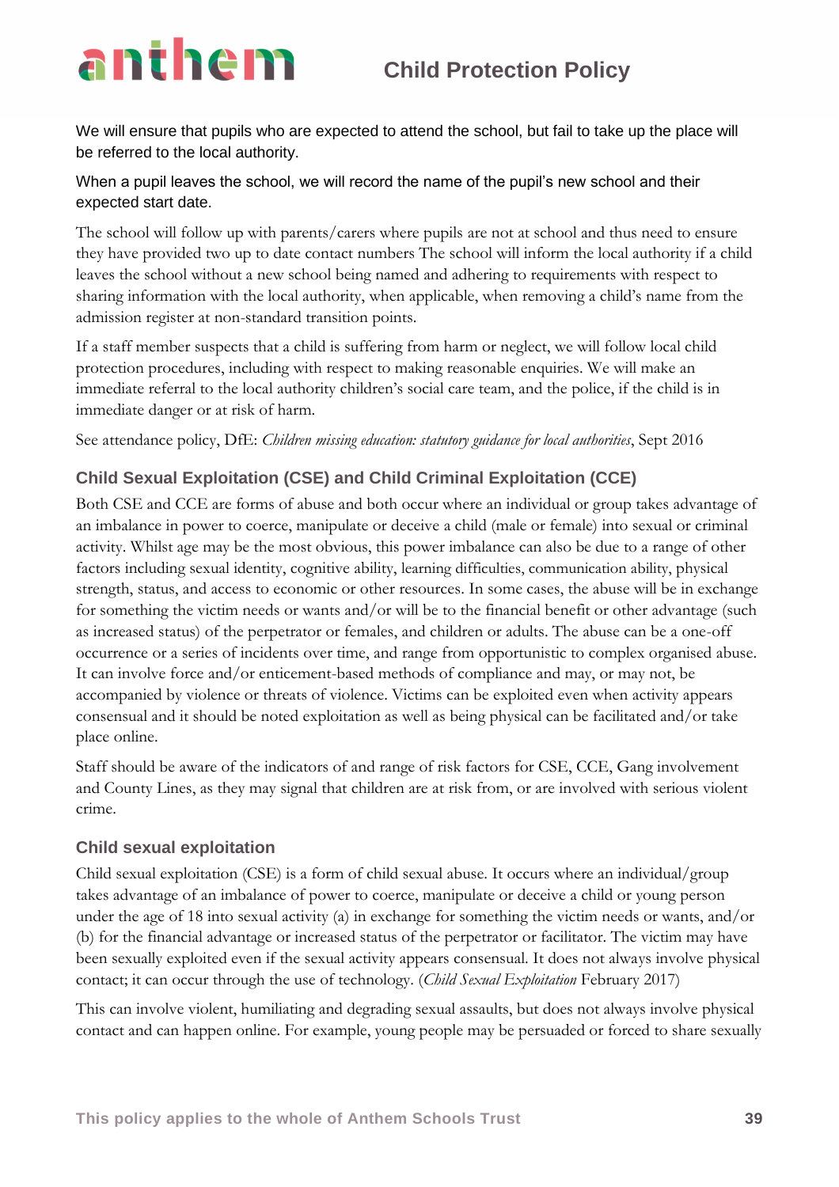We will ensure that pupils who are expected to attend the school, but fail to take up the place will be referred to the local authority.

When a pupil leaves the school, we will record the name of the pupil's new school and their expected start date.

The school will follow up with parents/carers where pupils are not at school and thus need to ensure they have provided two up to date contact numbers The school will inform the local authority if a child leaves the school without a new school being named and adhering to requirements with respect to sharing information with the local authority, when applicable, when removing a child's name from the admission register at non-standard transition points.

If a staff member suspects that a child is suffering from harm or neglect, we will follow local child protection procedures, including with respect to making reasonable enquiries. We will make an immediate referral to the local authority children's social care team, and the police, if the child is in immediate danger or at risk of harm.

See attendance policy, DfE: *Children missing education: statutory guidance for local authorities*, Sept 2016

### Child Sexual Exploitation (CSE) and Child Criminal Exploitation (CCE)

Both CSE and CCE are forms of abuse and both occur where an individual or group takes advantage of an imbalance in power to coerce, manipulate or deceive a child (male or female) into sexual or criminal activity. Whilst age may be the most obvious, this power imbalance can also be due to a range of other factors including sexual identity, cognitive ability, learning difficulties, communication ability, physical strength, status, and access to economic or other resources. In some cases, the abuse will be in exchange for something the victim needs or wants and/or will be to the financial benefit or other advantage (such as increased status) of the perpetrator or females, and children or adults. The abuse can be a one-off occurrence or a series of incidents over time, and range from opportunistic to complex organised abuse. It can involve force and/or enticement-based methods of compliance and may, or may not, be accompanied by violence or threats of violence. Victims can be exploited even when activity appears consensual and it should be noted exploitation as well as being physical can be facilitated and/or take place online.

Staff should be aware of the indicators of and range of risk factors for CSE, CCE, Gang involvement and County Lines, as they may signal that children are at risk from, or are involved with serious violent crime.

### Child sexual exploitation

Child sexual exploitation (CSE) is a form of child sexual abuse. It occurs where an individual/group takes advantage of an imbalance of power to coerce, manipulate or deceive a child or young person under the age of 18 into sexual activity (a) in exchange for something the victim needs or wants, and/or (b) for the financial advantage or increased status of the perpetrator or facilitator. The victim may have been sexually exploited even if the sexual activity appears consensual. It does not always involve physical contact; it can occur through the use of technology. (*Child Sexual Exploitation* February 2017)

This can involve violent, humiliating and degrading sexual assaults, but does not always involve physical contact and can happen online. For example, young people may be persuaded or forced to share sexually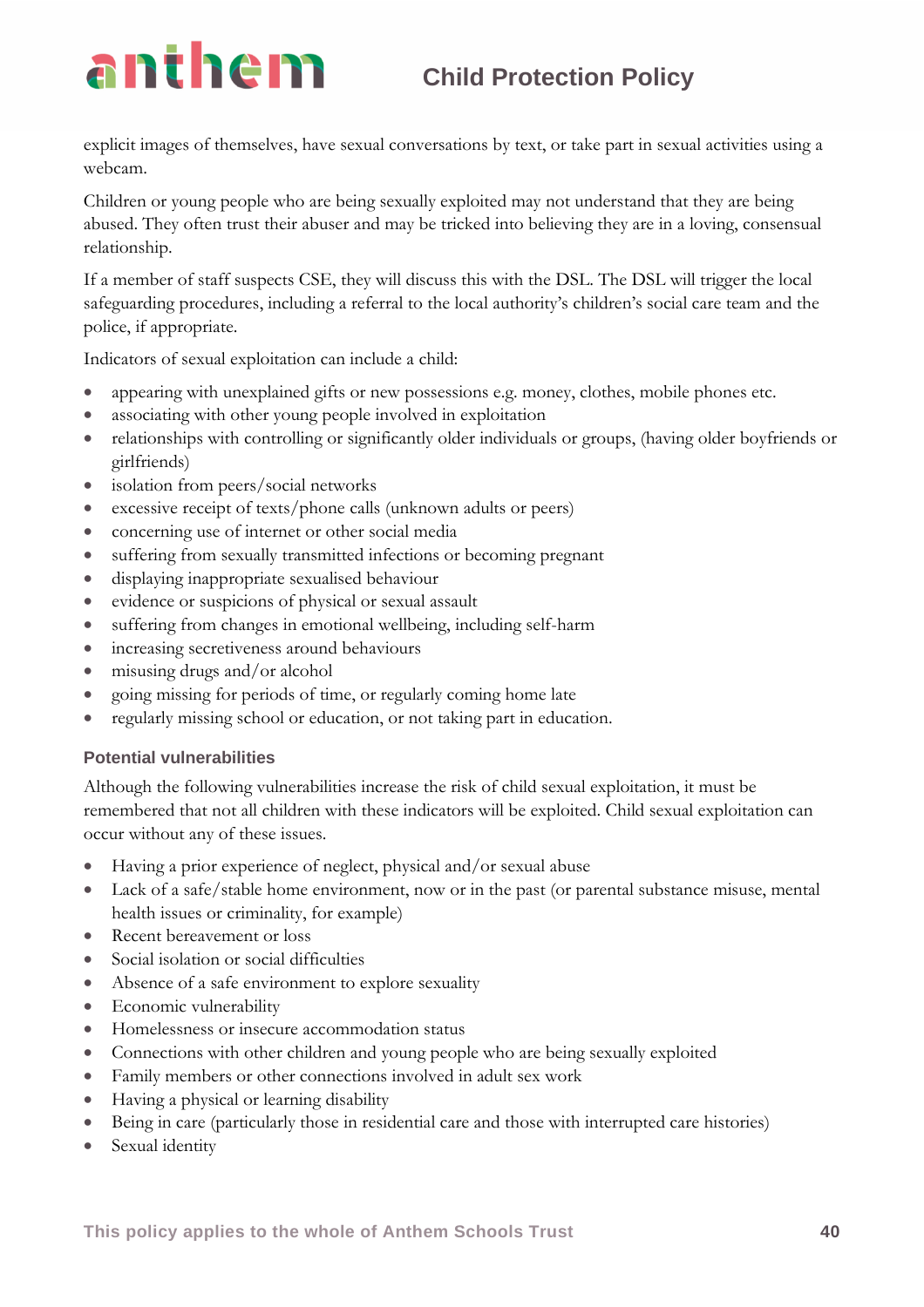explicit images of themselves, have sexual conversations by text, or take part in sexual activities using a webcam.

Children or young people who are being sexually exploited may not understand that they are being abused. They often trust their abuser and may be tricked into believing they are in a loving, consensual relationship.

If a member of staff suspects CSE, they will discuss this with the DSL. The DSL will trigger the local safeguarding procedures, including a referral to the local authority's children's social care team and the police, if appropriate.

Indicators of sexual exploitation can include a child:

- appearing with unexplained gifts or new possessions e.g. money, clothes, mobile phones etc.
- associating with other young people involved in exploitation
- relationships with controlling or significantly older individuals or groups, (having older boyfriends or girlfriends)
- isolation from peers/social networks
- excessive receipt of texts/phone calls (unknown adults or peers)
- concerning use of internet or other social media
- suffering from sexually transmitted infections or becoming pregnant
- displaying inappropriate sexualised behaviour
- evidence or suspicions of physical or sexual assault
- suffering from changes in emotional wellbeing, including self-harm
- increasing secretiveness around behaviours
- misusing drugs and/or alcohol
- going missing for periods of time, or regularly coming home late
- regularly missing school or education, or not taking part in education.

### Potential vulnerabilities

Although the following vulnerabilities increase the risk of child sexual exploitation, it must be remembered that not all children with these indicators will be exploited. Child sexual exploitation can occur without any of these issues.

- Having a prior experience of neglect, physical and/or sexual abuse
- Lack of a safe/stable home environment, now or in the past (or parental substance misuse, mental health issues or criminality, for example)
- Recent bereavement or loss
- Social isolation or social difficulties
- Absence of a safe environment to explore sexuality
- Economic vulnerability
- Homelessness or insecure accommodation status
- Connections with other children and young people who are being sexually exploited
- Family members or other connections involved in adult sex work
- Having a physical or learning disability
- Being in care (particularly those in residential care and those with interrupted care histories)
- Sexual identity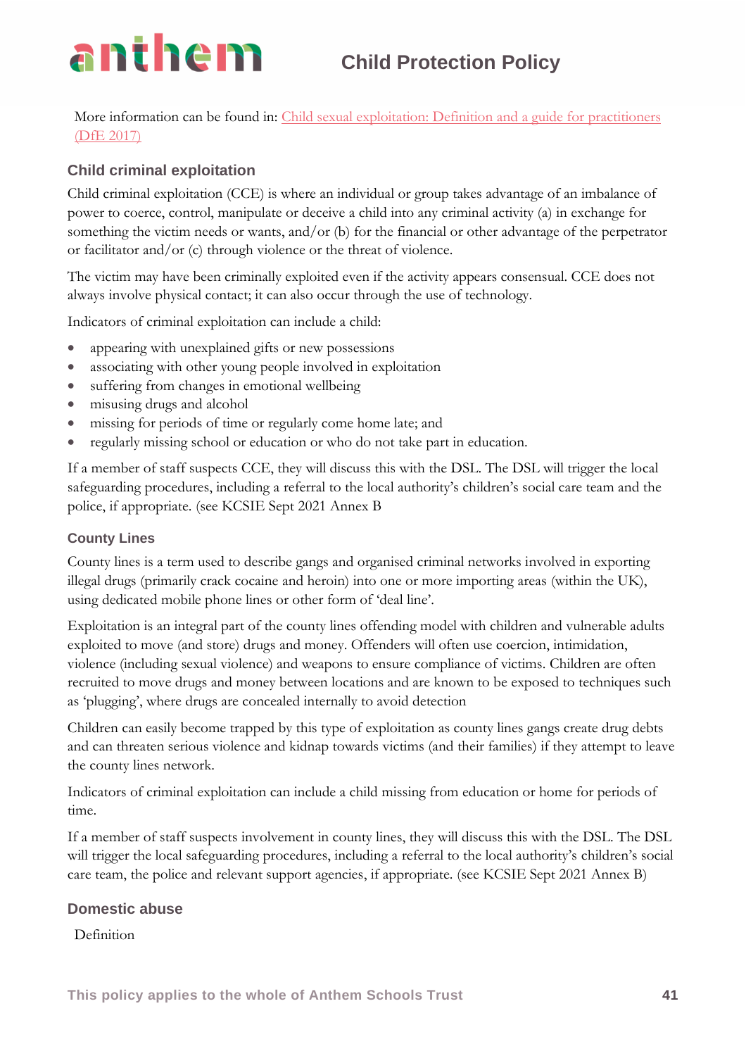More information can be found in: [Child sexual exploitation: Definition and a guide for practitioners (DfE 2017)]

## Child criminal exploitation

Child criminal exploitation (CCE) is where an individual or group takes advantage of an imbalance of power to coerce, control, manipulate or deceive a child into any criminal activity (a) in exchange for something the victim needs or wants, and/or (b) for the financial or other advantage of the perpetrator or facilitator and/or (c) through violence or the threat of violence.

The victim may have been criminally exploited even if the activity appears consensual. CCE does not always involve physical contact; it can also occur through the use of technology.

Indicators of criminal exploitation can include a child:

- appearing with unexplained gifts or new possessions
- associating with other young people involved in exploitation
- suffering from changes in emotional wellbeing
- misusing drugs and alcohol
- missing for periods of time or regularly come home late; and
- regularly missing school or education or who do not take part in education.

If a member of staff suspects CCE, they will discuss this with the DSL. The DSL will trigger the local safeguarding procedures, including a referral to the local authority's children's social care team and the police, if appropriate. (see KCSIE Sept 2021 Annex B

### County Lines

County lines is a term used to describe gangs and organised criminal networks involved in exporting illegal drugs (primarily crack cocaine and heroin) into one or more importing areas (within the UK), using dedicated mobile phone lines or other form of 'deal line'.

Exploitation is an integral part of the county lines offending model with children and vulnerable adults exploited to move (and store) drugs and money. Offenders will often use coercion, intimidation, violence (including sexual violence) and weapons to ensure compliance of victims. Children are often recruited to move drugs and money between locations and are known to be exposed to techniques such as 'plugging', where drugs are concealed internally to avoid detection

Children can easily become trapped by this type of exploitation as county lines gangs create drug debts and can threaten serious violence and kidnap towards victims (and their families) if they attempt to leave the county lines network.

Indicators of criminal exploitation can include a child missing from education or home for periods of time.

If a member of staff suspects involvement in county lines, they will discuss this with the DSL. The DSL will trigger the local safeguarding procedures, including a referral to the local authority's children's social care team, the police and relevant support agencies, if appropriate. (see KCSIE Sept 2021 Annex B)

## Domestic abuse

Definition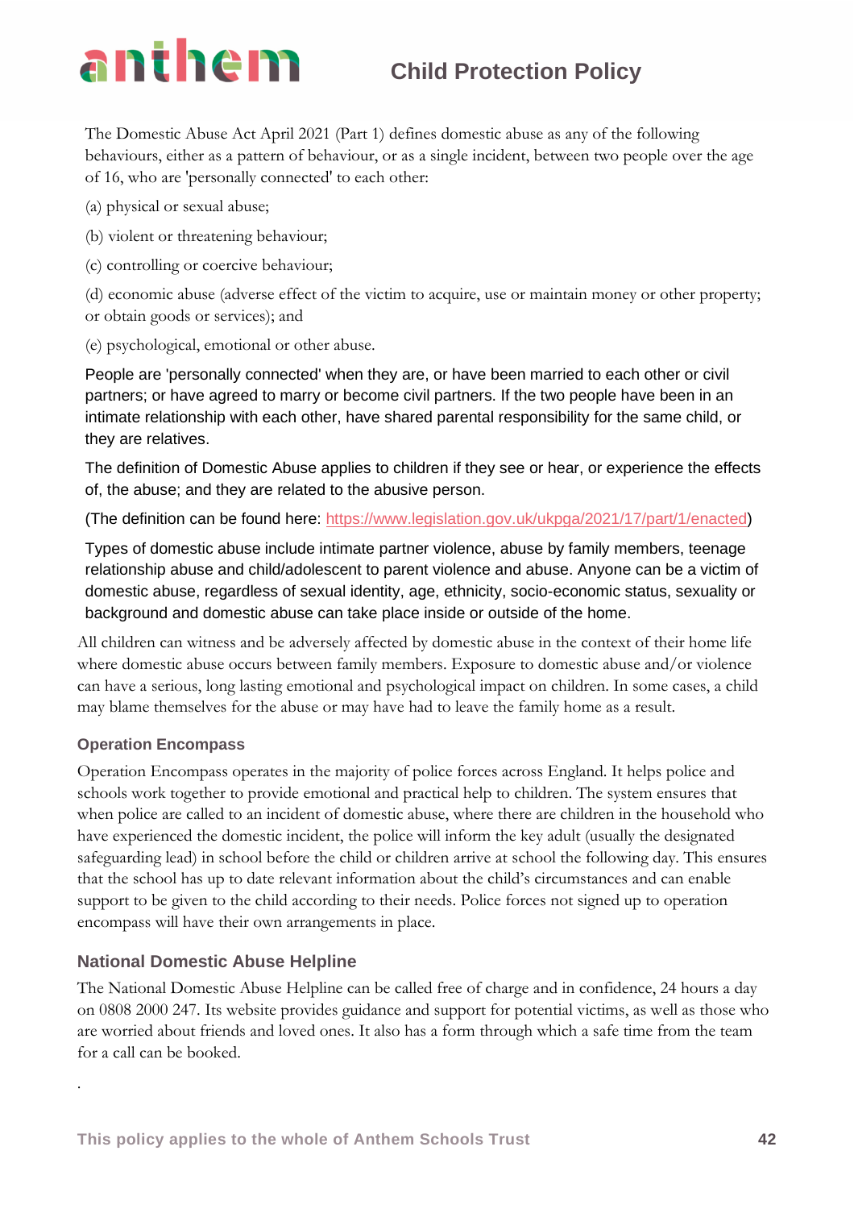The Domestic Abuse Act April 2021 (Part 1) defines domestic abuse as any of the following behaviours, either as a pattern of behaviour, or as a single incident, between two people over the age of 16, who are 'personally connected' to each other:

(a) physical or sexual abuse;

(b) violent or threatening behaviour;

(c) controlling or coercive behaviour;

(d) economic abuse (adverse effect of the victim to acquire, use or maintain money or other property; or obtain goods or services); and

(e) psychological, emotional or other abuse.

People are 'personally connected' when they are, or have been married to each other or civil partners; or have agreed to marry or become civil partners. If the two people have been in an intimate relationship with each other, have shared parental responsibility for the same child, or they are relatives.

The definition of Domestic Abuse applies to children if they see or hear, or experience the effects of, the abuse; and they are related to the abusive person.

(The definition can be found here: https://www.legislation.gov.uk/ukpga/2021/17/part/1/enacted)

Types of domestic abuse include intimate partner violence, abuse by family members, teenage relationship abuse and child/adolescent to parent violence and abuse. Anyone can be a victim of domestic abuse, regardless of sexual identity, age, ethnicity, socio-economic status, sexuality or background and domestic abuse can take place inside or outside of the home.

All children can witness and be adversely affected by domestic abuse in the context of their home life where domestic abuse occurs between family members. Exposure to domestic abuse and/or violence can have a serious, long lasting emotional and psychological impact on children. In some cases, a child may blame themselves for the abuse or may have had to leave the family home as a result.

### Operation Encompass

Operation Encompass operates in the majority of police forces across England. It helps police and schools work together to provide emotional and practical help to children. The system ensures that when police are called to an incident of domestic abuse, where there are children in the household who have experienced the domestic incident, the police will inform the key adult (usually the designated safeguarding lead) in school before the child or children arrive at school the following day. This ensures that the school has up to date relevant information about the child's circumstances and can enable support to be given to the child according to their needs. Police forces not signed up to operation encompass will have their own arrangements in place.

### National Domestic Abuse Helpline

The National Domestic Abuse Helpline can be called free of charge and in confidence, 24 hours a day on 0808 2000 247. Its website provides guidance and support for potential victims, as well as those who are worried about friends and loved ones. It also has a form through which a safe time from the team for a call can be booked.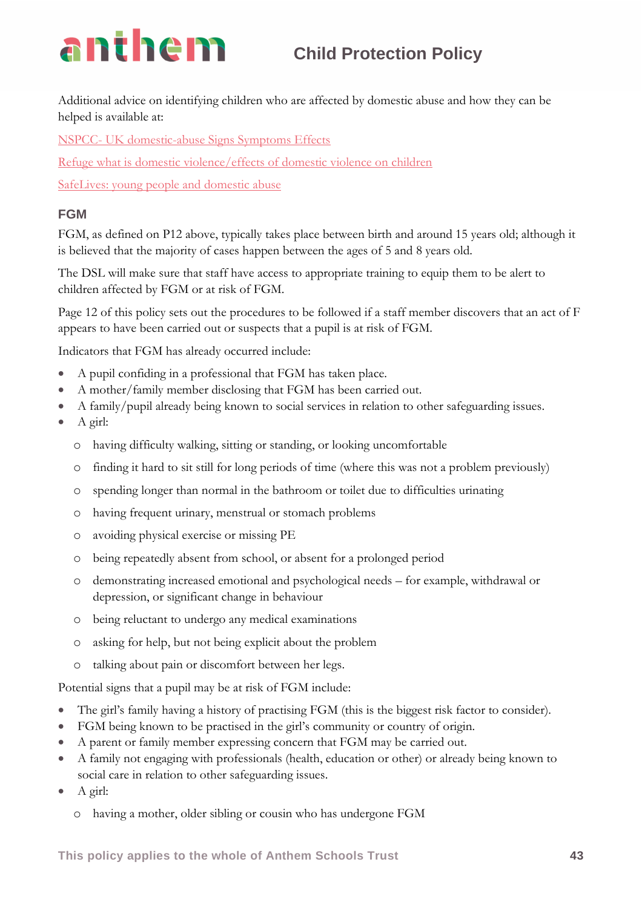Additional advice on identifying children who are affected by domestic abuse and how they can be helped is available at:

NSPCC- UK domestic-abuse Signs Symptoms Effects

Refuge what is domestic violence/effects of domestic violence on children

SafeLives: young people and domestic abuse

### FGM

FGM, as defined on P12 above, typically takes place between birth and around 15 years old; although it is believed that the majority of cases happen between the ages of 5 and 8 years old.

The DSL will make sure that staff have access to appropriate training to equip them to be alert to children affected by FGM or at risk of FGM.

Page 12 of this policy sets out the procedures to be followed if a staff member discovers that an act of F appears to have been carried out or suspects that a pupil is at risk of FGM.

Indicators that FGM has already occurred include:

- A pupil confiding in a professional that FGM has taken place.
- A mother/family member disclosing that FGM has been carried out.
- A family/pupil already being known to social services in relation to other safeguarding issues.
- A girl:
  - having difficulty walking, sitting or standing, or looking uncomfortable
  - finding it hard to sit still for long periods of time (where this was not a problem previously)
  - spending longer than normal in the bathroom or toilet due to difficulties urinating
  - having frequent urinary, menstrual or stomach problems
  - avoiding physical exercise or missing PE
  - being repeatedly absent from school, or absent for a prolonged period
  - demonstrating increased emotional and psychological needs – for example, withdrawal or depression, or significant change in behaviour
  - being reluctant to undergo any medical examinations
  - asking for help, but not being explicit about the problem
  - talking about pain or discomfort between her legs.

Potential signs that a pupil may be at risk of FGM include:

- The girl's family having a history of practising FGM (this is the biggest risk factor to consider).
- FGM being known to be practised in the girl's community or country of origin.
- A parent or family member expressing concern that FGM may be carried out.
- A family not engaging with professionals (health, education or other) or already being known to social care in relation to other safeguarding issues.
- A girl:
  - having a mother, older sibling or cousin who has undergone FGM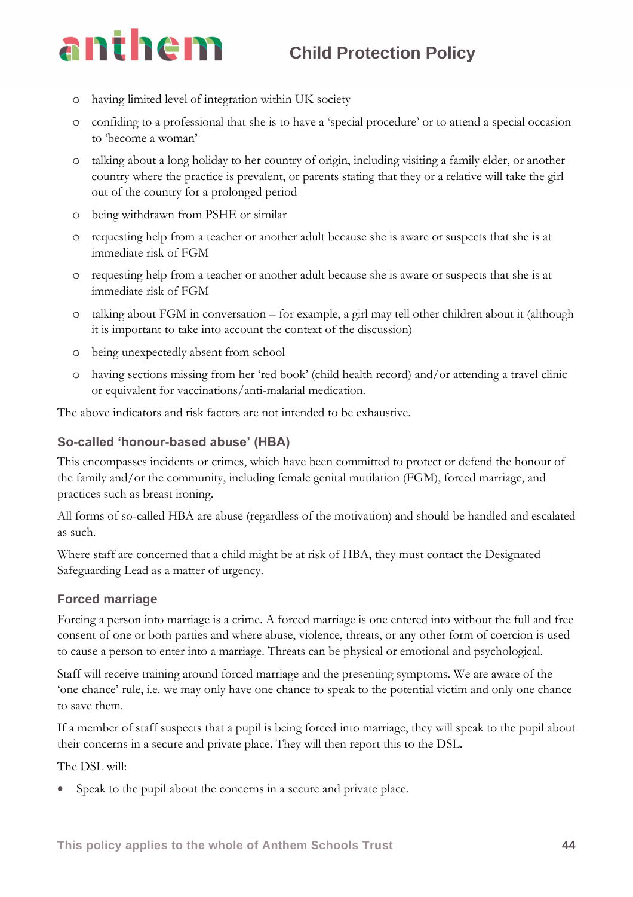- having limited level of integration within UK society
- confiding to a professional that she is to have a 'special procedure' or to attend a special occasion to 'become a woman'
- talking about a long holiday to her country of origin, including visiting a family elder, or another country where the practice is prevalent, or parents stating that they or a relative will take the girl out of the country for a prolonged period
- being withdrawn from PSHE or similar
- requesting help from a teacher or another adult because she is aware or suspects that she is at immediate risk of FGM
- requesting help from a teacher or another adult because she is aware or suspects that she is at immediate risk of FGM
- talking about FGM in conversation – for example, a girl may tell other children about it (although it is important to take into account the context of the discussion)
- being unexpectedly absent from school
- having sections missing from her 'red book' (child health record) and/or attending a travel clinic or equivalent for vaccinations/anti-malarial medication.

The above indicators and risk factors are not intended to be exhaustive.

### So-called 'honour-based abuse' (HBA)

This encompasses incidents or crimes, which have been committed to protect or defend the honour of the family and/or the community, including female genital mutilation (FGM), forced marriage, and practices such as breast ironing.

All forms of so-called HBA are abuse (regardless of the motivation) and should be handled and escalated as such.

Where staff are concerned that a child might be at risk of HBA, they must contact the Designated Safeguarding Lead as a matter of urgency.

### Forced marriage

Forcing a person into marriage is a crime. A forced marriage is one entered into without the full and free consent of one or both parties and where abuse, violence, threats, or any other form of coercion is used to cause a person to enter into a marriage. Threats can be physical or emotional and psychological.

Staff will receive training around forced marriage and the presenting symptoms. We are aware of the 'one chance' rule, i.e. we may only have one chance to speak to the potential victim and only one chance to save them.

If a member of staff suspects that a pupil is being forced into marriage, they will speak to the pupil about their concerns in a secure and private place. They will then report this to the DSL.

The DSL will:

- Speak to the pupil about the concerns in a secure and private place.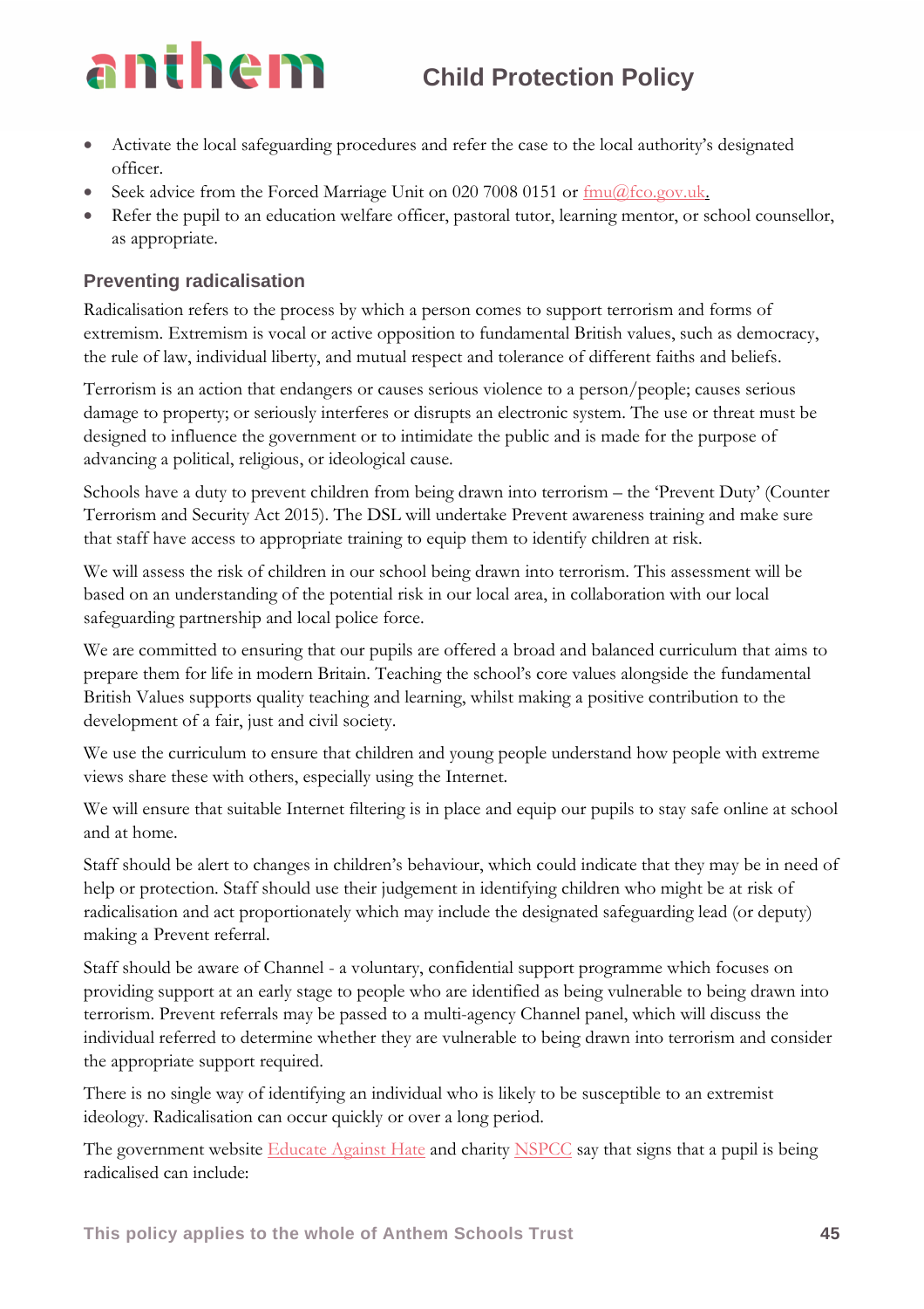- Activate the local safeguarding procedures and refer the case to the local authority's designated officer.
- Seek advice from the Forced Marriage Unit on 020 7008 0151 or fmu@fco.gov.uk.
- Refer the pupil to an education welfare officer, pastoral tutor, learning mentor, or school counsellor, as appropriate.

### Preventing radicalisation

Radicalisation refers to the process by which a person comes to support terrorism and forms of extremism. Extremism is vocal or active opposition to fundamental British values, such as democracy, the rule of law, individual liberty, and mutual respect and tolerance of different faiths and beliefs.

Terrorism is an action that endangers or causes serious violence to a person/people; causes serious damage to property; or seriously interferes or disrupts an electronic system. The use or threat must be designed to influence the government or to intimidate the public and is made for the purpose of advancing a political, religious, or ideological cause.

Schools have a duty to prevent children from being drawn into terrorism – the 'Prevent Duty' (Counter Terrorism and Security Act 2015). The DSL will undertake Prevent awareness training and make sure that staff have access to appropriate training to equip them to identify children at risk.

We will assess the risk of children in our school being drawn into terrorism. This assessment will be based on an understanding of the potential risk in our local area, in collaboration with our local safeguarding partnership and local police force.

We are committed to ensuring that our pupils are offered a broad and balanced curriculum that aims to prepare them for life in modern Britain. Teaching the school's core values alongside the fundamental British Values supports quality teaching and learning, whilst making a positive contribution to the development of a fair, just and civil society.

We use the curriculum to ensure that children and young people understand how people with extreme views share these with others, especially using the Internet.

We will ensure that suitable Internet filtering is in place and equip our pupils to stay safe online at school and at home.

Staff should be alert to changes in children's behaviour, which could indicate that they may be in need of help or protection. Staff should use their judgement in identifying children who might be at risk of radicalisation and act proportionately which may include the designated safeguarding lead (or deputy) making a Prevent referral.

Staff should be aware of Channel - a voluntary, confidential support programme which focuses on providing support at an early stage to people who are identified as being vulnerable to being drawn into terrorism. Prevent referrals may be passed to a multi-agency Channel panel, which will discuss the individual referred to determine whether they are vulnerable to being drawn into terrorism and consider the appropriate support required.

There is no single way of identifying an individual who is likely to be susceptible to an extremist ideology. Radicalisation can occur quickly or over a long period.

The government website Educate Against Hate and charity NSPCC say that signs that a pupil is being radicalised can include: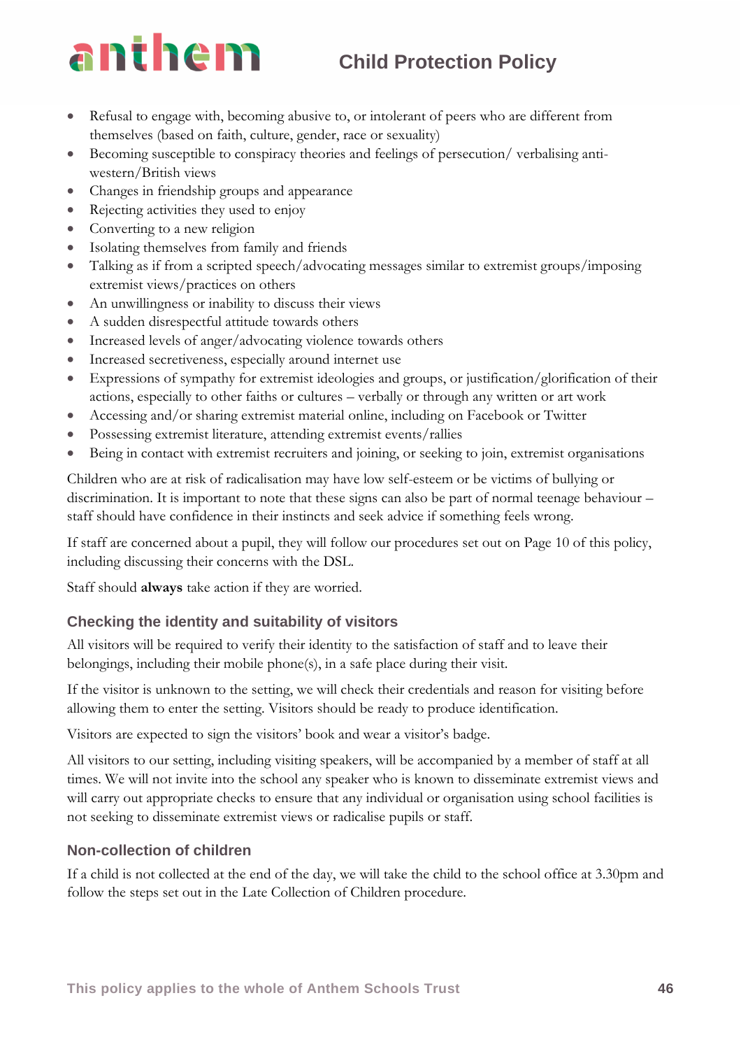- Refusal to engage with, becoming abusive to, or intolerant of peers who are different from themselves (based on faith, culture, gender, race or sexuality)
- Becoming susceptible to conspiracy theories and feelings of persecution/ verbalising anti-western/British views
- Changes in friendship groups and appearance
- Rejecting activities they used to enjoy
- Converting to a new religion
- Isolating themselves from family and friends
- Talking as if from a scripted speech/advocating messages similar to extremist groups/imposing extremist views/practices on others
- An unwillingness or inability to discuss their views
- A sudden disrespectful attitude towards others
- Increased levels of anger/advocating violence towards others
- Increased secretiveness, especially around internet use
- Expressions of sympathy for extremist ideologies and groups, or justification/glorification of their actions, especially to other faiths or cultures – verbally or through any written or art work
- Accessing and/or sharing extremist material online, including on Facebook or Twitter
- Possessing extremist literature, attending extremist events/rallies
- Being in contact with extremist recruiters and joining, or seeking to join, extremist organisations

Children who are at risk of radicalisation may have low self-esteem or be victims of bullying or discrimination. It is important to note that these signs can also be part of normal teenage behaviour – staff should have confidence in their instincts and seek advice if something feels wrong.

If staff are concerned about a pupil, they will follow our procedures set out on Page 10 of this policy, including discussing their concerns with the DSL.

Staff should **always** take action if they are worried.

### Checking the identity and suitability of visitors

All visitors will be required to verify their identity to the satisfaction of staff and to leave their belongings, including their mobile phone(s), in a safe place during their visit.

If the visitor is unknown to the setting, we will check their credentials and reason for visiting before allowing them to enter the setting. Visitors should be ready to produce identification.

Visitors are expected to sign the visitors' book and wear a visitor's badge.

All visitors to our setting, including visiting speakers, will be accompanied by a member of staff at all times. We will not invite into the school any speaker who is known to disseminate extremist views and will carry out appropriate checks to ensure that any individual or organisation using school facilities is not seeking to disseminate extremist views or radicalise pupils or staff.

### Non-collection of children

If a child is not collected at the end of the day, we will take the child to the school office at 3.30pm and follow the steps set out in the Late Collection of Children procedure.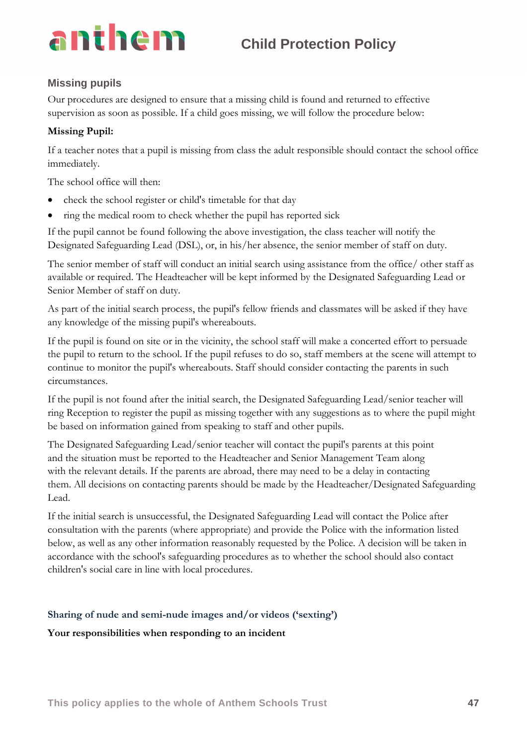## Missing pupils

Our procedures are designed to ensure that a missing child is found and returned to effective supervision as soon as possible. If a child goes missing, we will follow the procedure below:

**Missing Pupil:**

If a teacher notes that a pupil is missing from class the adult responsible should contact the school office immediately.

The school office will then:

- check the school register or child's timetable for that day
- ring the medical room to check whether the pupil has reported sick

If the pupil cannot be found following the above investigation, the class teacher will notify the Designated Safeguarding Lead (DSL), or, in his/her absence, the senior member of staff on duty.

The senior member of staff will conduct an initial search using assistance from the office/ other staff as available or required. The Headteacher will be kept informed by the Designated Safeguarding Lead or Senior Member of staff on duty.

As part of the initial search process, the pupil's fellow friends and classmates will be asked if they have any knowledge of the missing pupil's whereabouts.

If the pupil is found on site or in the vicinity, the school staff will make a concerted effort to persuade the pupil to return to the school. If the pupil refuses to do so, staff members at the scene will attempt to continue to monitor the pupil's whereabouts. Staff should consider contacting the parents in such circumstances.

If the pupil is not found after the initial search, the Designated Safeguarding Lead/senior teacher will ring Reception to register the pupil as missing together with any suggestions as to where the pupil might be based on information gained from speaking to staff and other pupils.

The Designated Safeguarding Lead/senior teacher will contact the pupil's parents at this point and the situation must be reported to the Headteacher and Senior Management Team along with the relevant details. If the parents are abroad, there may need to be a delay in contacting them. All decisions on contacting parents should be made by the Headteacher/Designated Safeguarding Lead.

If the initial search is unsuccessful, the Designated Safeguarding Lead will contact the Police after consultation with the parents (where appropriate) and provide the Police with the information listed below, as well as any other information reasonably requested by the Police. A decision will be taken in accordance with the school's safeguarding procedures as to whether the school should also contact children's social care in line with local procedures.

### Sharing of nude and semi-nude images and/or videos ('sexting')

**Your responsibilities when responding to an incident**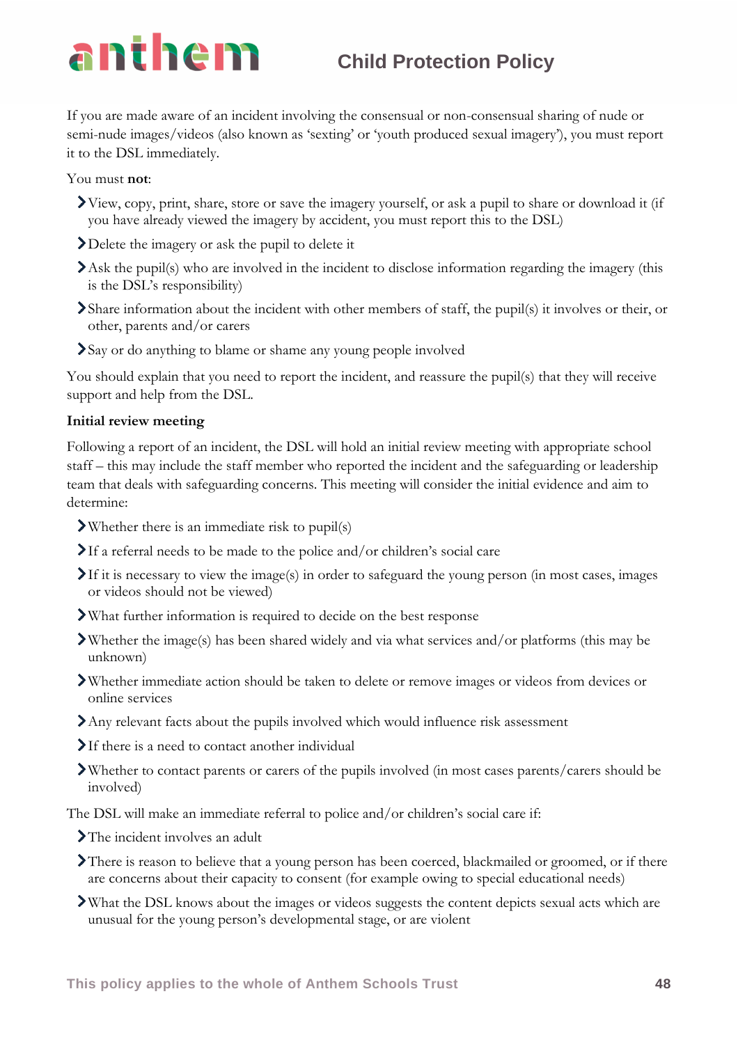If you are made aware of an incident involving the consensual or non-consensual sharing of nude or semi-nude images/videos (also known as 'sexting' or 'youth produced sexual imagery'), you must report it to the DSL immediately.

You must **not**:

- View, copy, print, share, store or save the imagery yourself, or ask a pupil to share or download it (if you have already viewed the imagery by accident, you must report this to the DSL)
- Delete the imagery or ask the pupil to delete it
- Ask the pupil(s) who are involved in the incident to disclose information regarding the imagery (this is the DSL's responsibility)
- Share information about the incident with other members of staff, the pupil(s) it involves or their, or other, parents and/or carers
- Say or do anything to blame or shame any young people involved

You should explain that you need to report the incident, and reassure the pupil(s) that they will receive support and help from the DSL.

**Initial review meeting**

Following a report of an incident, the DSL will hold an initial review meeting with appropriate school staff – this may include the staff member who reported the incident and the safeguarding or leadership team that deals with safeguarding concerns. This meeting will consider the initial evidence and aim to determine:

- Whether there is an immediate risk to pupil(s)
- If a referral needs to be made to the police and/or children's social care
- If it is necessary to view the image(s) in order to safeguard the young person (in most cases, images or videos should not be viewed)
- What further information is required to decide on the best response
- Whether the image(s) has been shared widely and via what services and/or platforms (this may be unknown)
- Whether immediate action should be taken to delete or remove images or videos from devices or online services
- Any relevant facts about the pupils involved which would influence risk assessment
- If there is a need to contact another individual
- Whether to contact parents or carers of the pupils involved (in most cases parents/carers should be involved)

The DSL will make an immediate referral to police and/or children's social care if:

- The incident involves an adult
- There is reason to believe that a young person has been coerced, blackmailed or groomed, or if there are concerns about their capacity to consent (for example owing to special educational needs)
- What the DSL knows about the images or videos suggests the content depicts sexual acts which are unusual for the young person's developmental stage, or are violent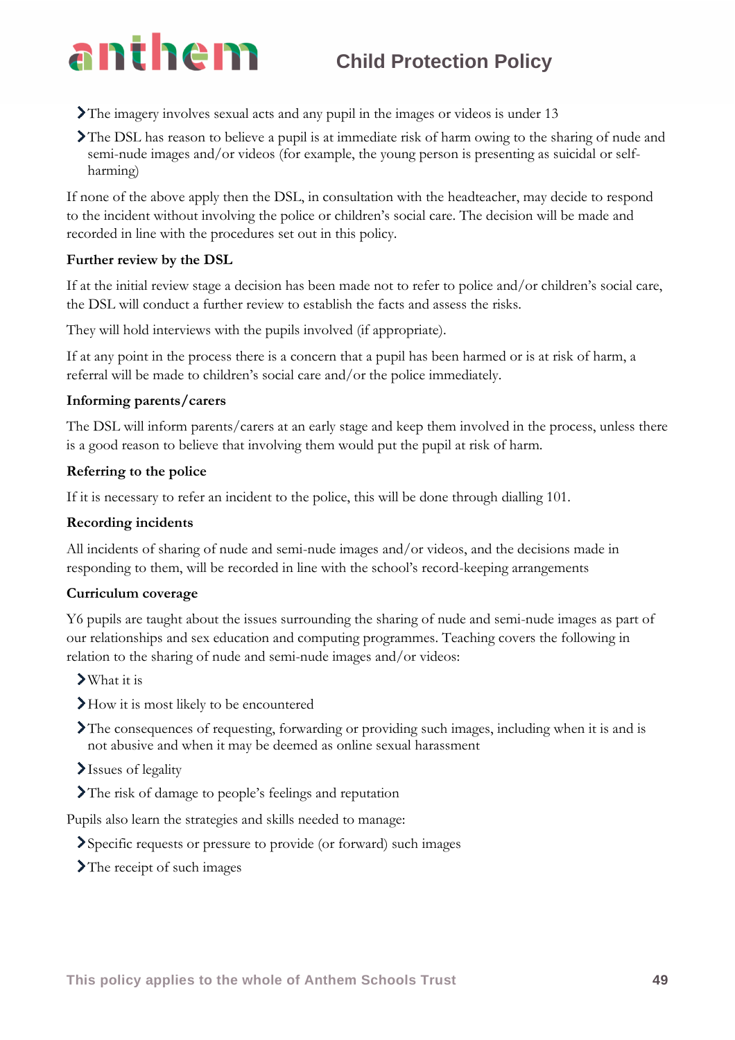- The imagery involves sexual acts and any pupil in the images or videos is under 13
- The DSL has reason to believe a pupil is at immediate risk of harm owing to the sharing of nude and semi-nude images and/or videos (for example, the young person is presenting as suicidal or self-harming)

If none of the above apply then the DSL, in consultation with the headteacher, may decide to respond to the incident without involving the police or children's social care. The decision will be made and recorded in line with the procedures set out in this policy.

**Further review by the DSL**

If at the initial review stage a decision has been made not to refer to police and/or children's social care, the DSL will conduct a further review to establish the facts and assess the risks.

They will hold interviews with the pupils involved (if appropriate).

If at any point in the process there is a concern that a pupil has been harmed or is at risk of harm, a referral will be made to children's social care and/or the police immediately.

**Informing parents/carers**

The DSL will inform parents/carers at an early stage and keep them involved in the process, unless there is a good reason to believe that involving them would put the pupil at risk of harm.

**Referring to the police**

If it is necessary to refer an incident to the police, this will be done through dialling 101.

**Recording incidents**

All incidents of sharing of nude and semi-nude images and/or videos, and the decisions made in responding to them, will be recorded in line with the school's record-keeping arrangements

**Curriculum coverage**

Y6 pupils are taught about the issues surrounding the sharing of nude and semi-nude images as part of our relationships and sex education and computing programmes. Teaching covers the following in relation to the sharing of nude and semi-nude images and/or videos:

- What it is
- How it is most likely to be encountered
- The consequences of requesting, forwarding or providing such images, including when it is and is not abusive and when it may be deemed as online sexual harassment
- Issues of legality
- The risk of damage to people's feelings and reputation

Pupils also learn the strategies and skills needed to manage:

- Specific requests or pressure to provide (or forward) such images
- The receipt of such images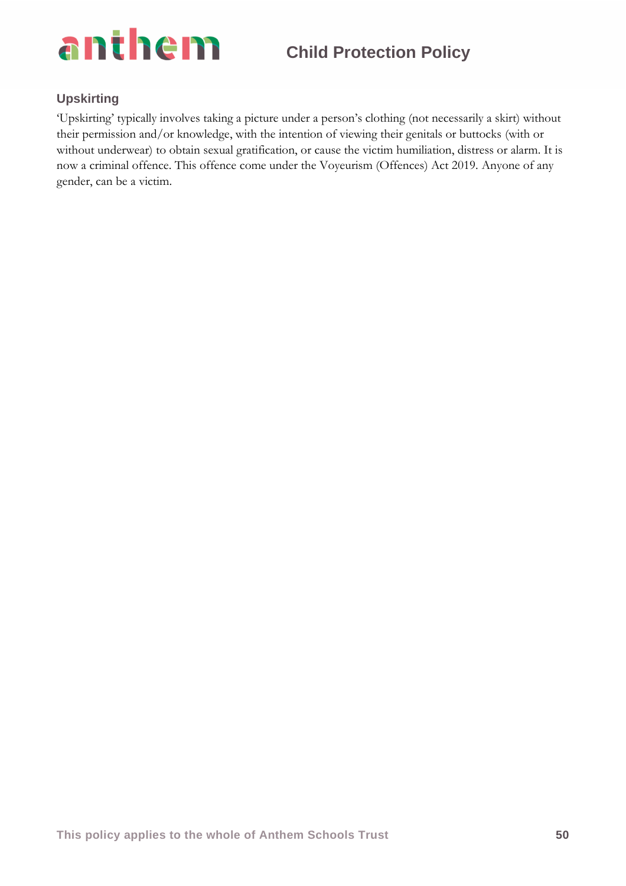### Upskirting

'Upskirting' typically involves taking a picture under a person's clothing (not necessarily a skirt) without their permission and/or knowledge, with the intention of viewing their genitals or buttocks (with or without underwear) to obtain sexual gratification, or cause the victim humiliation, distress or alarm. It is now a criminal offence. This offence come under the Voyeurism (Offences) Act 2019. Anyone of any gender, can be a victim.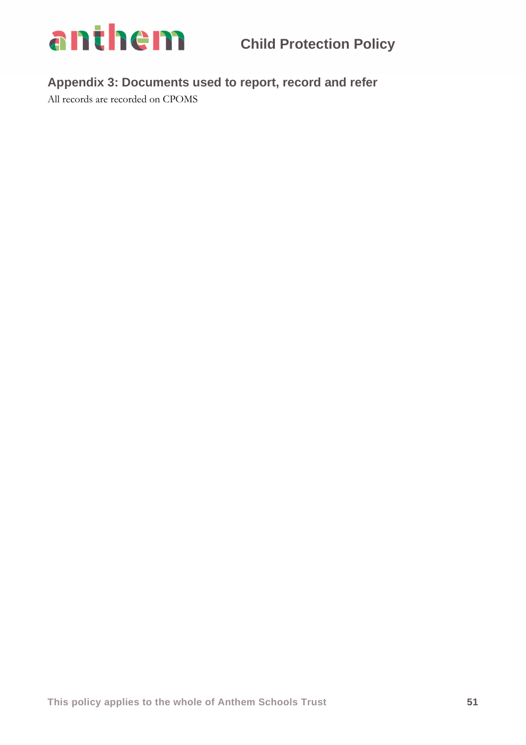## Appendix 3: Documents used to report, record and refer

All records are recorded on CPOMS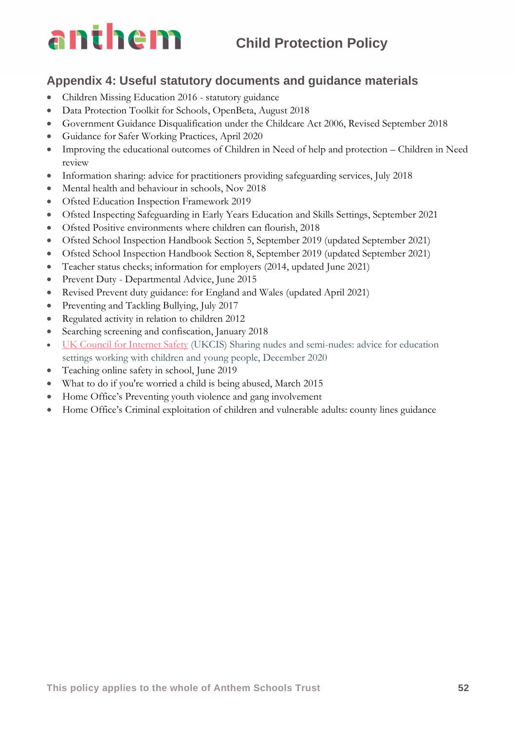## Appendix 4: Useful statutory documents and guidance materials

- Children Missing Education 2016 - statutory guidance
- Data Protection Toolkit for Schools, OpenBeta, August 2018
- Government Guidance Disqualification under the Childcare Act 2006, Revised September 2018
- Guidance for Safer Working Practices, April 2020
- Improving the educational outcomes of Children in Need of help and protection – Children in Need review
- Information sharing: advice for practitioners providing safeguarding services, July 2018
- Mental health and behaviour in schools, Nov 2018
- Ofsted Education Inspection Framework 2019
- Ofsted Inspecting Safeguarding in Early Years Education and Skills Settings, September 2021
- Ofsted Positive environments where children can flourish, 2018
- Ofsted School Inspection Handbook Section 5, September 2019 (updated September 2021)
- Ofsted School Inspection Handbook Section 8, September 2019 (updated September 2021)
- Teacher status checks; information for employers (2014, updated June 2021)
- Prevent Duty - Departmental Advice, June 2015
- Revised Prevent duty guidance: for England and Wales (updated April 2021)
- Preventing and Tackling Bullying, July 2017
- Regulated activity in relation to children 2012
- Searching screening and confiscation, January 2018
- UK Council for Internet Safety (UKCIS) Sharing nudes and semi-nudes: advice for education settings working with children and young people, December 2020
- Teaching online safety in school, June 2019
- What to do if you're worried a child is being abused, March 2015
- Home Office's Preventing youth violence and gang involvement
- Home Office's Criminal exploitation of children and vulnerable adults: county lines guidance